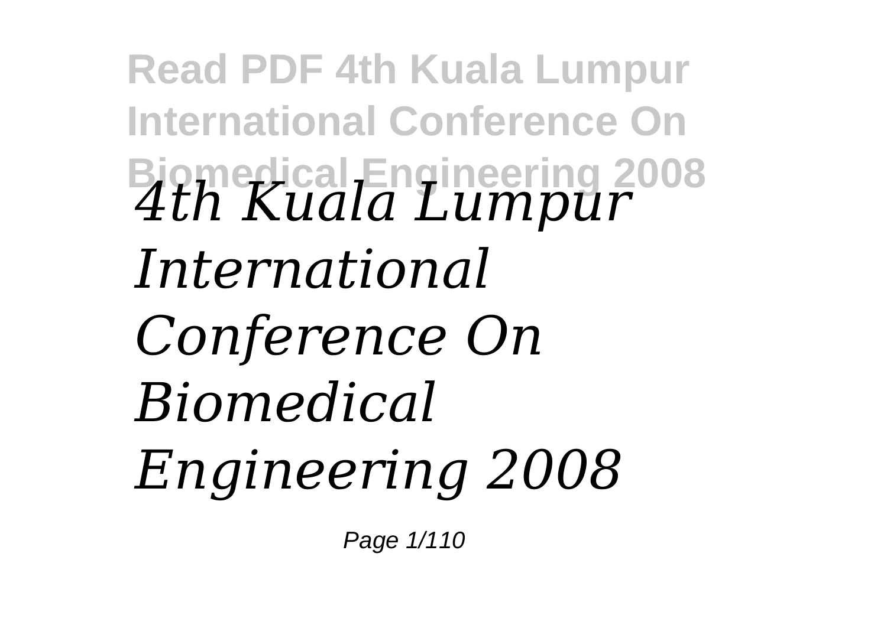# *4th Kuala Lumpur International Conference On Biomedical Engineering 2008*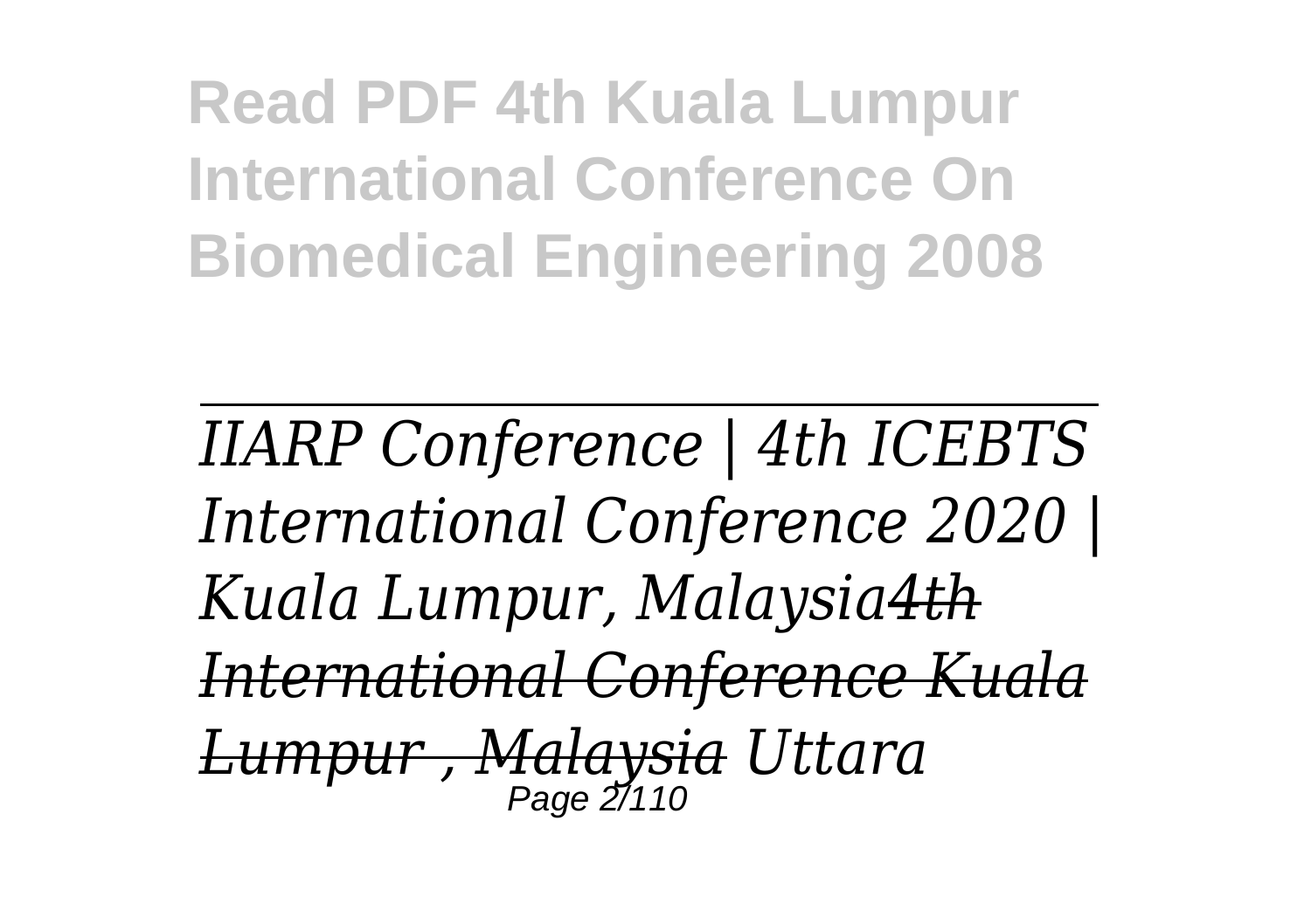*IIARP Conference | 4th ICEBTS International Conference 2020 | Kuala Lumpur, Malaysia*~~*4th International Conference Kuala Lumpur , Malaysia*~~ *Uttara*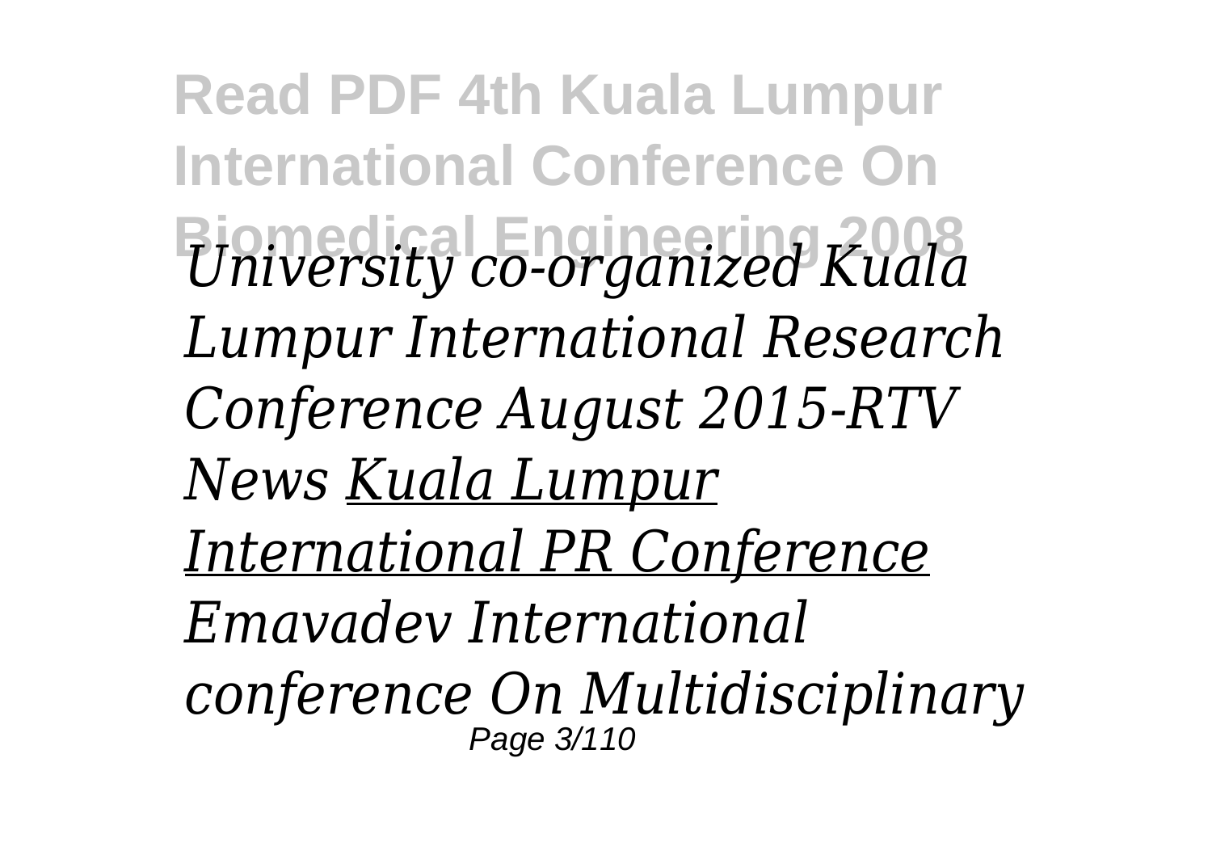*University co-organized Kuala Lumpur International Research Conference August 2015-RTV News* Kuala Lumpur International PR Conference *Emavadev International conference On Multidisciplinary*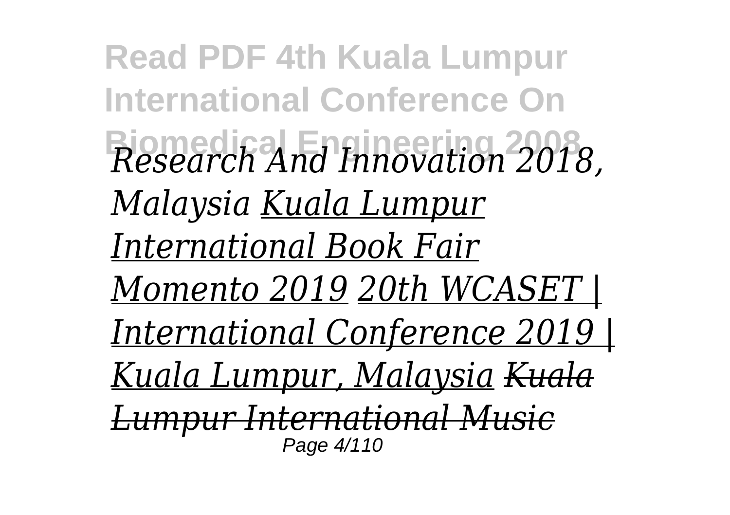*Research And Innovation 2018, Malaysia* *Kuala Lumpur International Book Fair Momento 2019* *20th WCASET | International Conference 2019 | Kuala Lumpur, Malaysia* ~~*Kuala Lumpur International Music*~~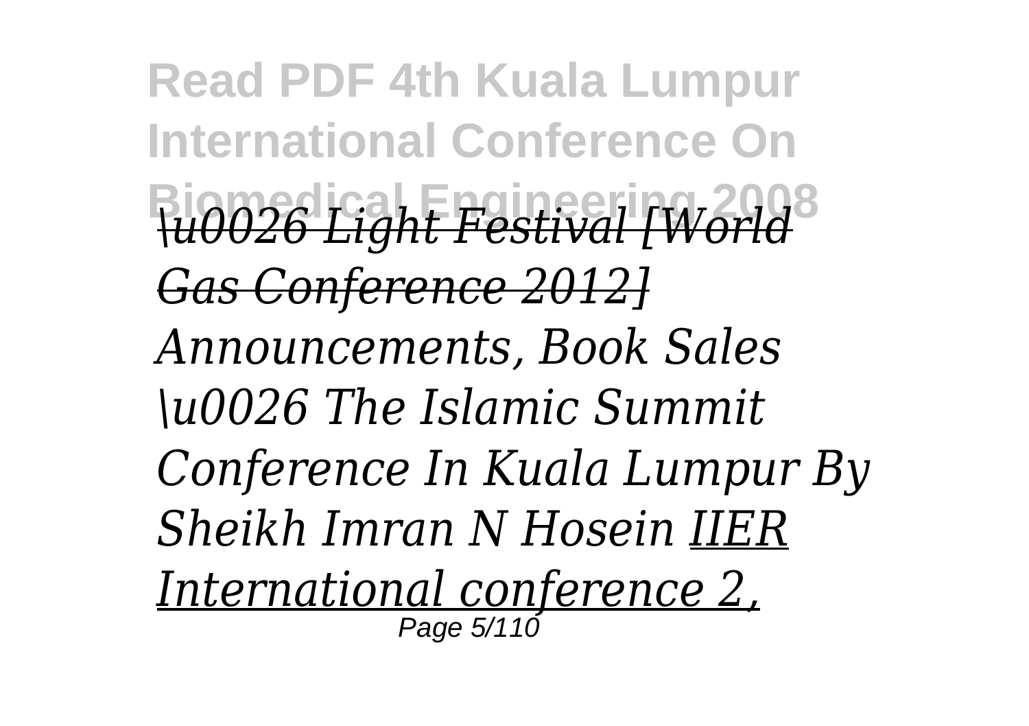*\u0026 Light Festival [World Gas Conference 2012]*

*Announcements, Book Sales \u0026 The Islamic Summit Conference In Kuala Lumpur By Sheikh Imran N Hosein IIER International conference 2,*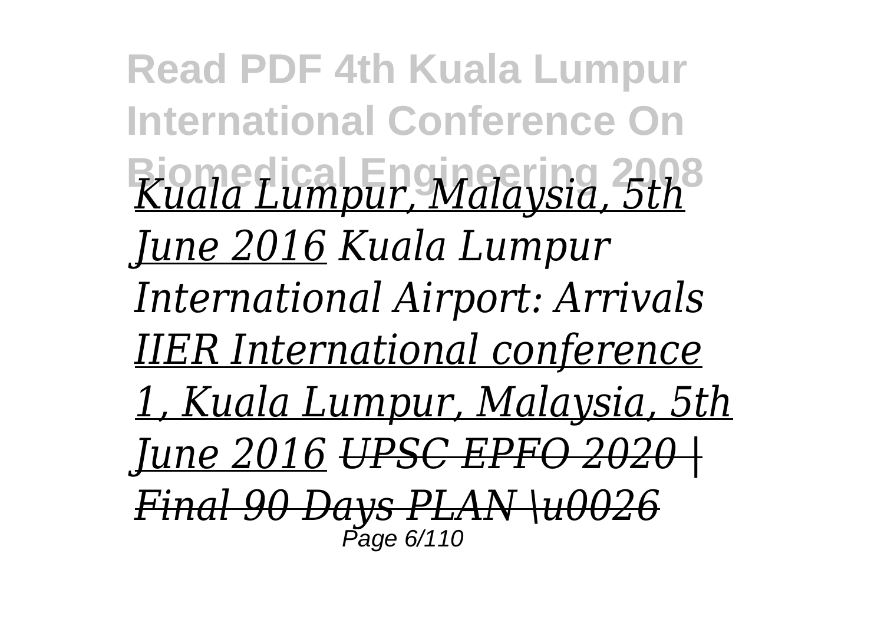*Kuala Lumpur, Malaysia, 5th June 2016 Kuala Lumpur International Airport: Arrivals IIER International conference 1, Kuala Lumpur, Malaysia, 5th June 2016 ~~UPSC EPFO 2020 | Final 90 Days PLAN \u0026~~*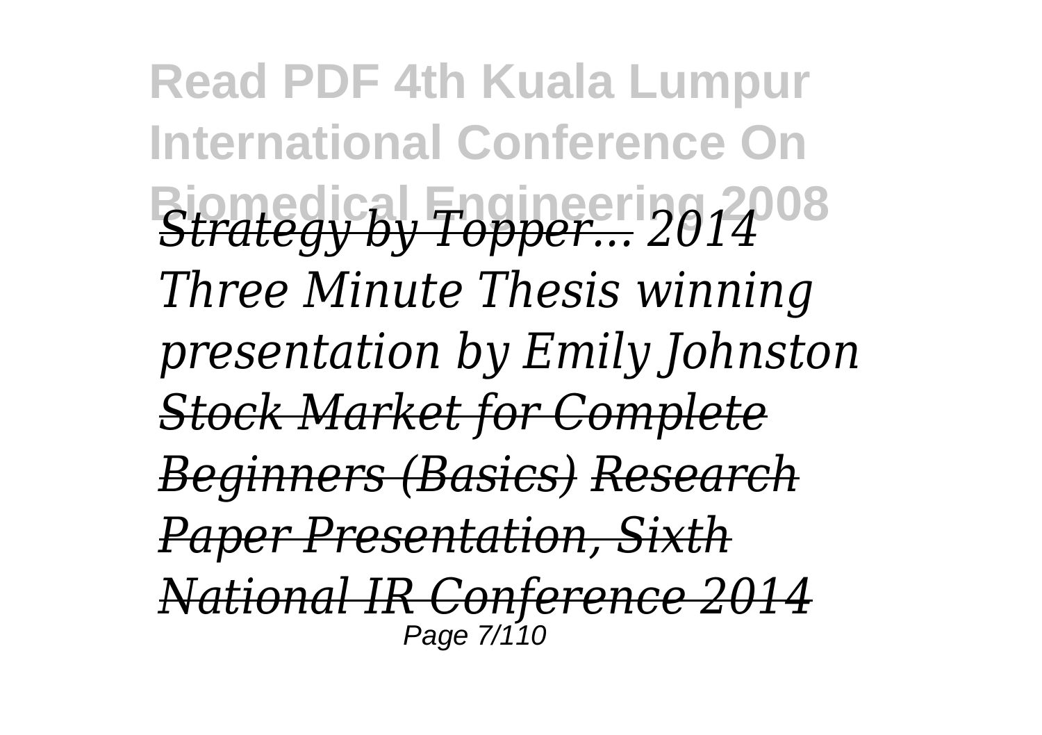*Strategy by Topper...* *2014 Three Minute Thesis winning presentation by Emily Johnston* *Stock Market for Complete Beginners (Basics)* *Research Paper Presentation, Sixth National IR Conference 2014*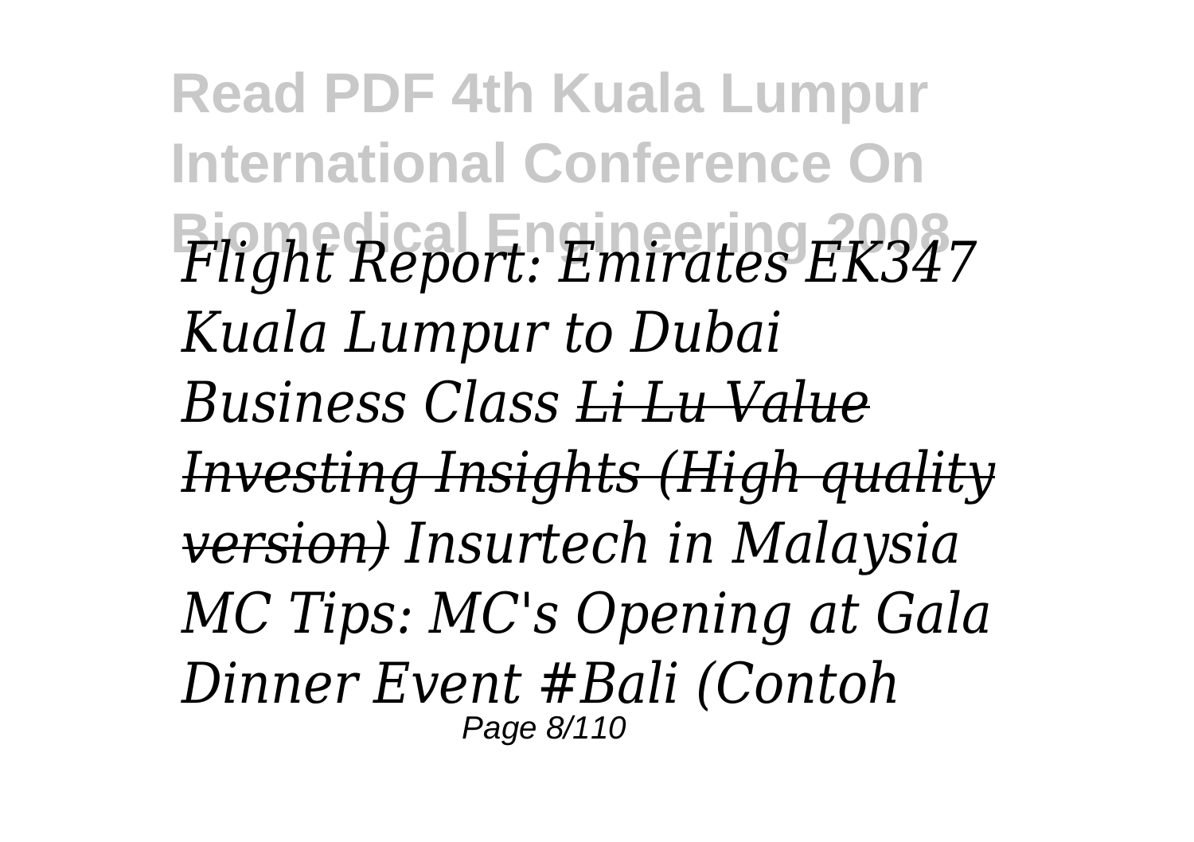*Flight Report: Emirates EK347 Kuala Lumpur to Dubai Business Class* ~~*Li Lu Value Investing Insights (High quality version)*~~ *Insurtech in Malaysia MC Tips: MC's Opening at Gala Dinner Event #Bali (Contoh*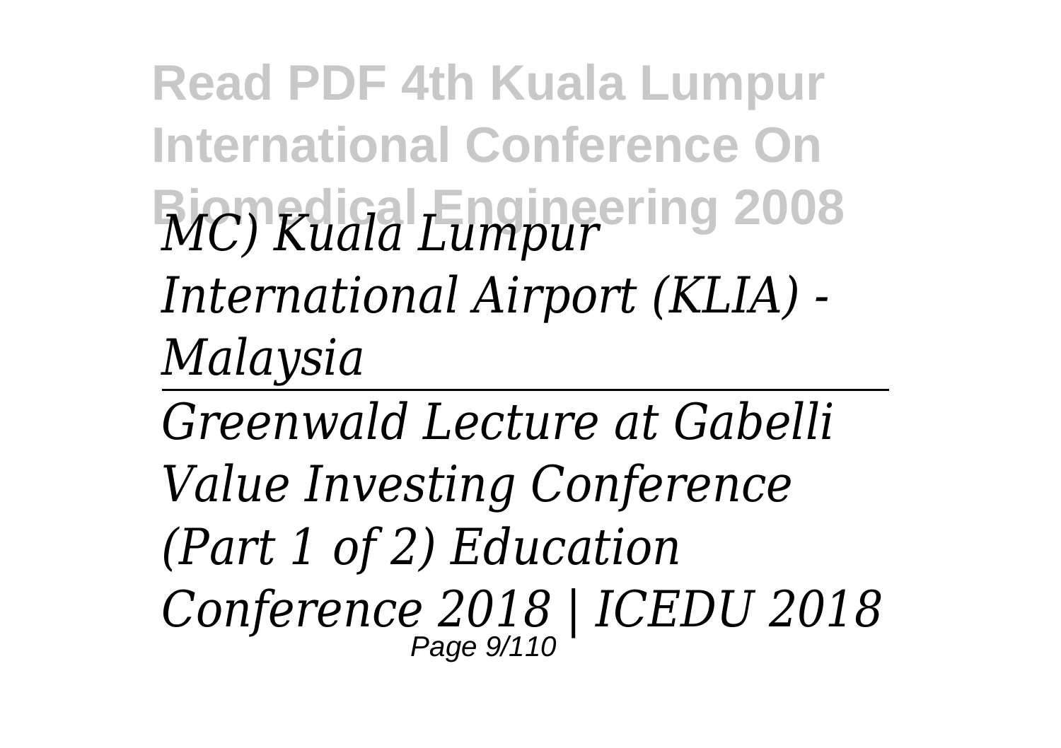*MC) Kuala Lumpur International Airport (KLIA) - Malaysia*

---

*Greenwald Lecture at Gabelli Value Investing Conference (Part 1 of 2) Education Conference 2018 | ICEDU 2018*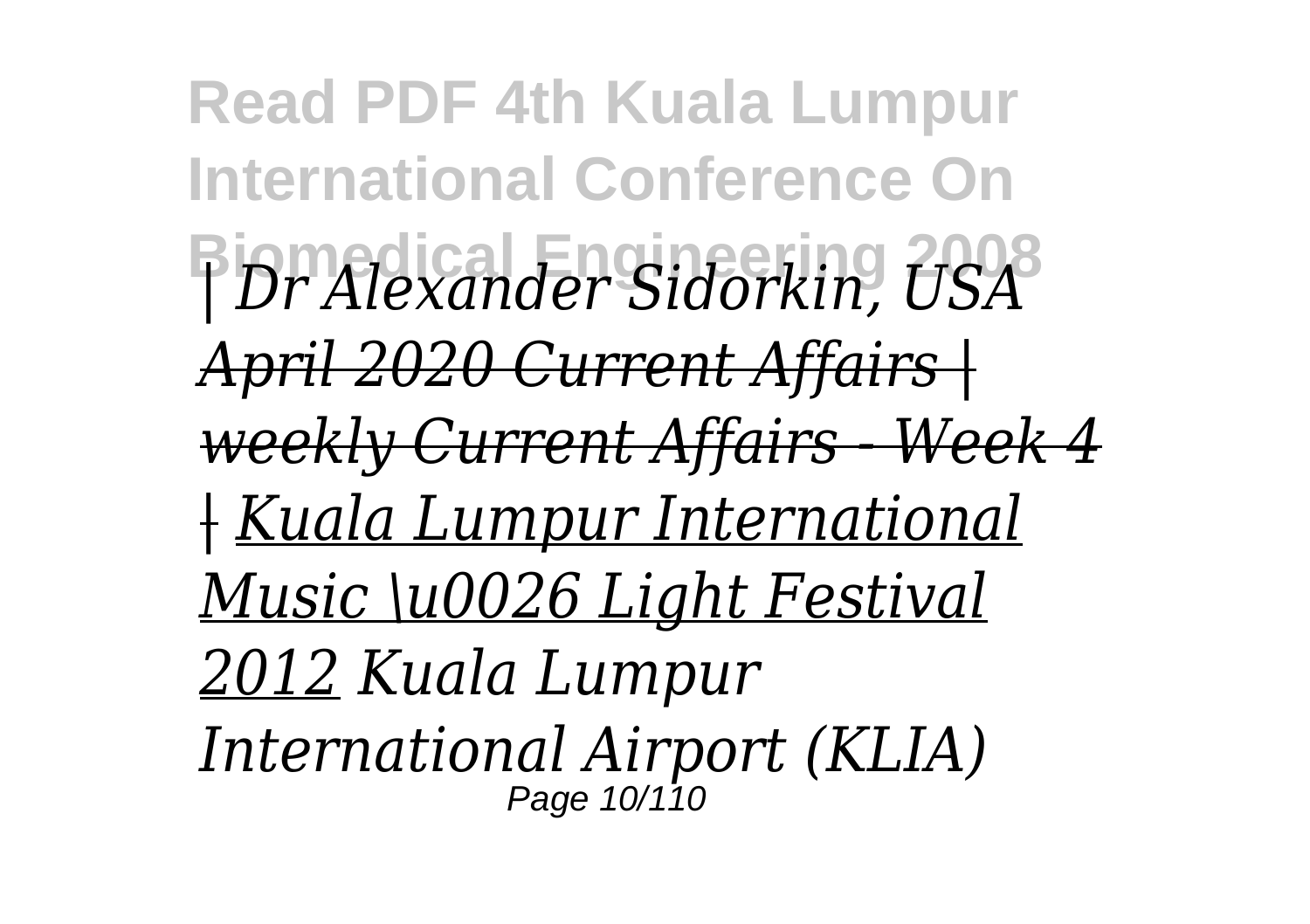*| Dr Alexander Sidorkin, USA* ~~*April 2020 Current Affairs | weekly Current Affairs - Week 4 |*~~ *Kuala Lumpur International Music \u0026 Light Festival 2012* *Kuala Lumpur International Airport (KLIA)*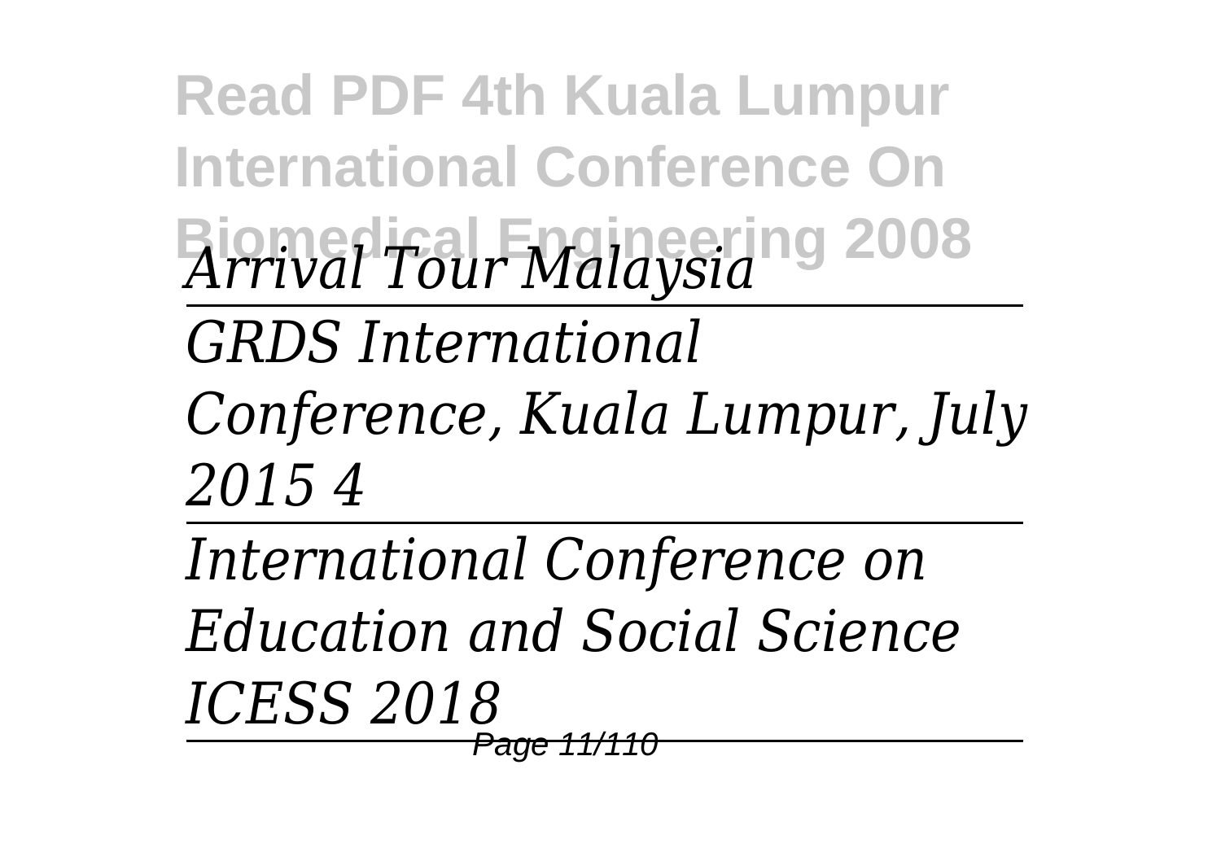*Arrival Tour Malaysia*

---

*GRDS International Conference, Kuala Lumpur, July 2015 4*

---

*International Conference on Education and Social Science ICESS 2018*

---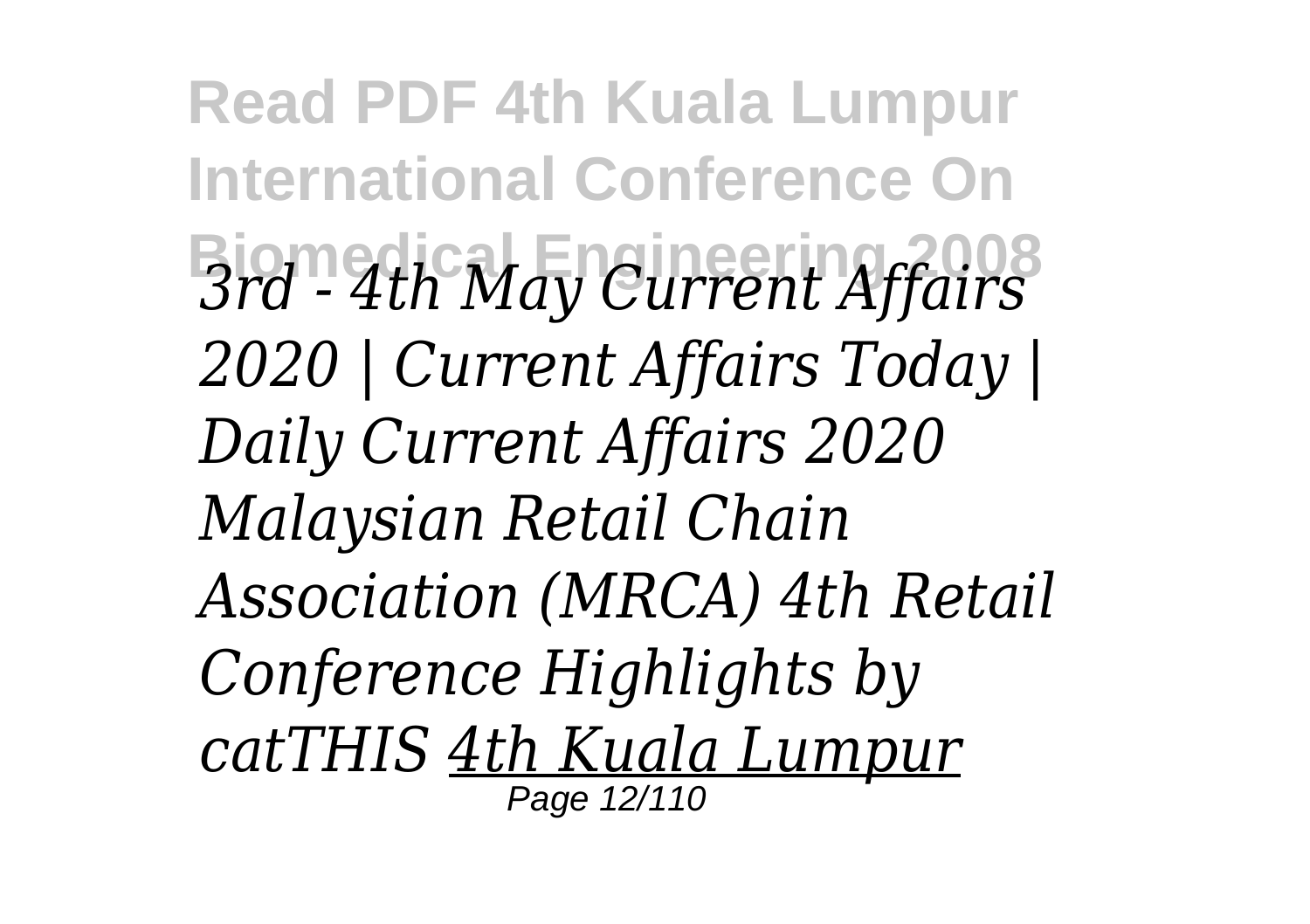*3rd - 4th May Current Affairs 2020 | Current Affairs Today | Daily Current Affairs 2020 Malaysian Retail Chain Association (MRCA) 4th Retail Conference Highlights by catTHIS* *4th Kuala Lumpur*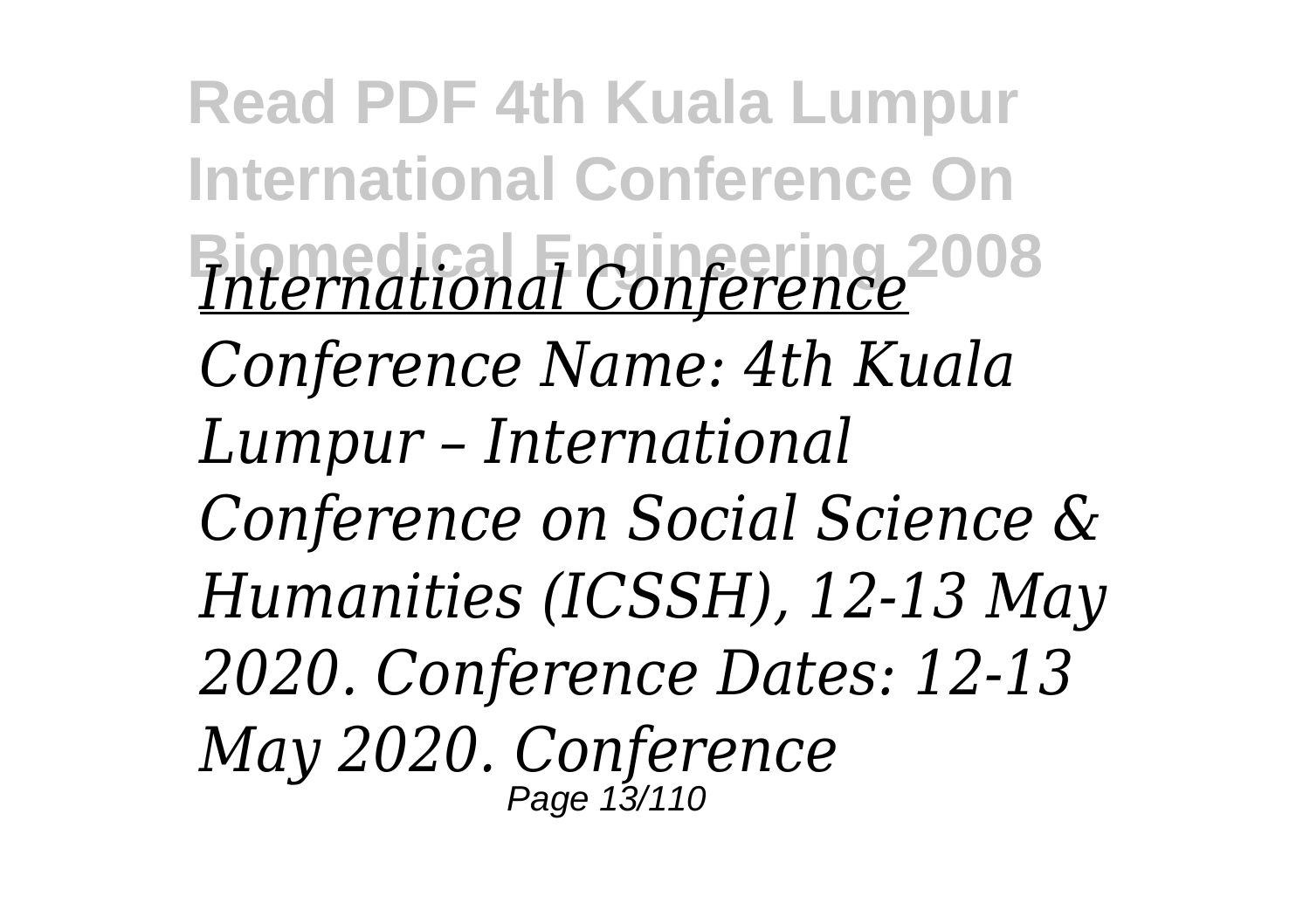*International Conference*

*Conference Name: 4th Kuala Lumpur – International Conference on Social Science & Humanities (ICSSH), 12-13 May 2020. Conference Dates: 12-13 May 2020. Conference*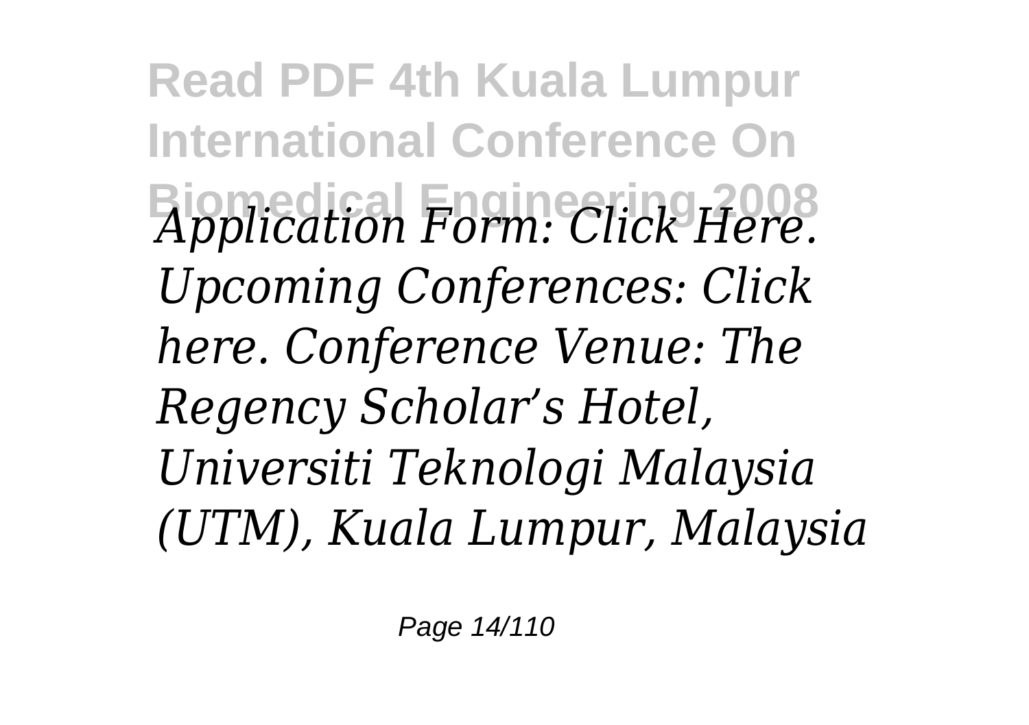*Application Form: Click Here. Upcoming Conferences: Click here. Conference Venue: The Regency Scholar's Hotel, Universiti Teknologi Malaysia (UTM), Kuala Lumpur, Malaysia*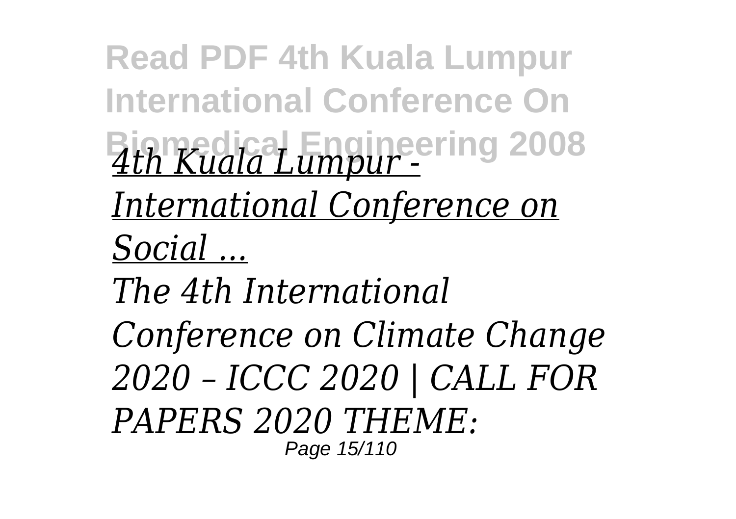*4th Kuala Lumpur - International Conference on Social ...*

*The 4th International Conference on Climate Change 2020 – ICCC 2020 | CALL FOR PAPERS 2020 THEME:*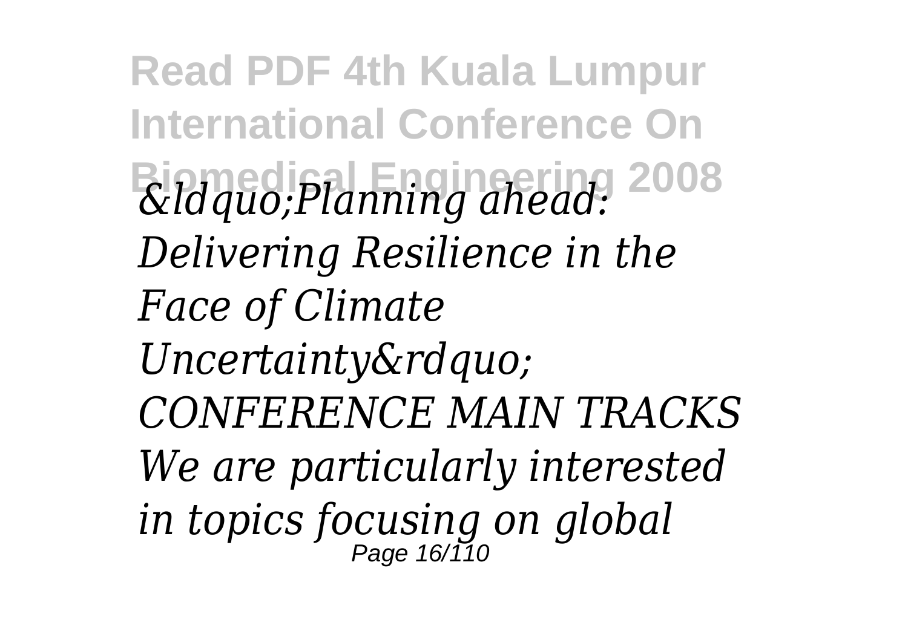*&ldquo;Planning ahead: Delivering Resilience in the Face of Climate Uncertainty&rdquo; CONFERENCE MAIN TRACKS We are particularly interested in topics focusing on global*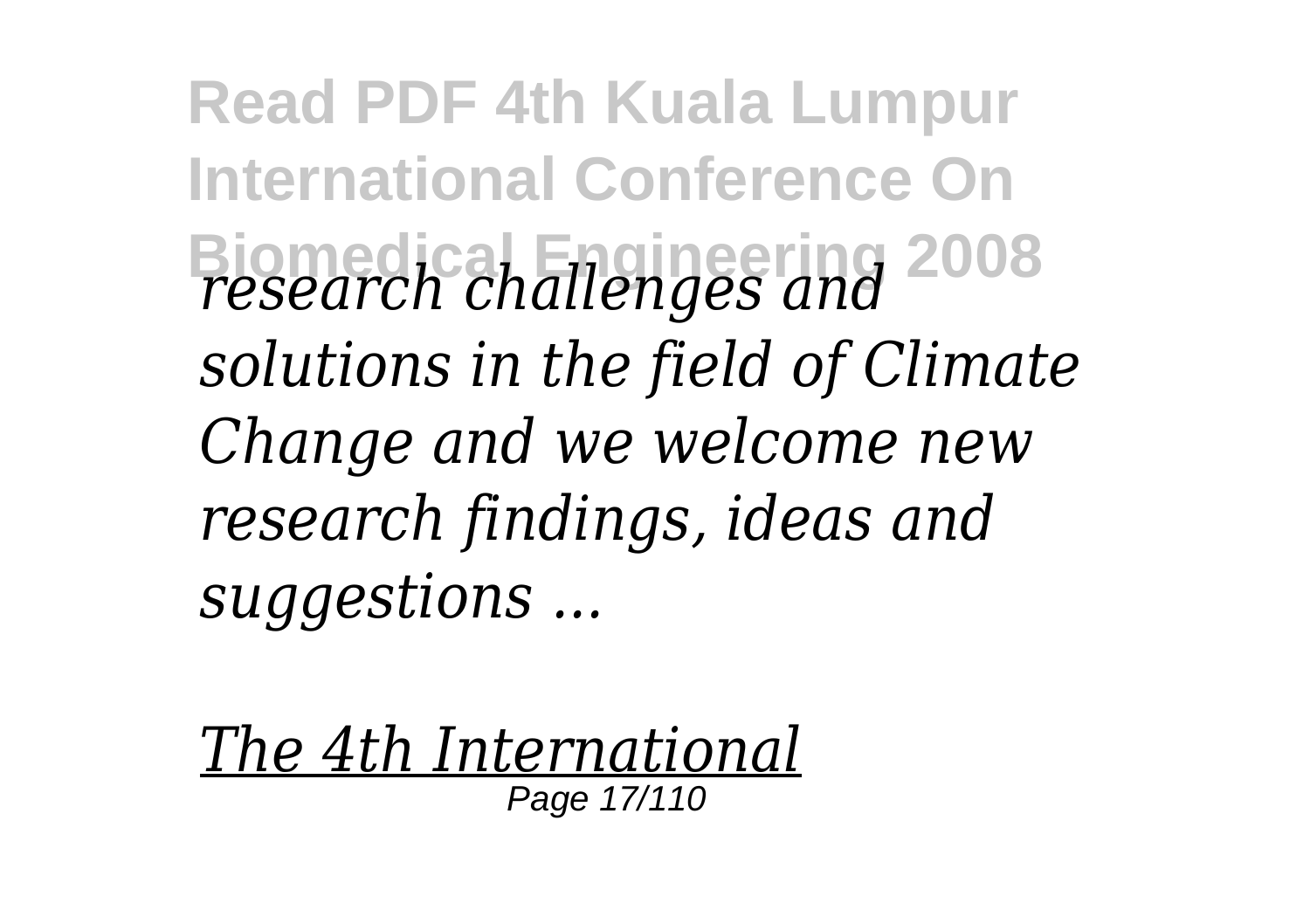*research challenges and solutions in the field of Climate Change and we welcome new research findings, ideas and suggestions ...*

*The 4th International*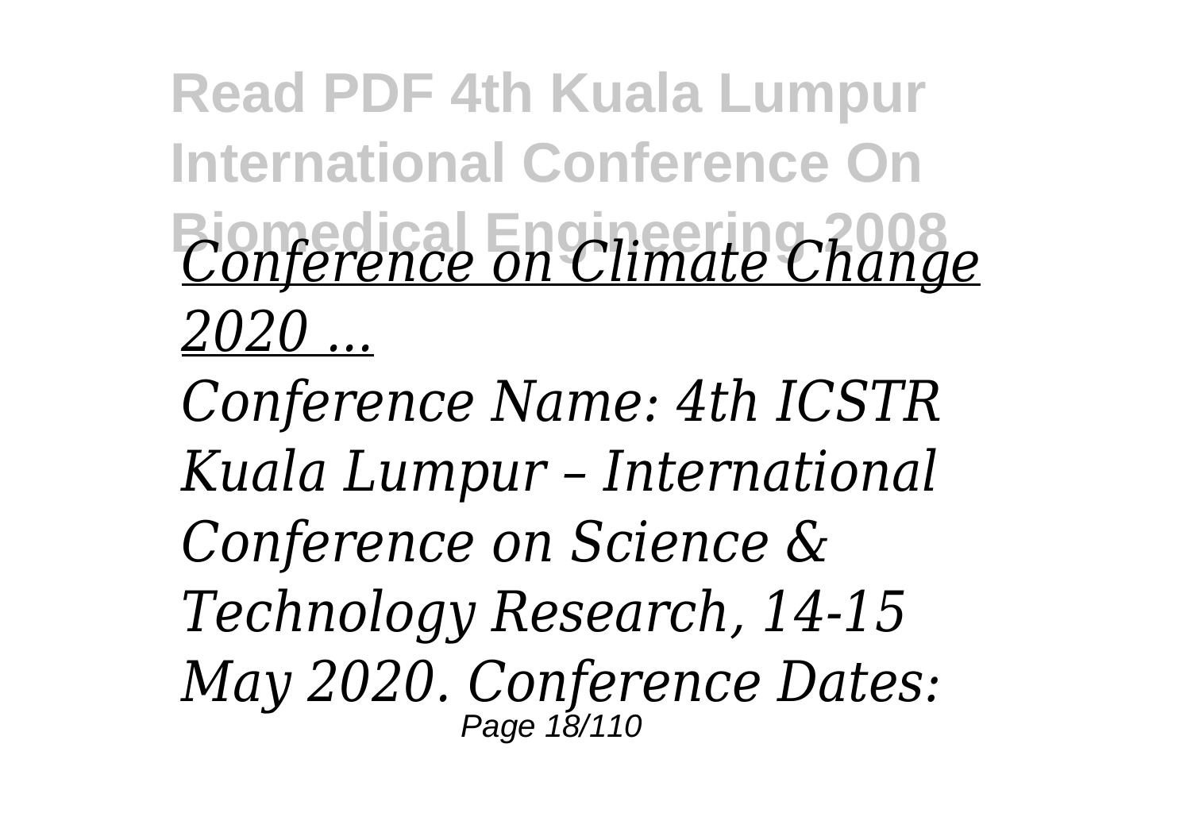*Conference on Climate Change 2020 ...*

*Conference Name: 4th ICSTR Kuala Lumpur – International Conference on Science & Technology Research, 14-15 May 2020. Conference Dates:*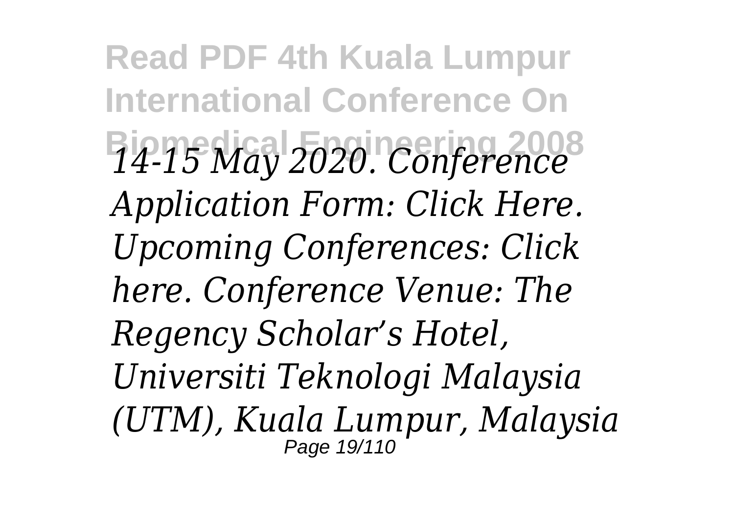*14-15 May 2020. Conference Application Form: Click Here. Upcoming Conferences: Click here. Conference Venue: The Regency Scholar's Hotel, Universiti Teknologi Malaysia (UTM), Kuala Lumpur, Malaysia*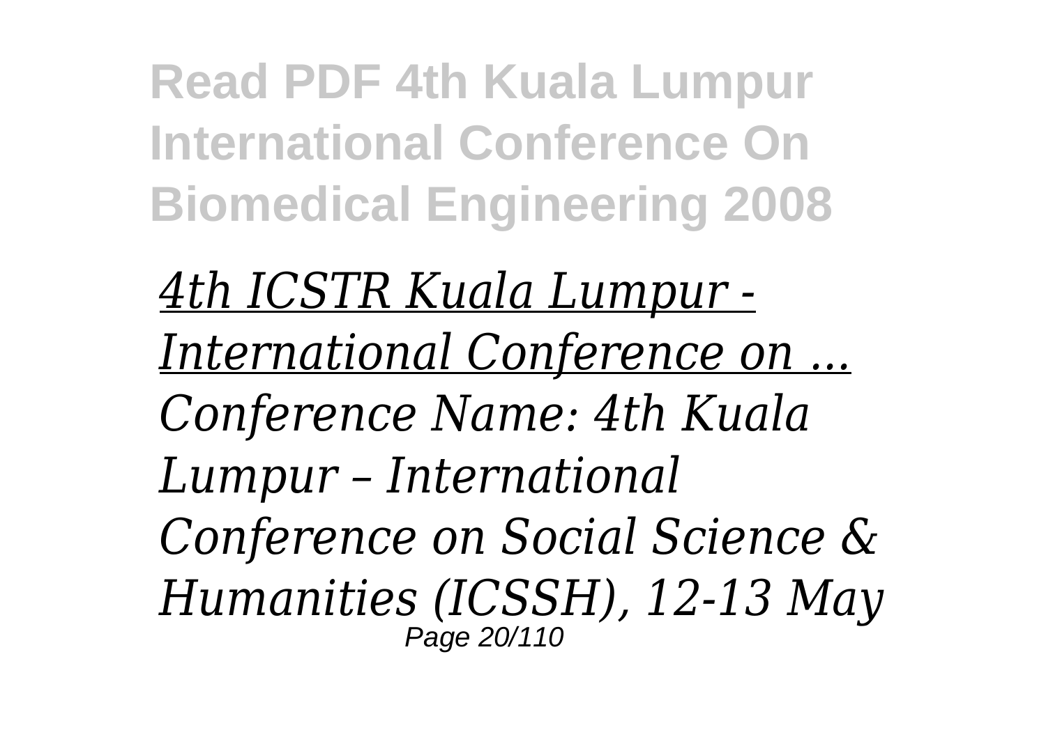*4th ICSTR Kuala Lumpur - International Conference on ...*

*Conference Name: 4th Kuala Lumpur – International Conference on Social Science & Humanities (ICSSH), 12-13 May*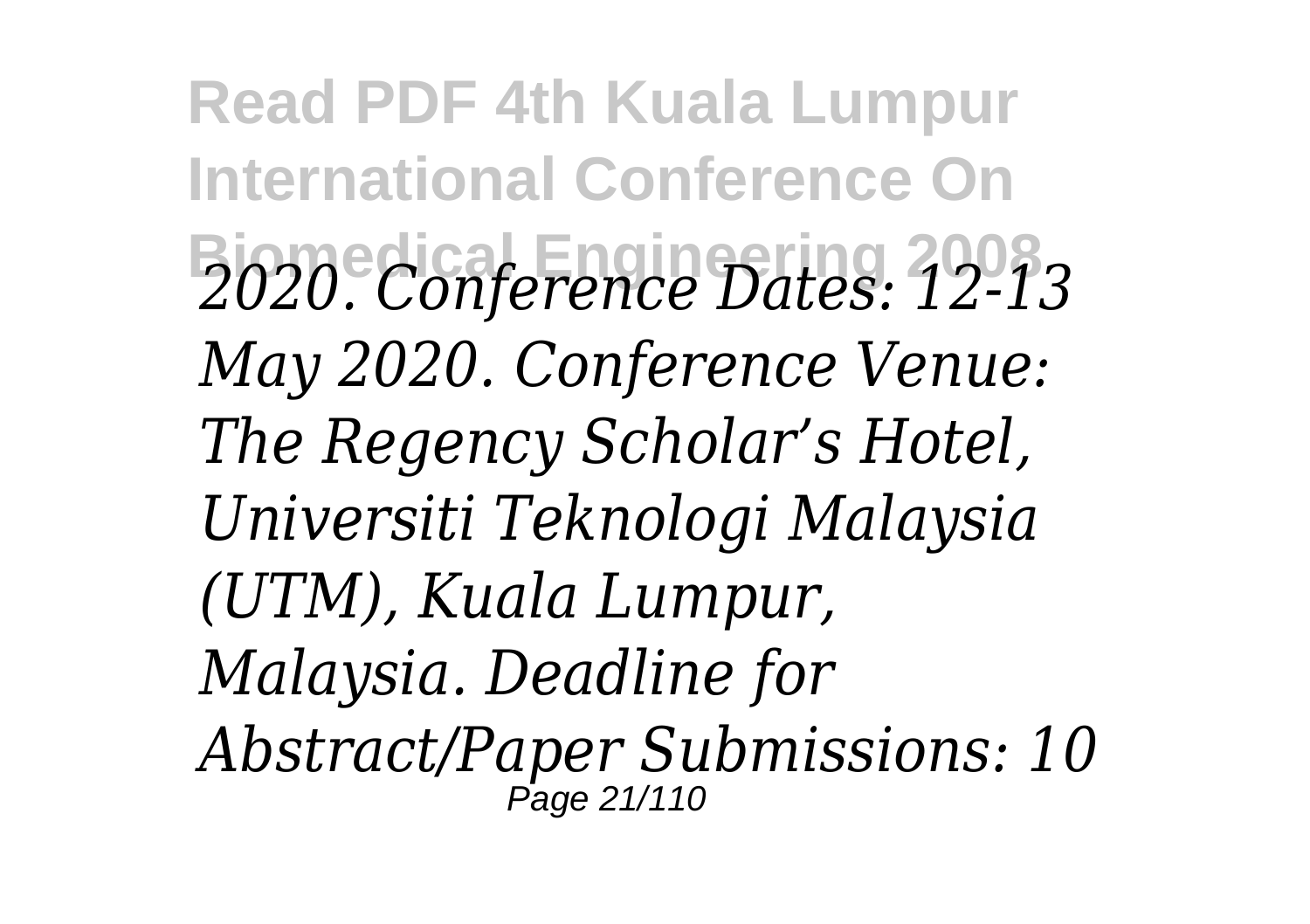*2020. Conference Dates: 12-13 May 2020. Conference Venue: The Regency Scholar's Hotel, Universiti Teknologi Malaysia (UTM), Kuala Lumpur, Malaysia. Deadline for Abstract/Paper Submissions: 10*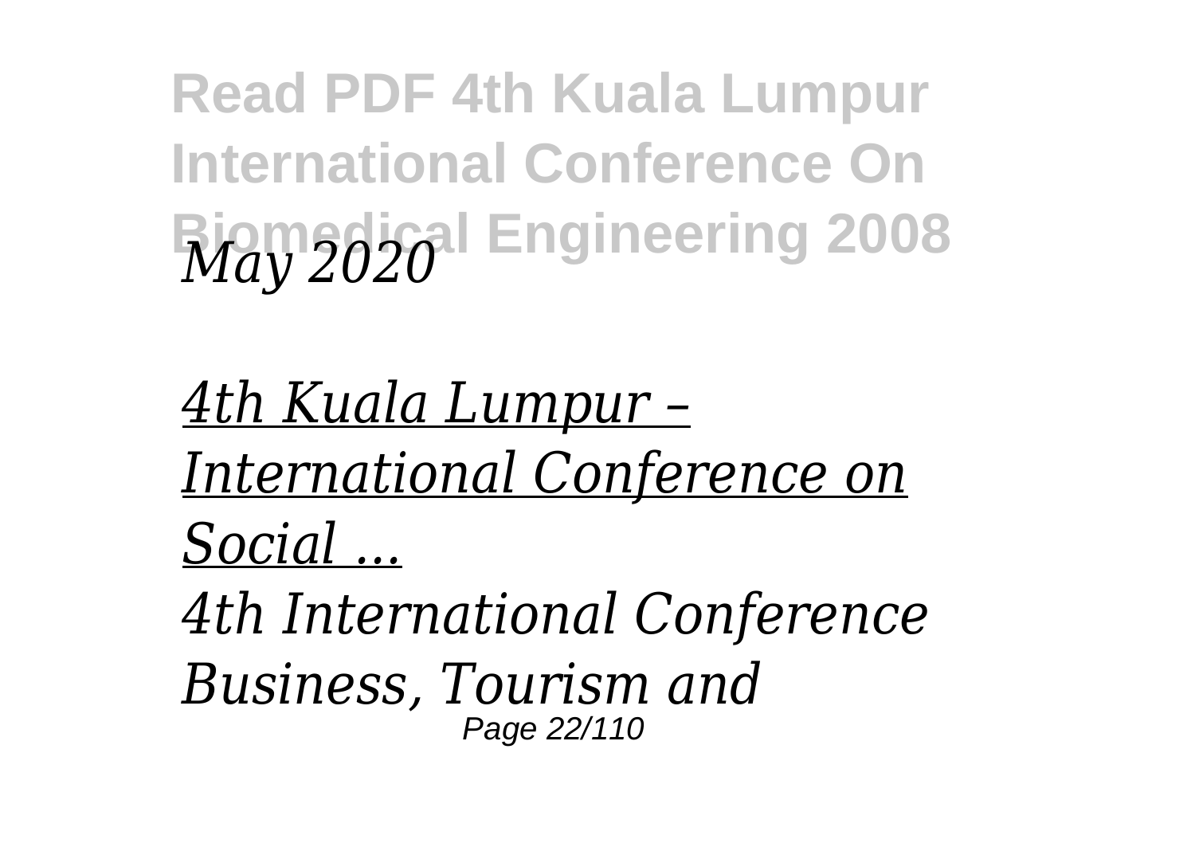*May 2020*

*4th Kuala Lumpur – International Conference on Social ...*

*4th International Conference Business, Tourism and*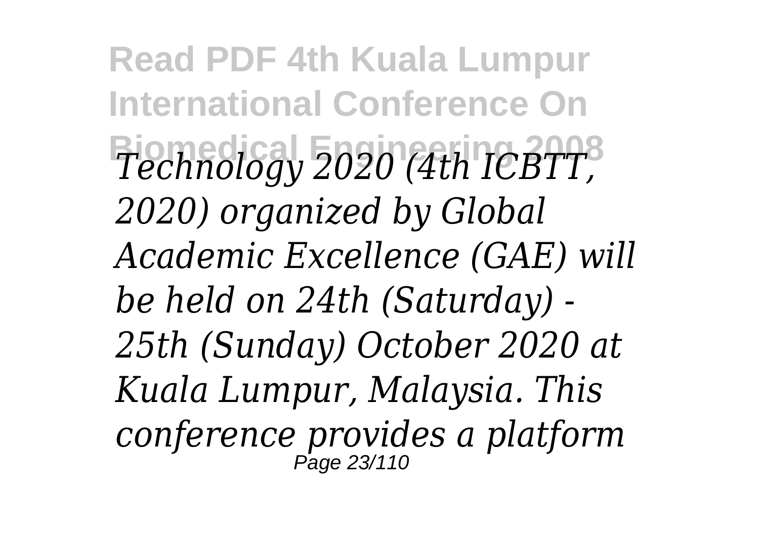*Technology 2020 (4th ICBTT, 2020) organized by Global Academic Excellence (GAE) will be held on 24th (Saturday) - 25th (Sunday) October 2020 at Kuala Lumpur, Malaysia. This conference provides a platform*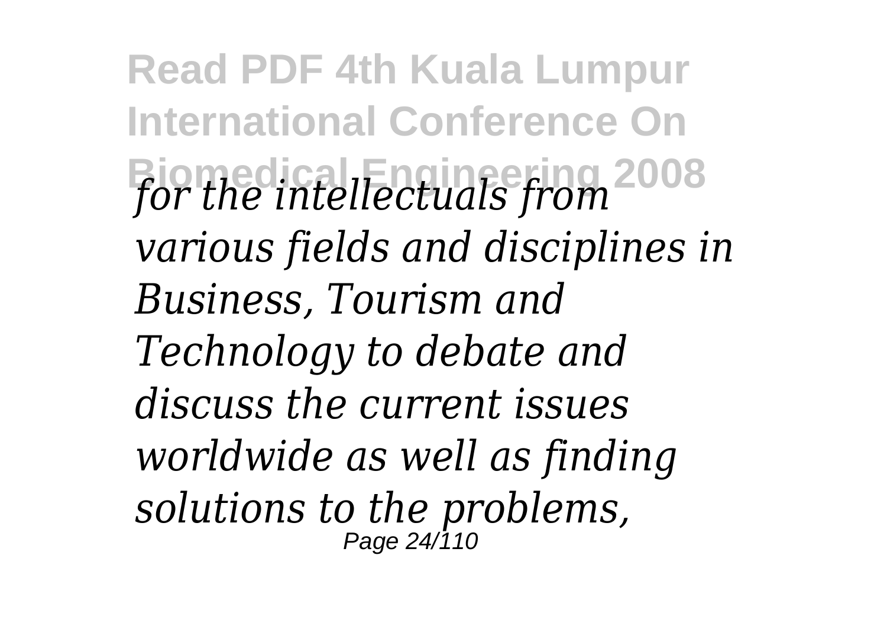*for the intellectuals from various fields and disciplines in Business, Tourism and Technology to debate and discuss the current issues worldwide as well as finding solutions to the problems,*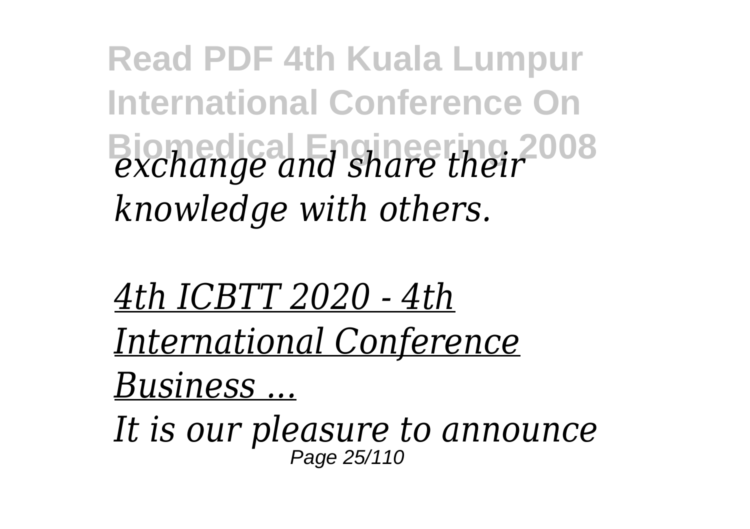*exchange and share their knowledge with others.*

*4th ICBTT 2020 - 4th International Conference Business ...*

*It is our pleasure to announce*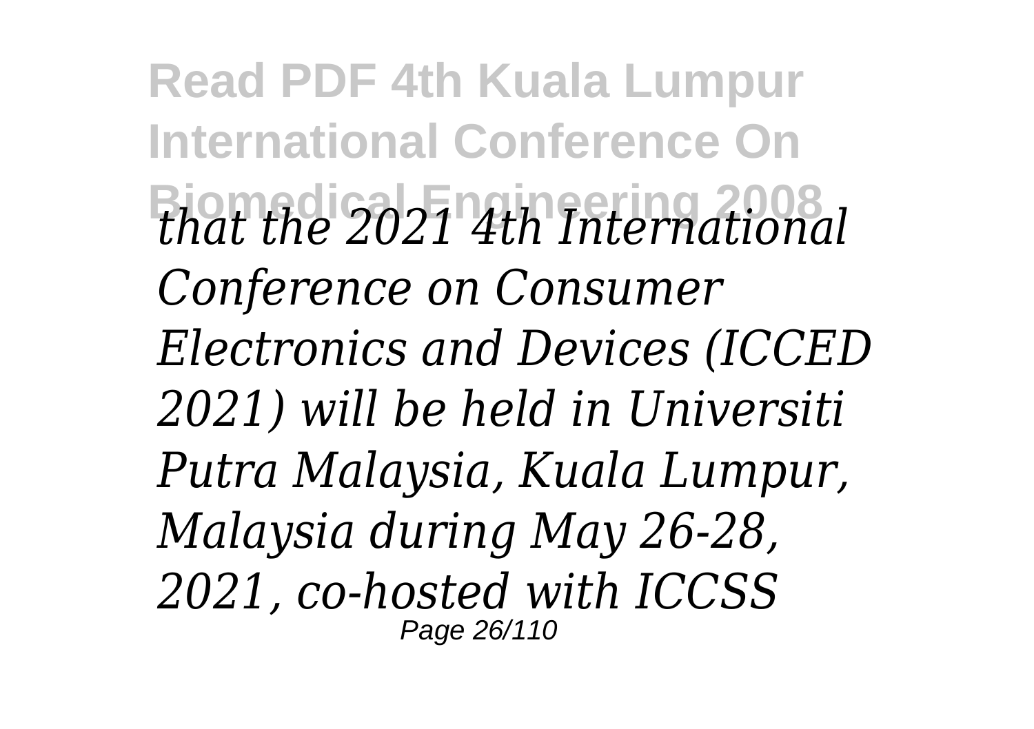*that the 2021 4th International Conference on Consumer Electronics and Devices (ICCED 2021) will be held in Universiti Putra Malaysia, Kuala Lumpur, Malaysia during May 26-28, 2021, co-hosted with ICCSS*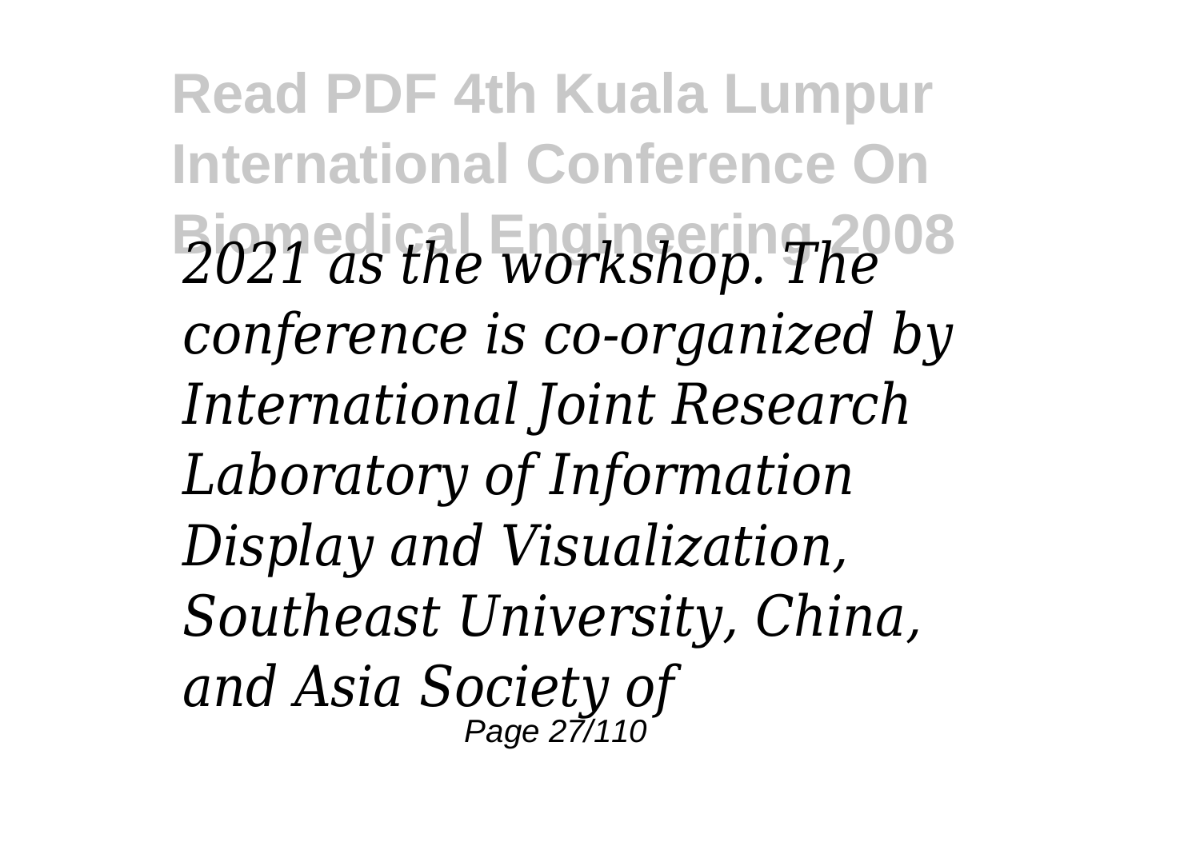*2021 as the workshop. The conference is co-organized by International Joint Research Laboratory of Information Display and Visualization, Southeast University, China, and Asia Society of*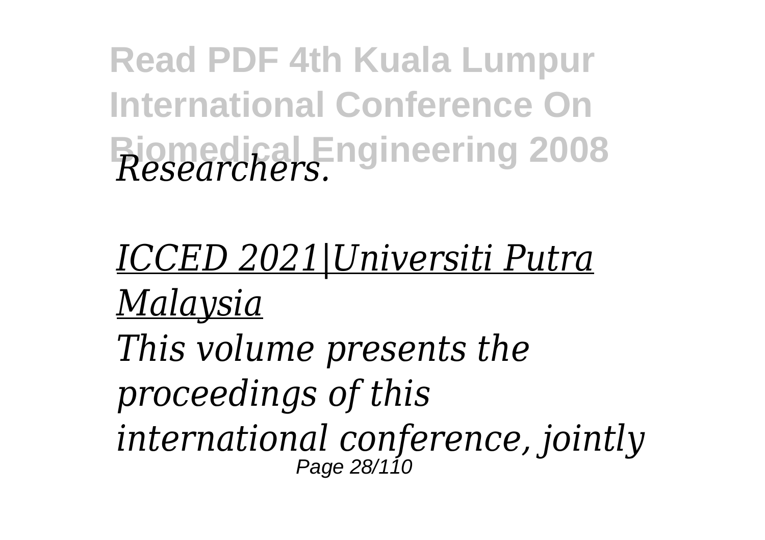*Researchers.*

*ICCED 2021|Universiti Putra Malaysia*

*This volume presents the proceedings of this international conference, jointly*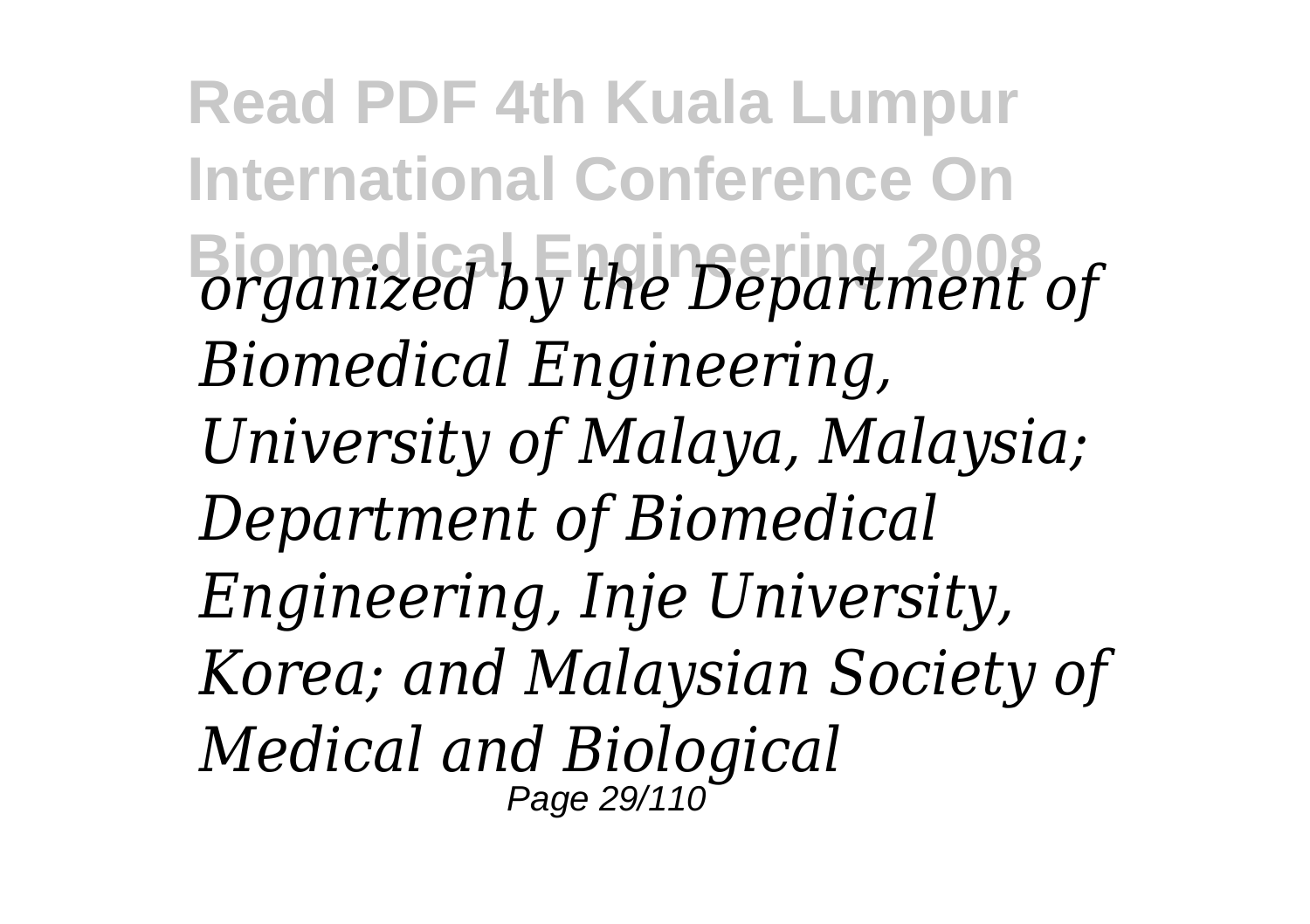*organized by the Department of Biomedical Engineering, University of Malaya, Malaysia; Department of Biomedical Engineering, Inje University, Korea; and Malaysian Society of Medical and Biological*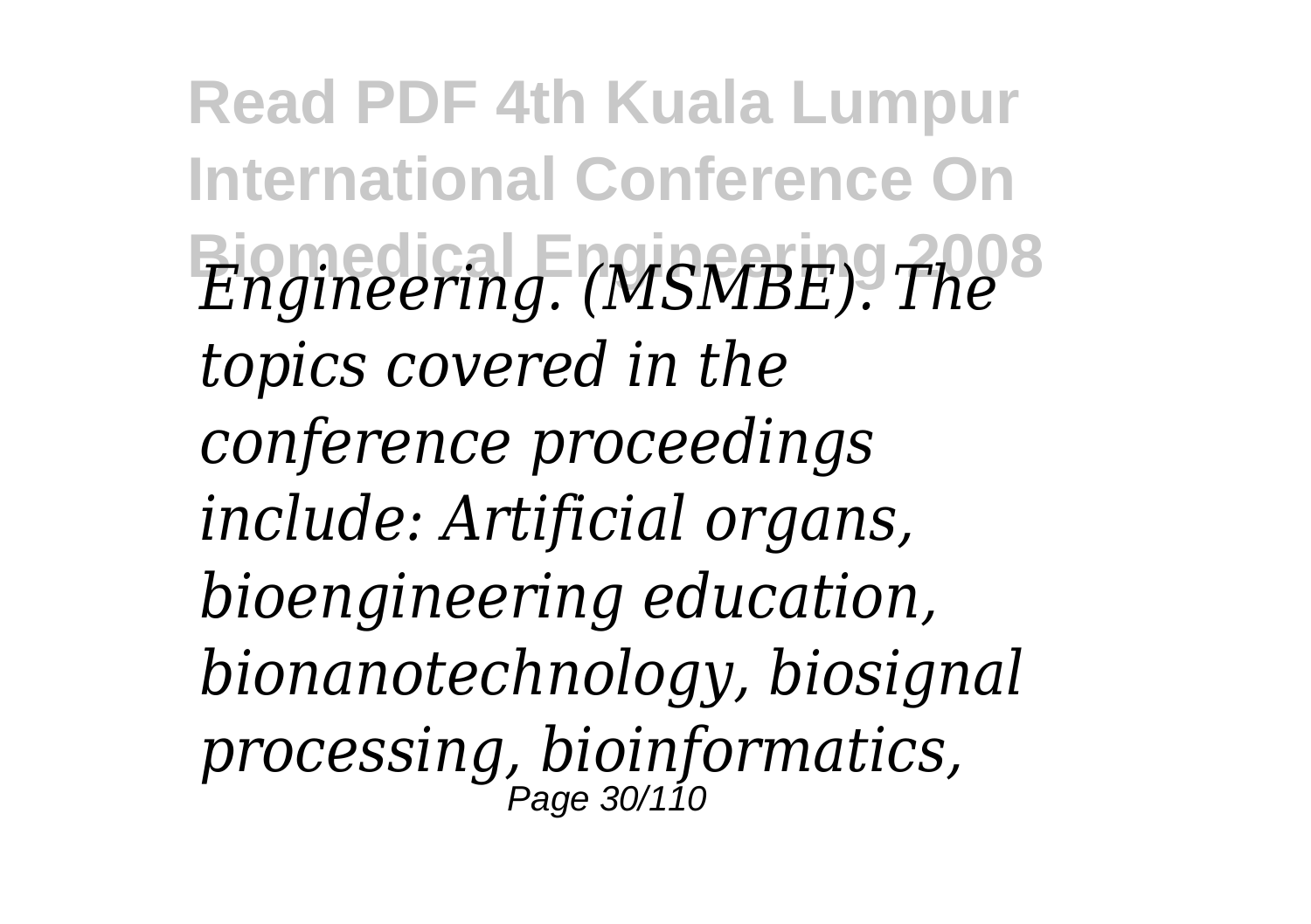*Engineering. (MSMBE). The topics covered in the conference proceedings include: Artificial organs, bioengineering education, bionanotechnology, biosignal processing, bioinformatics,*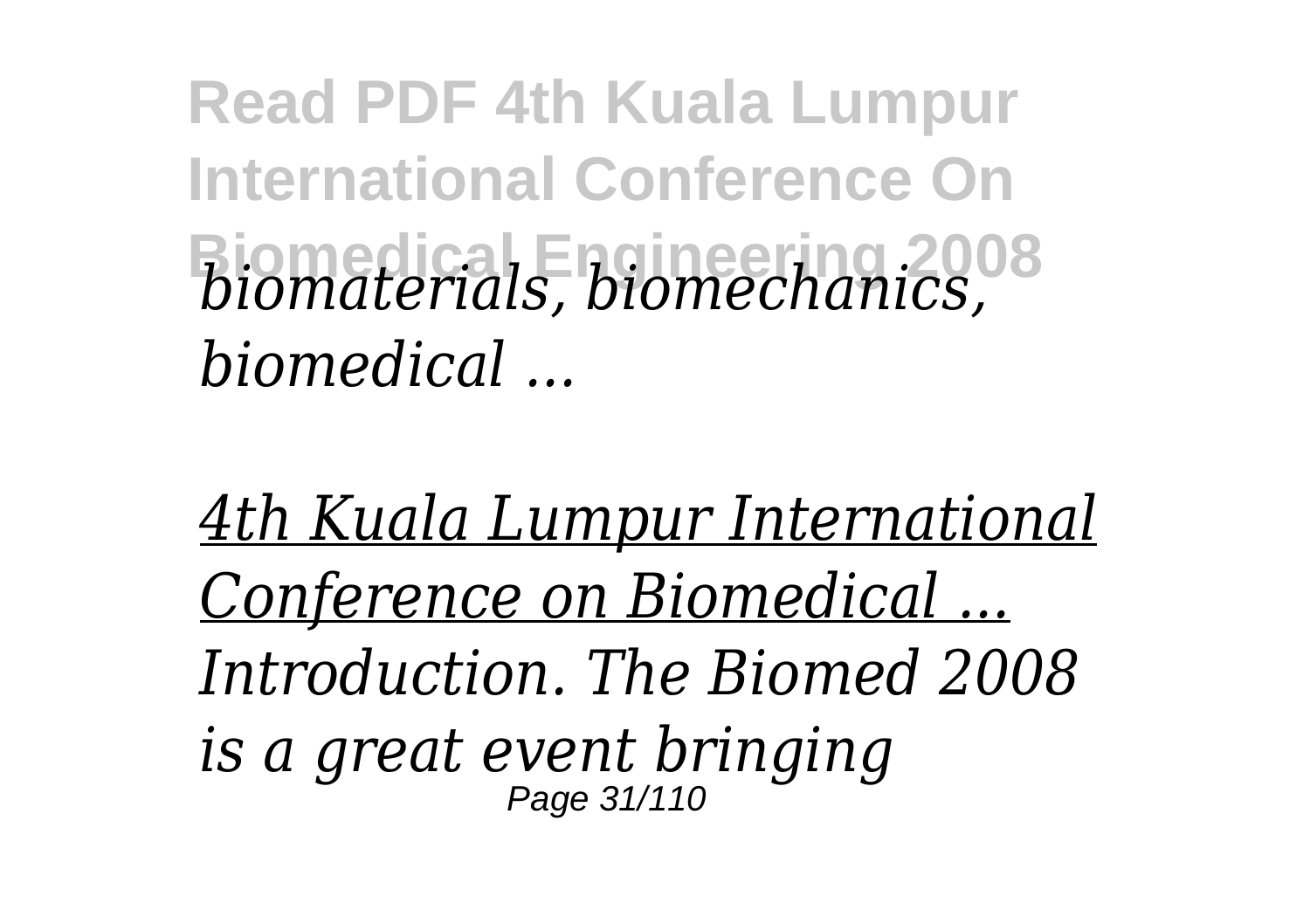*biomaterials, biomechanics, biomedical ...*

*4th Kuala Lumpur International Conference on Biomedical ...*

*Introduction. The Biomed 2008 is a great event bringing*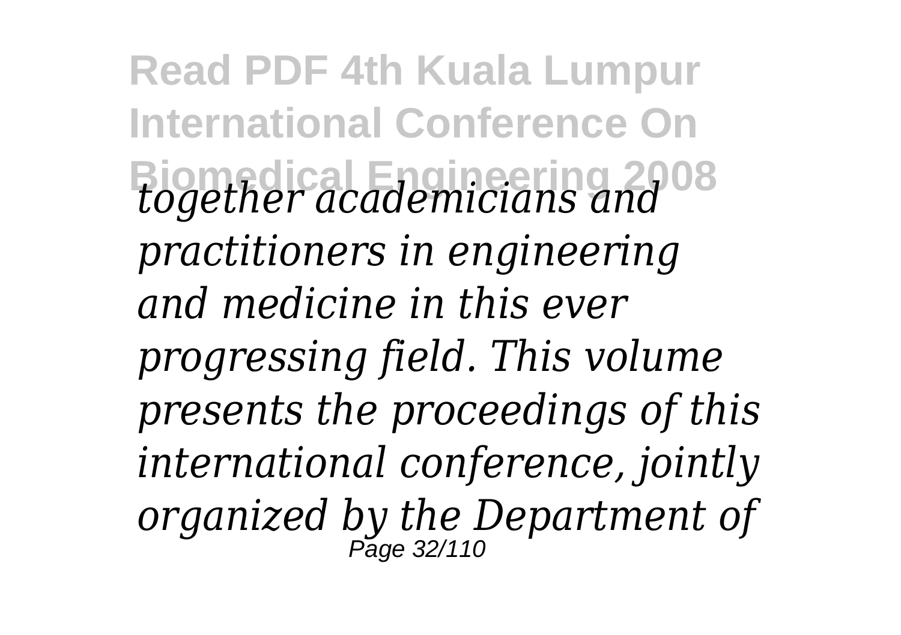*together academicians and practitioners in engineering and medicine in this ever progressing field. This volume presents the proceedings of this international conference, jointly organized by the Department of*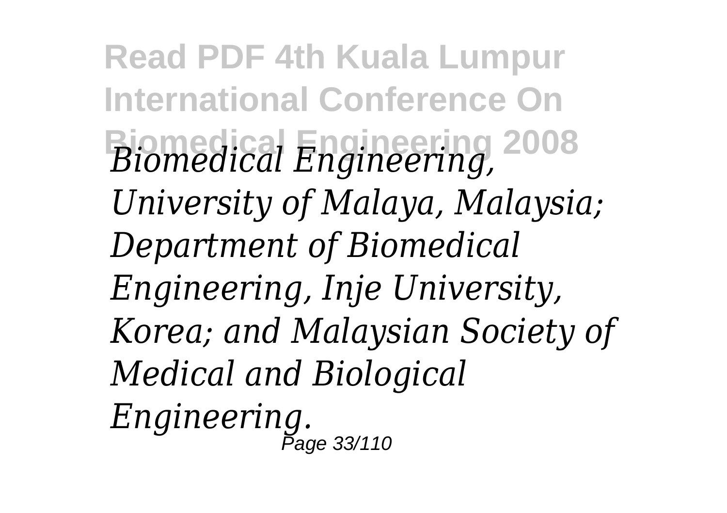*Biomedical Engineering, University of Malaya, Malaysia; Department of Biomedical Engineering, Inje University, Korea; and Malaysian Society of Medical and Biological Engineering.*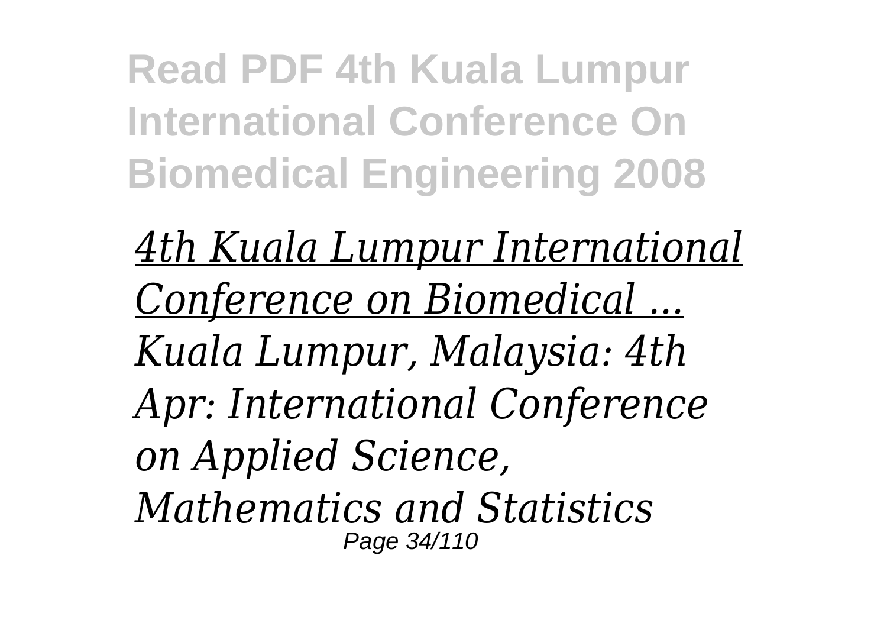*4th Kuala Lumpur International Conference on Biomedical ...*

*Kuala Lumpur, Malaysia: 4th Apr: International Conference on Applied Science, Mathematics and Statistics*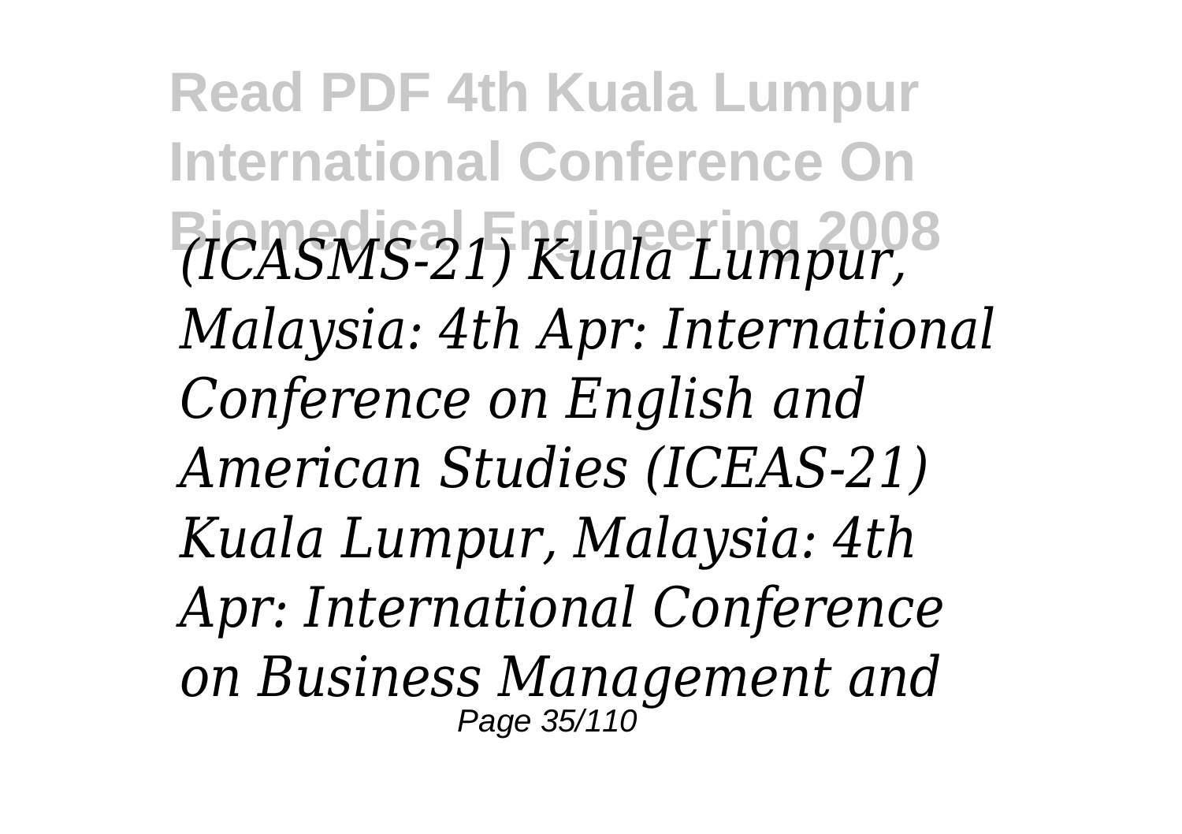*(ICASMS-21) Kuala Lumpur, Malaysia: 4th Apr: International Conference on English and American Studies (ICEAS-21) Kuala Lumpur, Malaysia: 4th Apr: International Conference on Business Management and*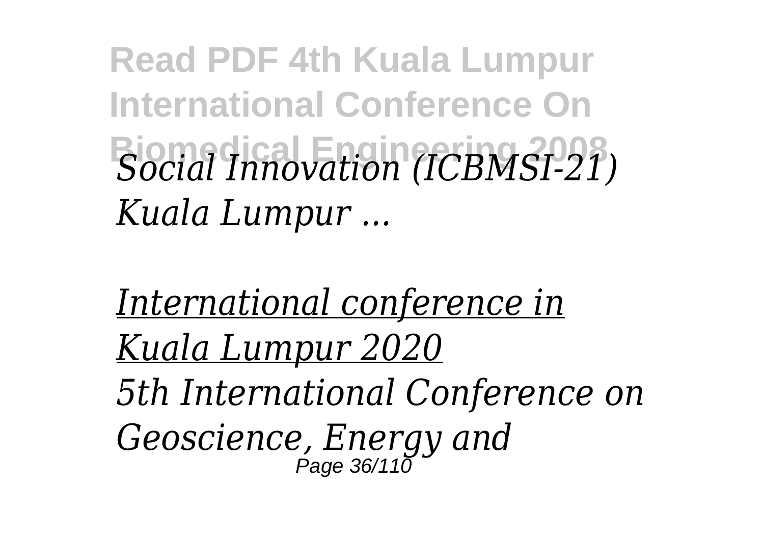*Social Innovation (ICBMSI-21) Kuala Lumpur ...*

*International conference in Kuala Lumpur 2020*

*5th International Conference on Geoscience, Energy and*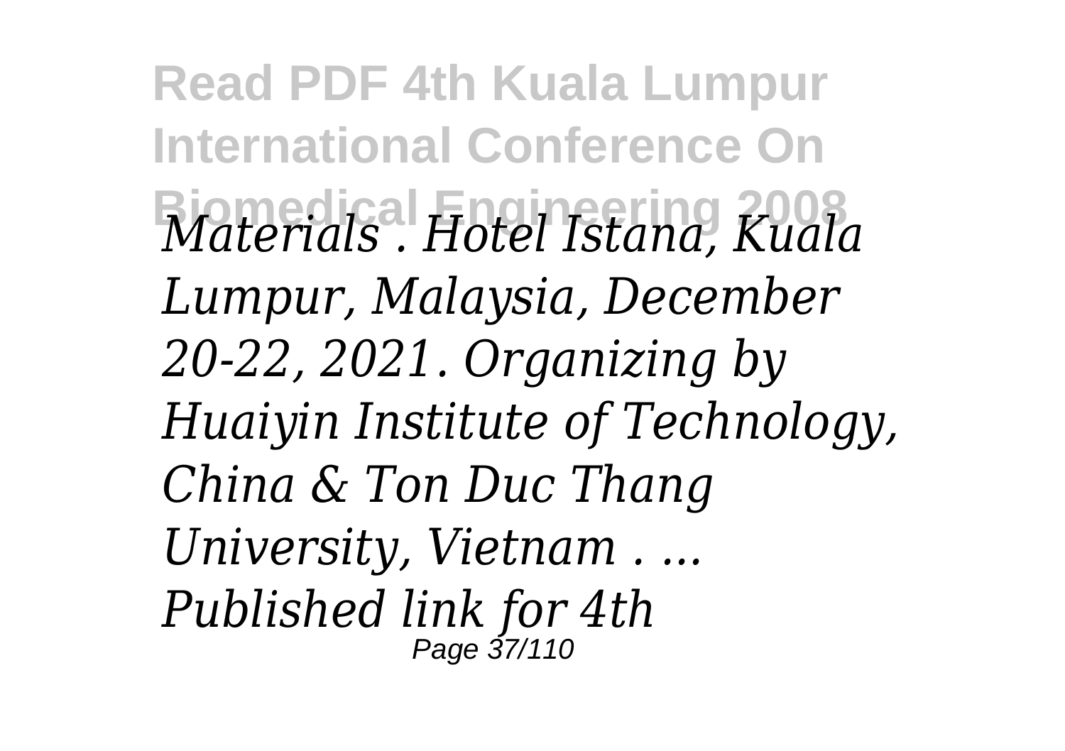*Materials . Hotel Istana, Kuala Lumpur, Malaysia, December 20-22, 2021. Organizing by Huaiyin Institute of Technology, China & Ton Duc Thang University, Vietnam . ... Published link for 4th*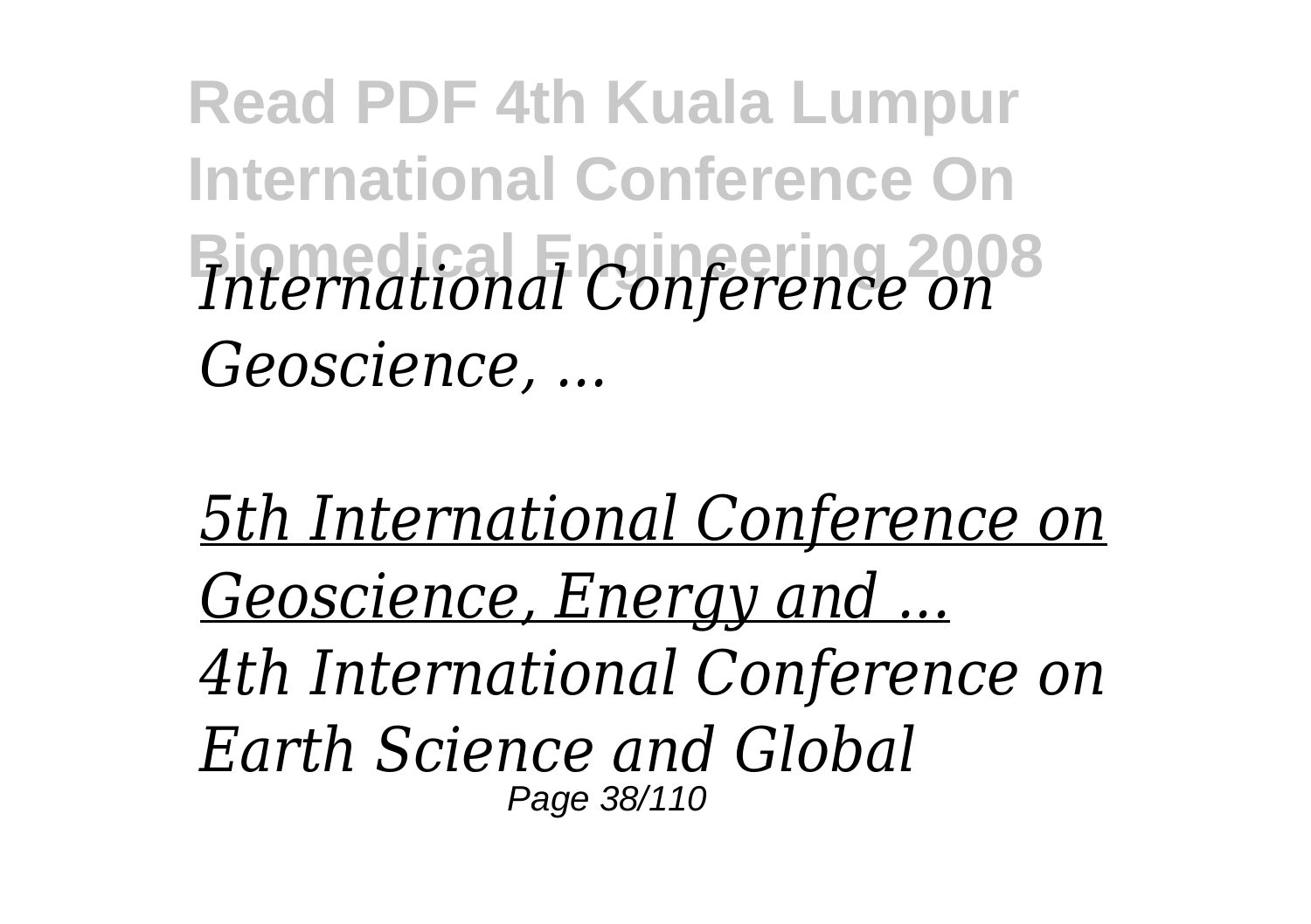*International Conference on Geoscience, ...*

*5th International Conference on Geoscience, Energy and ...*

*4th International Conference on Earth Science and Global*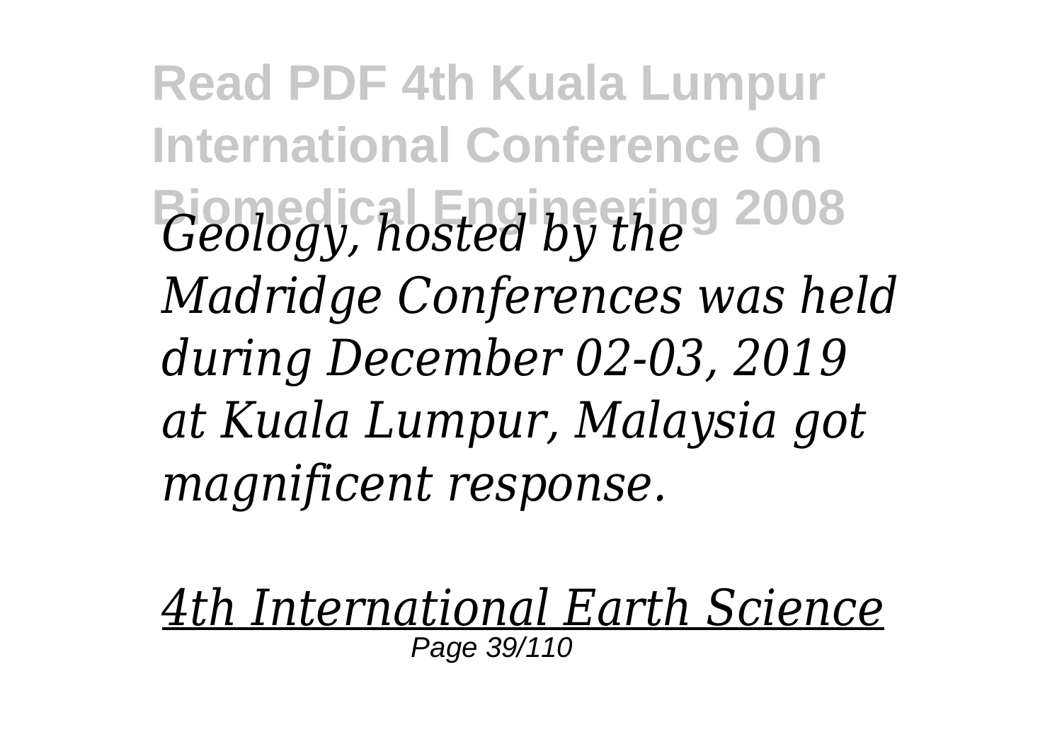*Geology, hosted by the Madridge Conferences was held during December 02-03, 2019 at Kuala Lumpur, Malaysia got magnificent response.*

*4th International Earth Science*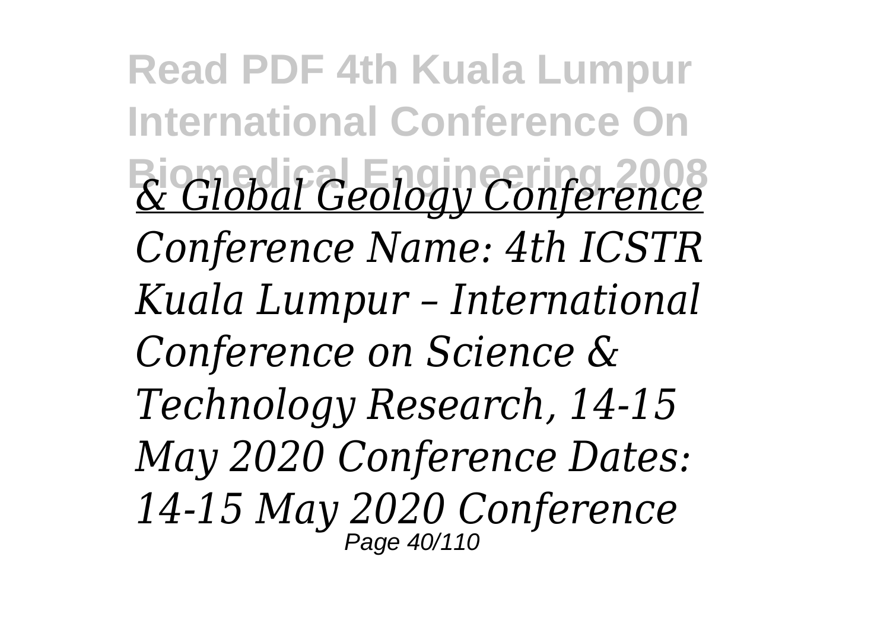*& Global Geology Conference*

*Conference Name: 4th ICSTR Kuala Lumpur – International Conference on Science & Technology Research, 14-15 May 2020 Conference Dates: 14-15 May 2020 Conference*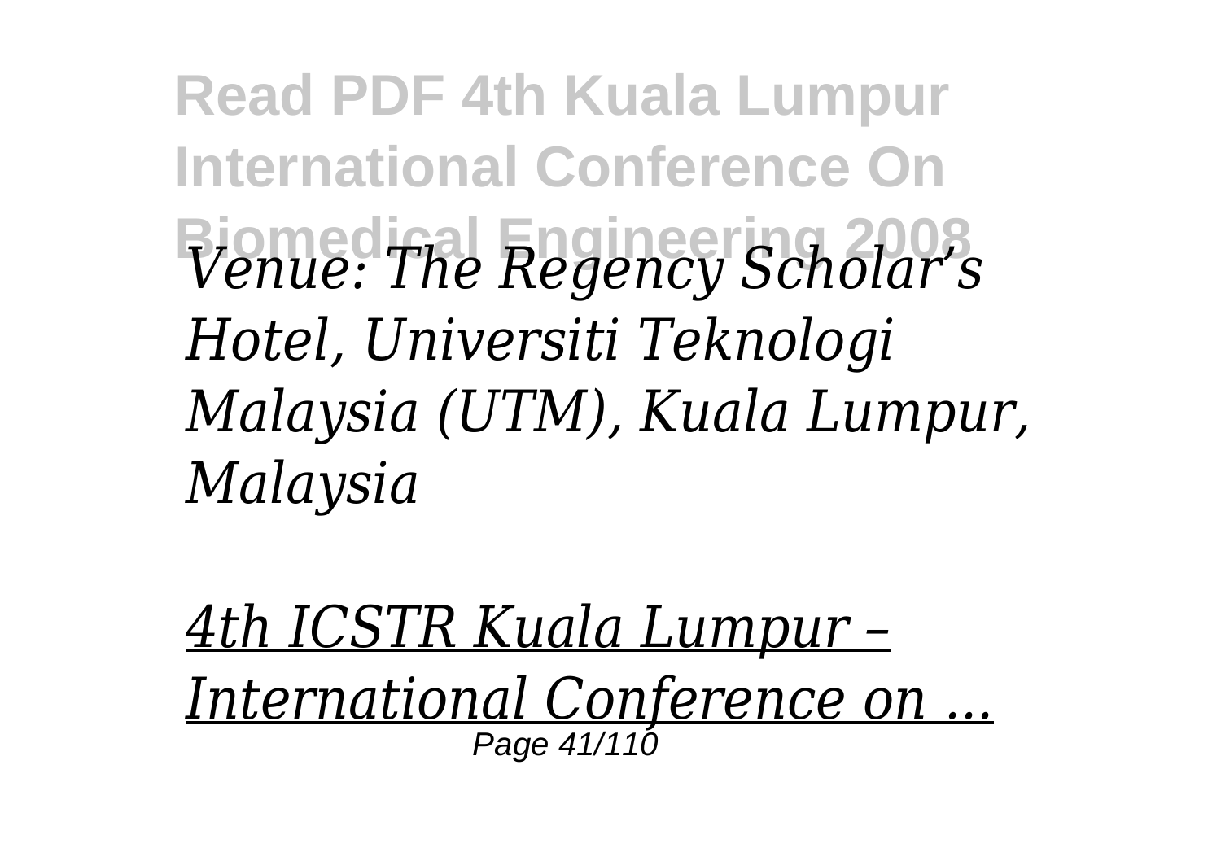*Venue: The Regency Scholar’s Hotel, Universiti Teknologi Malaysia (UTM), Kuala Lumpur, Malaysia*

*4th ICSTR Kuala Lumpur – International Conference on ...*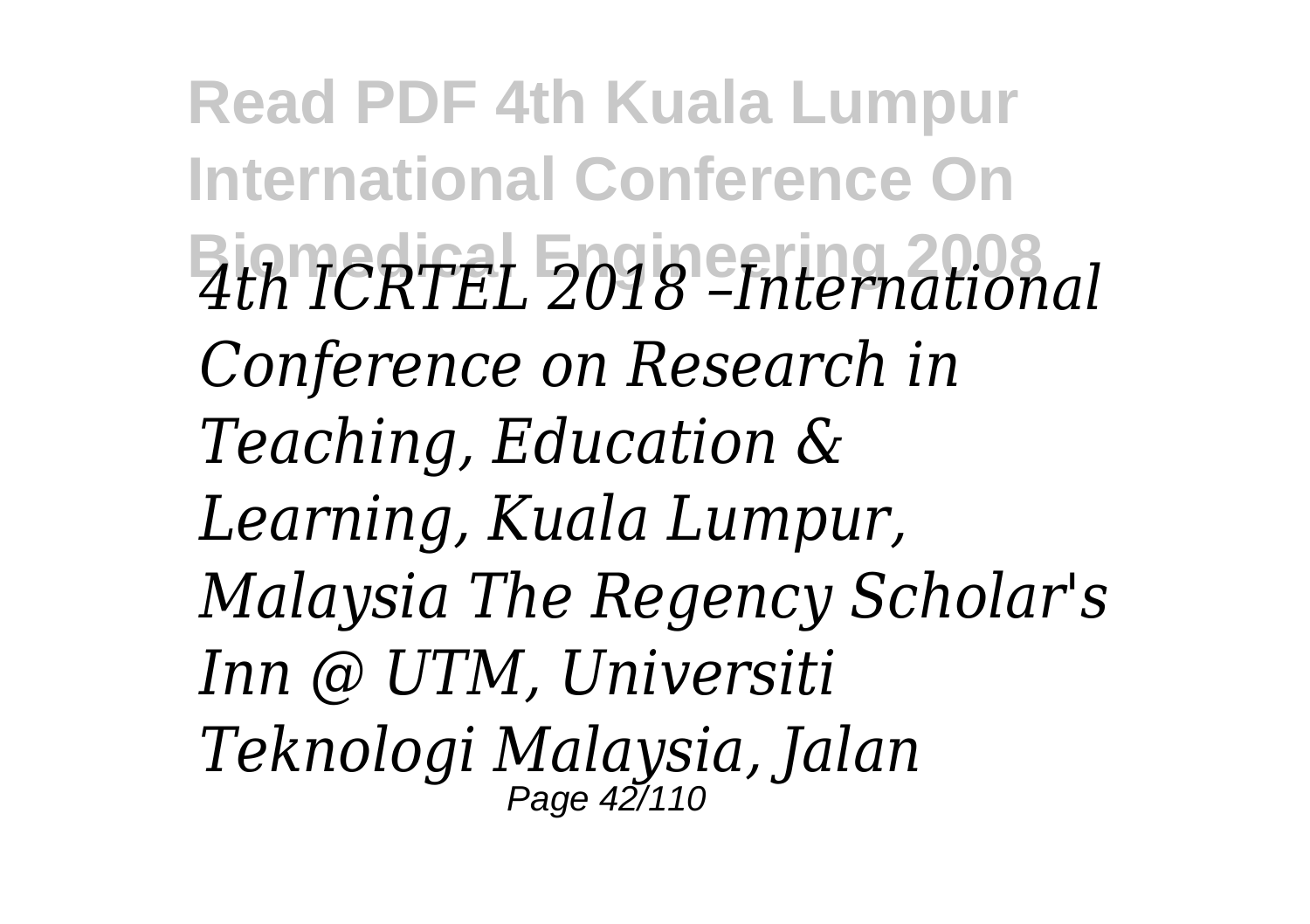*4th ICRTEL 2018 –International Conference on Research in Teaching, Education & Learning, Kuala Lumpur, Malaysia The Regency Scholar's Inn @ UTM, Universiti Teknologi Malaysia, Jalan*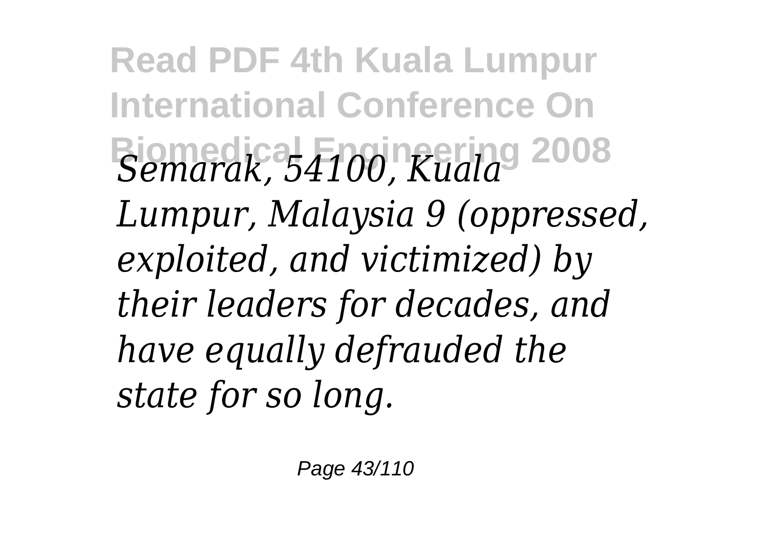*Semarak, 54100, Kuala Lumpur, Malaysia 9 (oppressed, exploited, and victimized) by their leaders for decades, and have equally defrauded the state for so long.*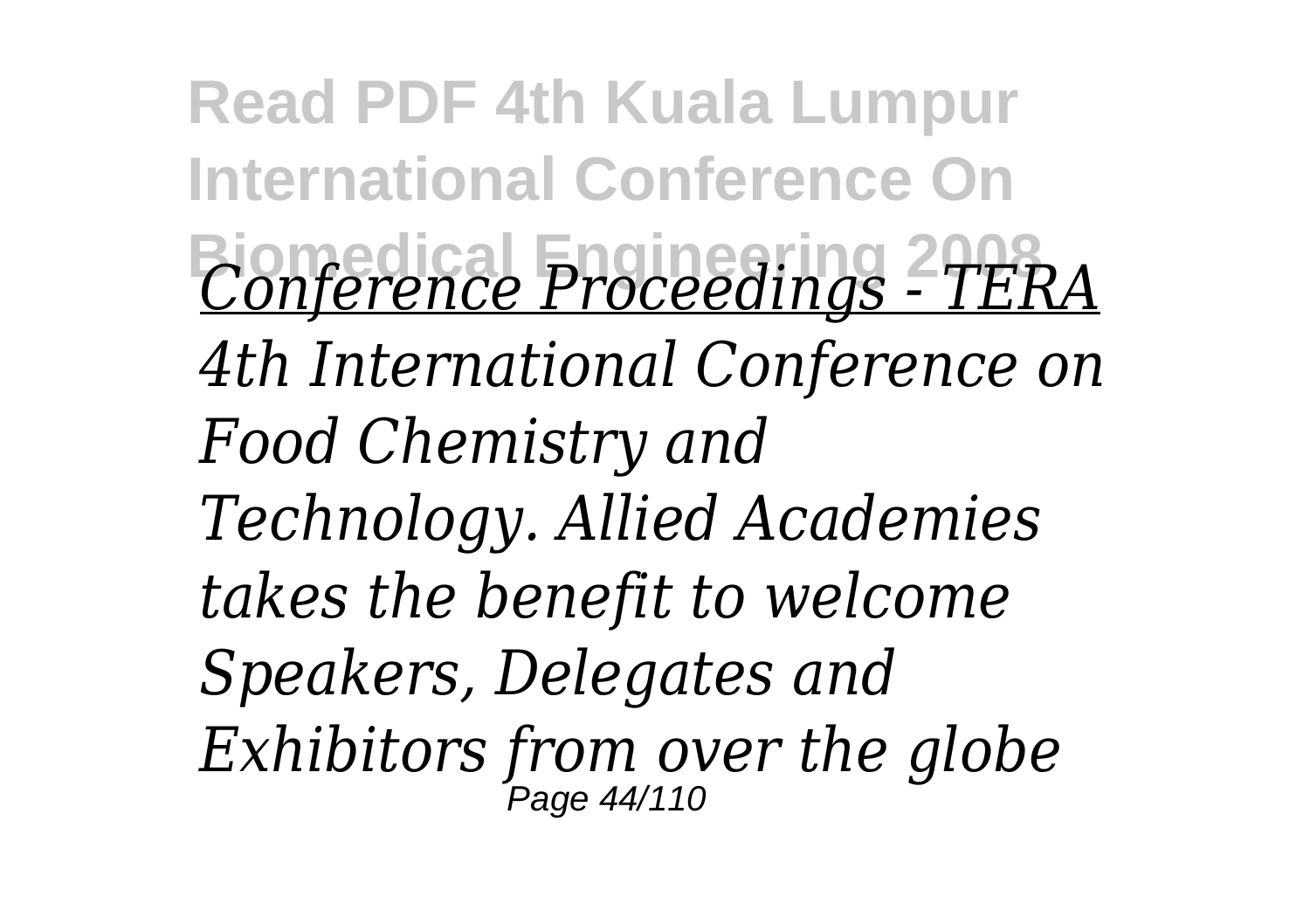*Conference Proceedings - TERA*

*4th International Conference on Food Chemistry and Technology. Allied Academies takes the benefit to welcome Speakers, Delegates and Exhibitors from over the globe*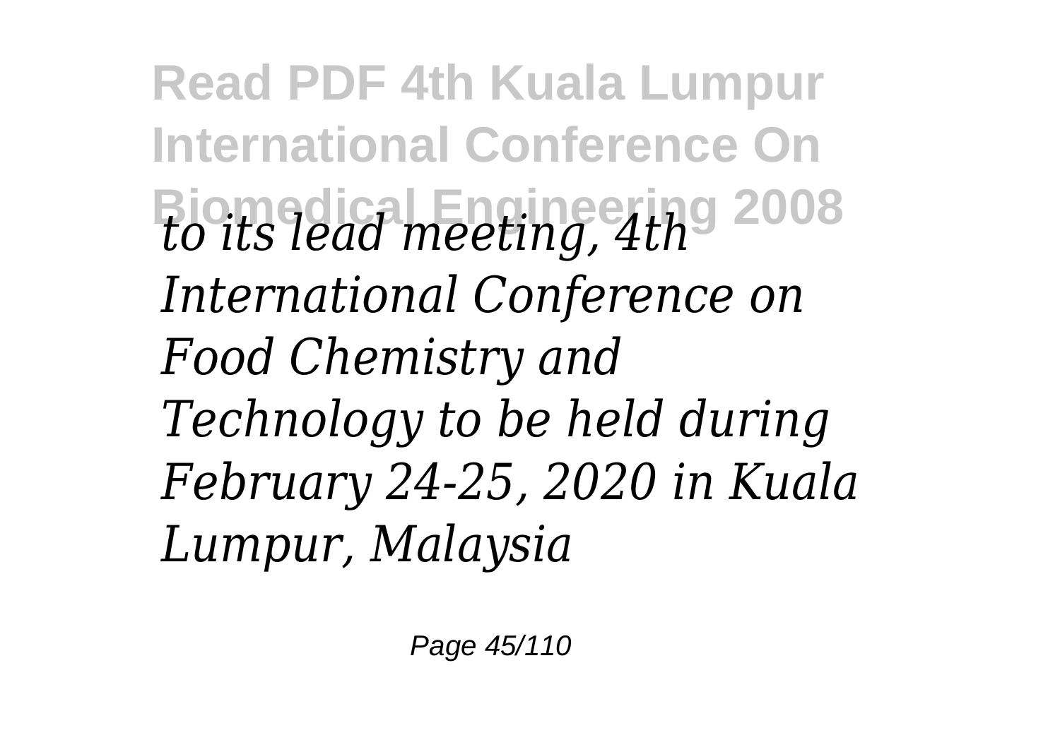*to its lead meeting, 4th International Conference on Food Chemistry and Technology to be held during February 24-25, 2020 in Kuala Lumpur, Malaysia*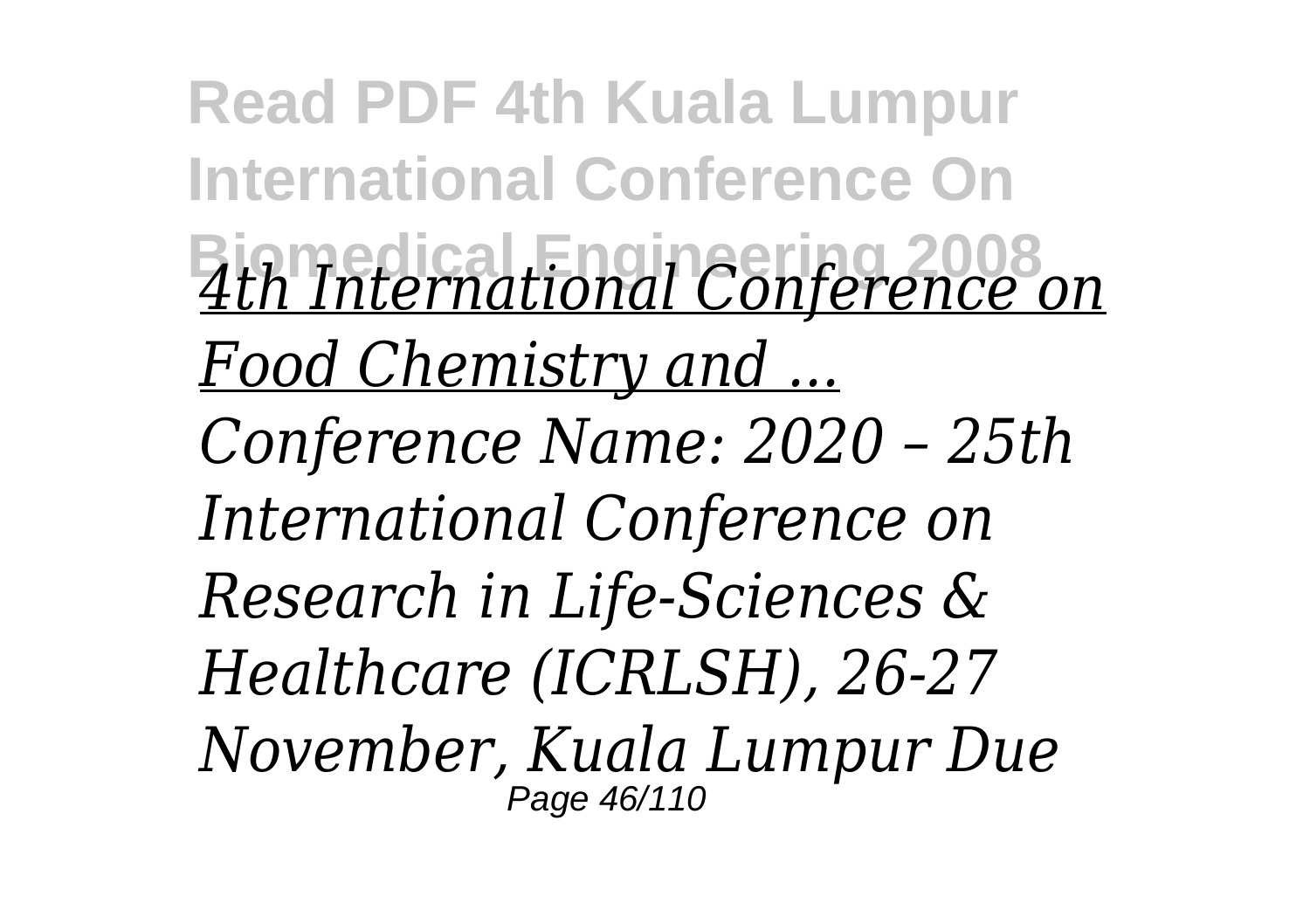*4th International Conference on Food Chemistry and ...*

*Conference Name: 2020 – 25th International Conference on Research in Life-Sciences & Healthcare (ICRLSH), 26-27 November, Kuala Lumpur Due*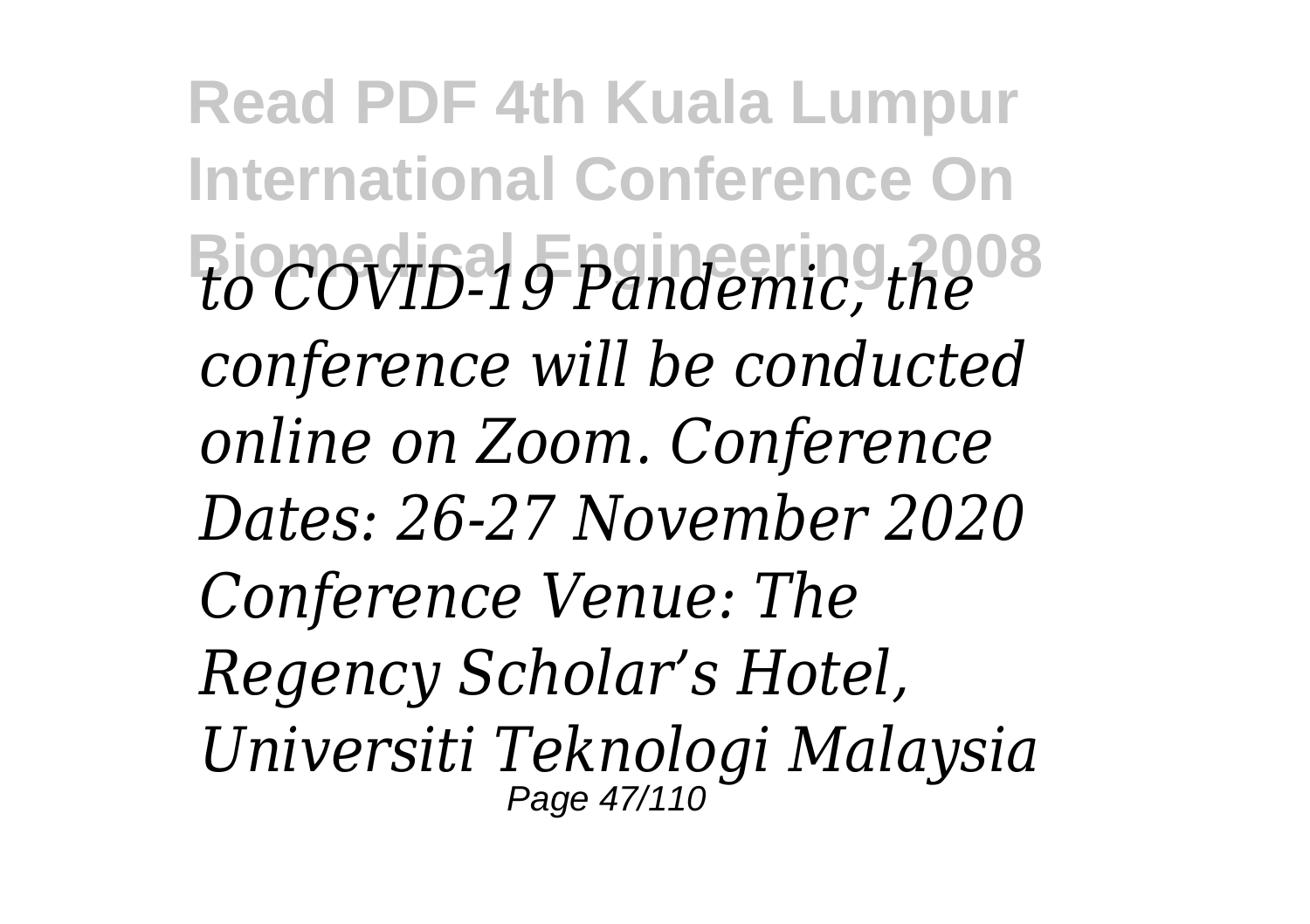*to COVID-19 Pandemic, the conference will be conducted online on Zoom. Conference Dates: 26-27 November 2020 Conference Venue: The Regency Scholar's Hotel, Universiti Teknologi Malaysia*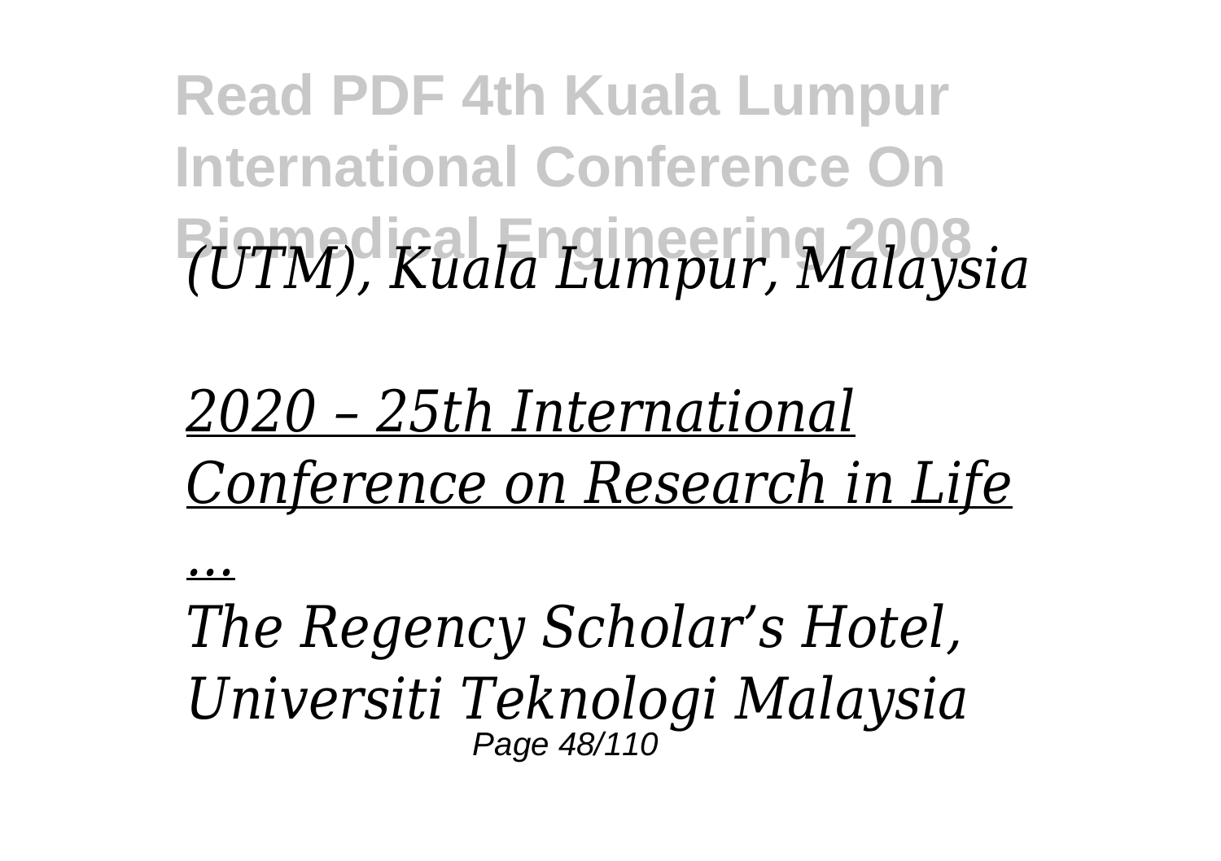*(UTM), Kuala Lumpur, Malaysia*

*2020 – 25th International Conference on Research in Life ...*

*The Regency Scholar's Hotel, Universiti Teknologi Malaysia*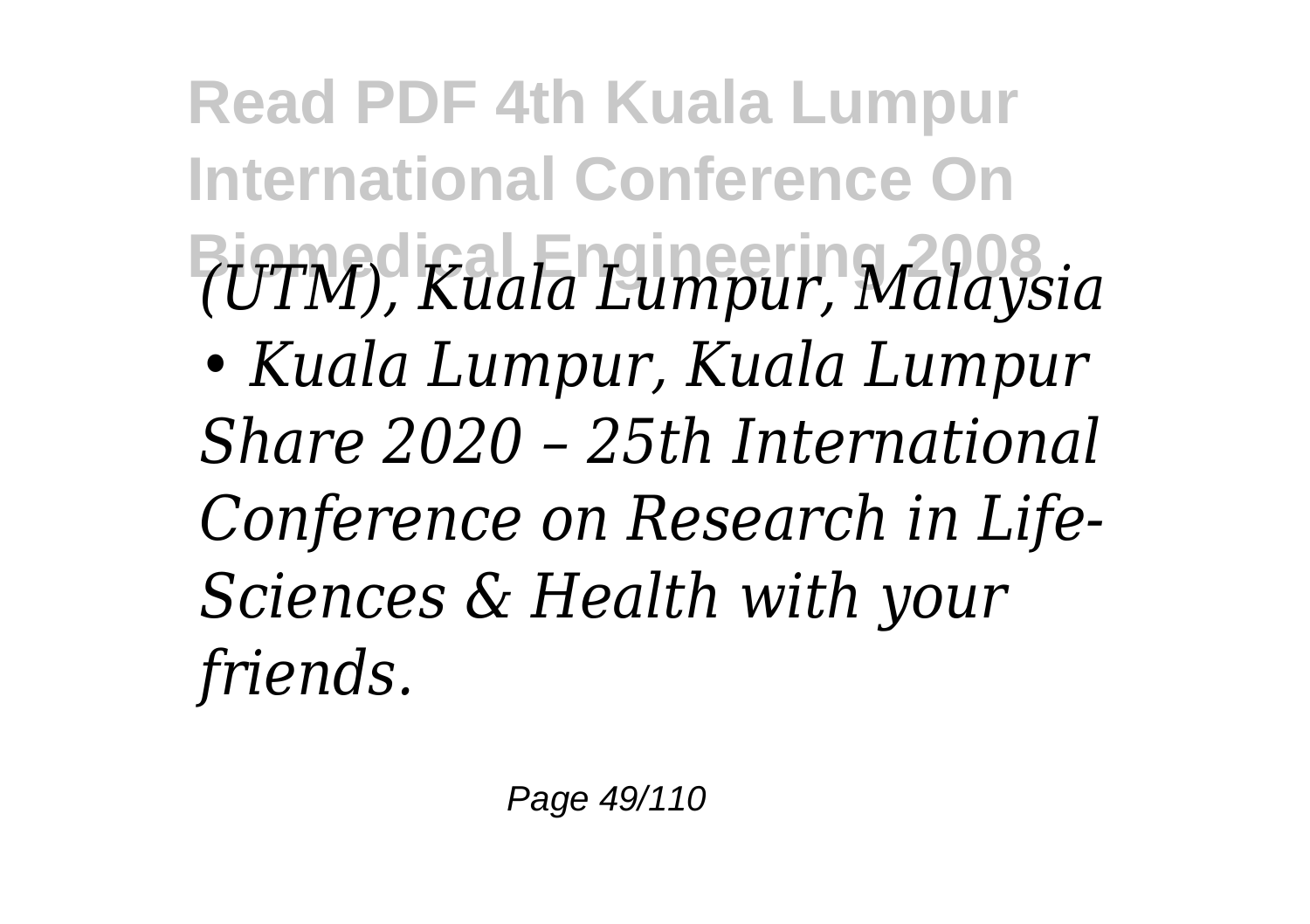*(UTM), Kuala Lumpur, Malaysia • Kuala Lumpur, Kuala Lumpur Share 2020 – 25th International Conference on Research in Life-Sciences & Health with your friends.*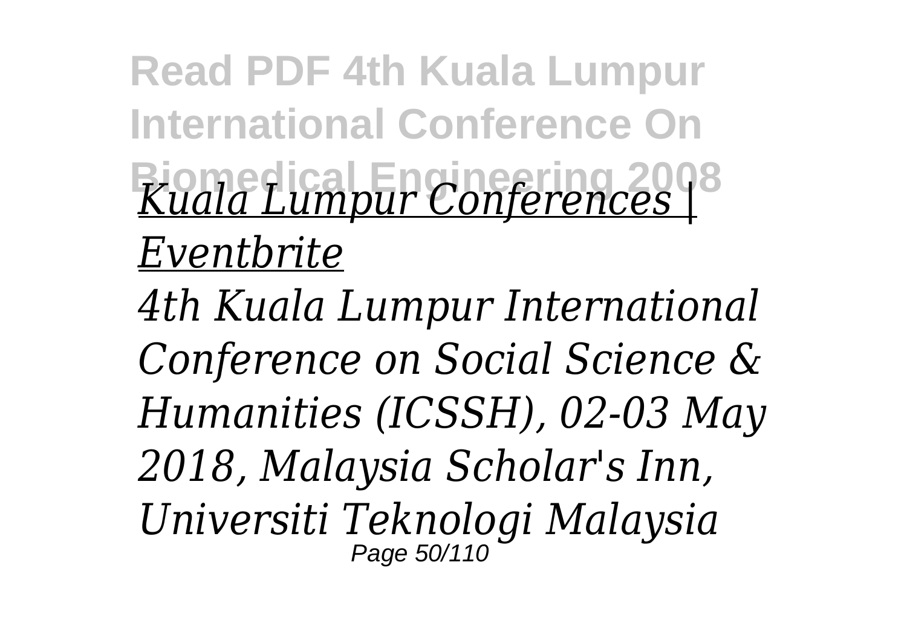*Kuala Lumpur Conferences | Eventbrite*

*4th Kuala Lumpur International Conference on Social Science & Humanities (ICSSH), 02-03 May 2018, Malaysia Scholar's Inn, Universiti Teknologi Malaysia*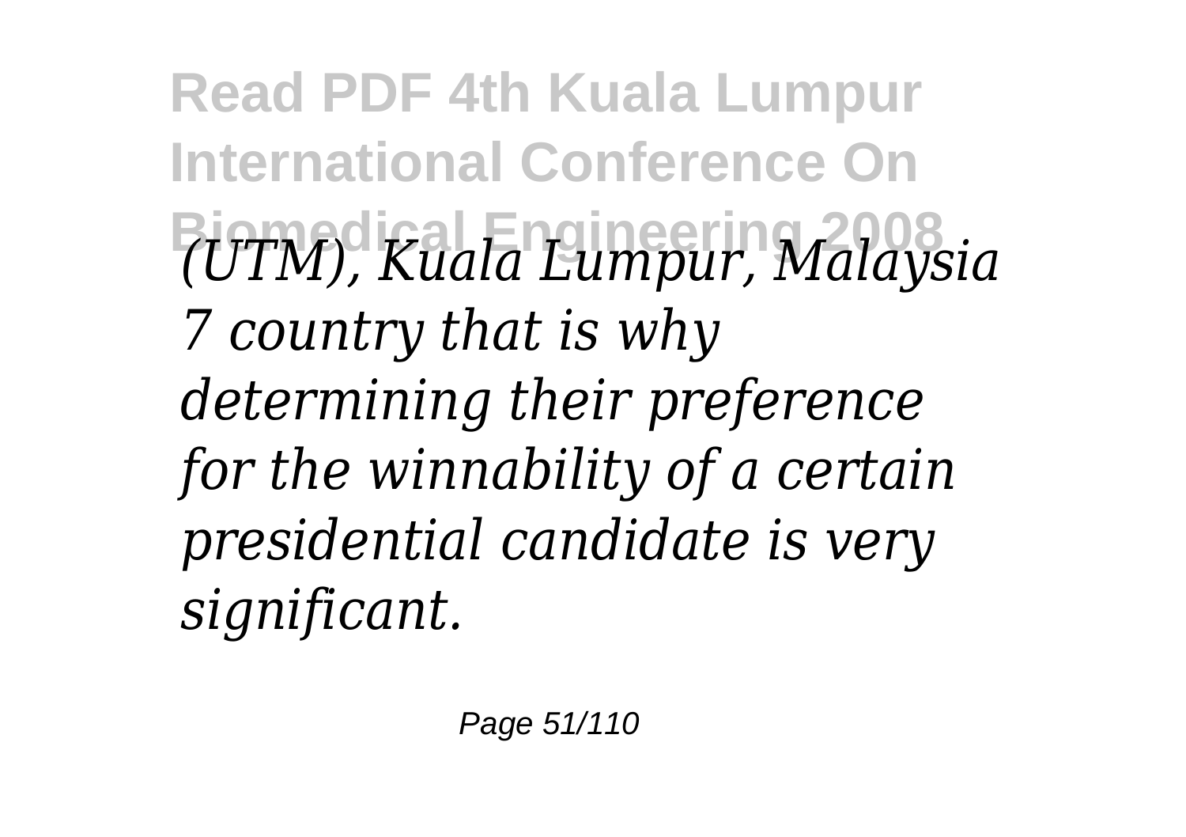*(UTM), Kuala Lumpur, Malaysia 7 country that is why determining their preference for the winnability of a certain presidential candidate is very significant.*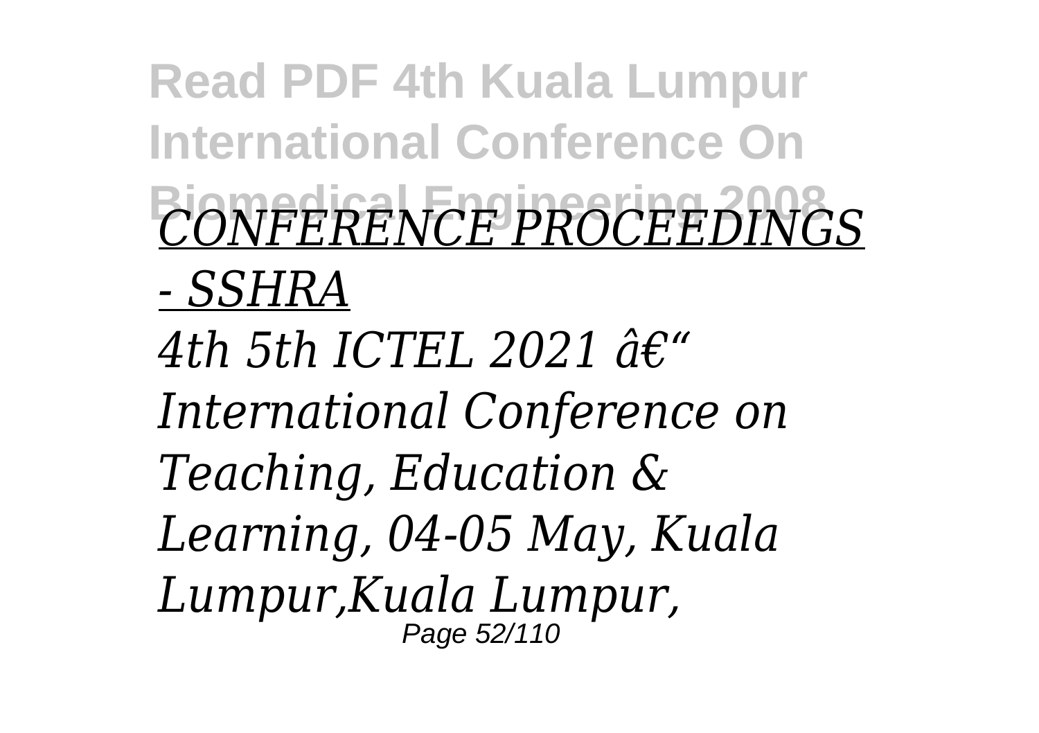*CONFERENCE PROCEEDINGS - SSHRA*

*4th 5th ICTEL 2021 â€“ International Conference on Teaching, Education & Learning, 04-05 May, Kuala Lumpur,Kuala Lumpur,*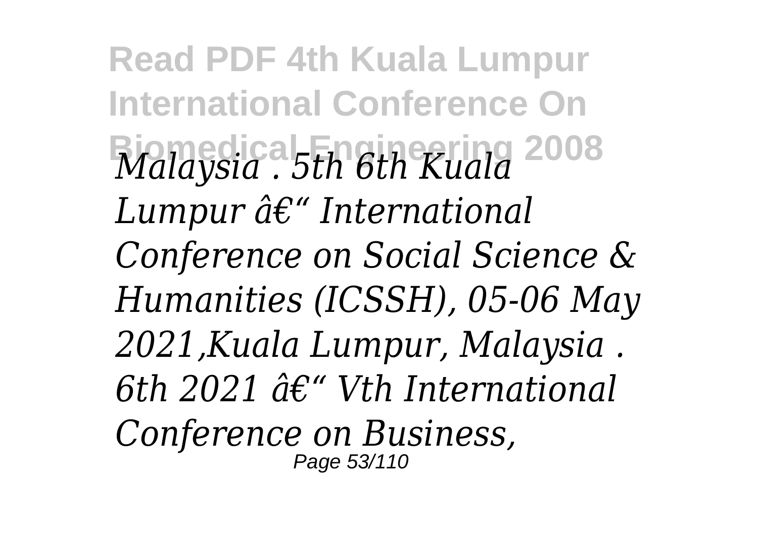*Malaysia . 5th 6th Kuala Lumpur â€“ International Conference on Social Science & Humanities (ICSSH), 05-06 May 2021,Kuala Lumpur, Malaysia . 6th 2021 â€“ Vth International Conference on Business,*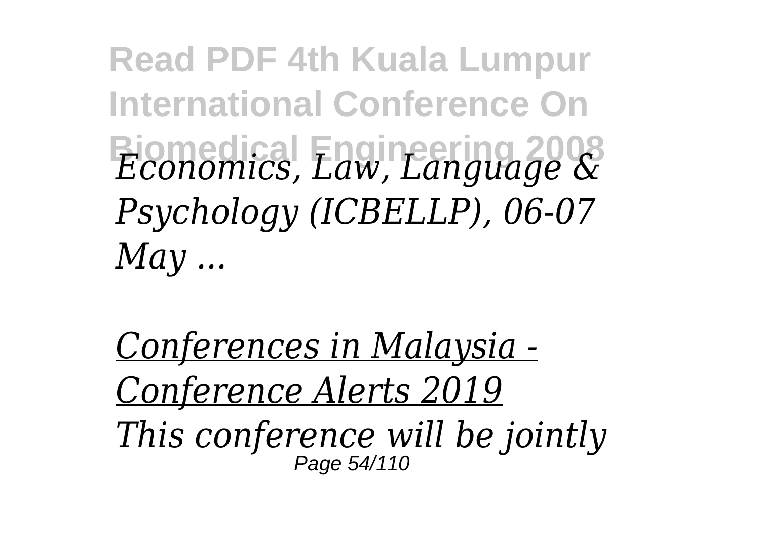*Economics, Law, Language & Psychology (ICBELLP), 06-07 May ...*

*Conferences in Malaysia - Conference Alerts 2019*

*This conference will be jointly*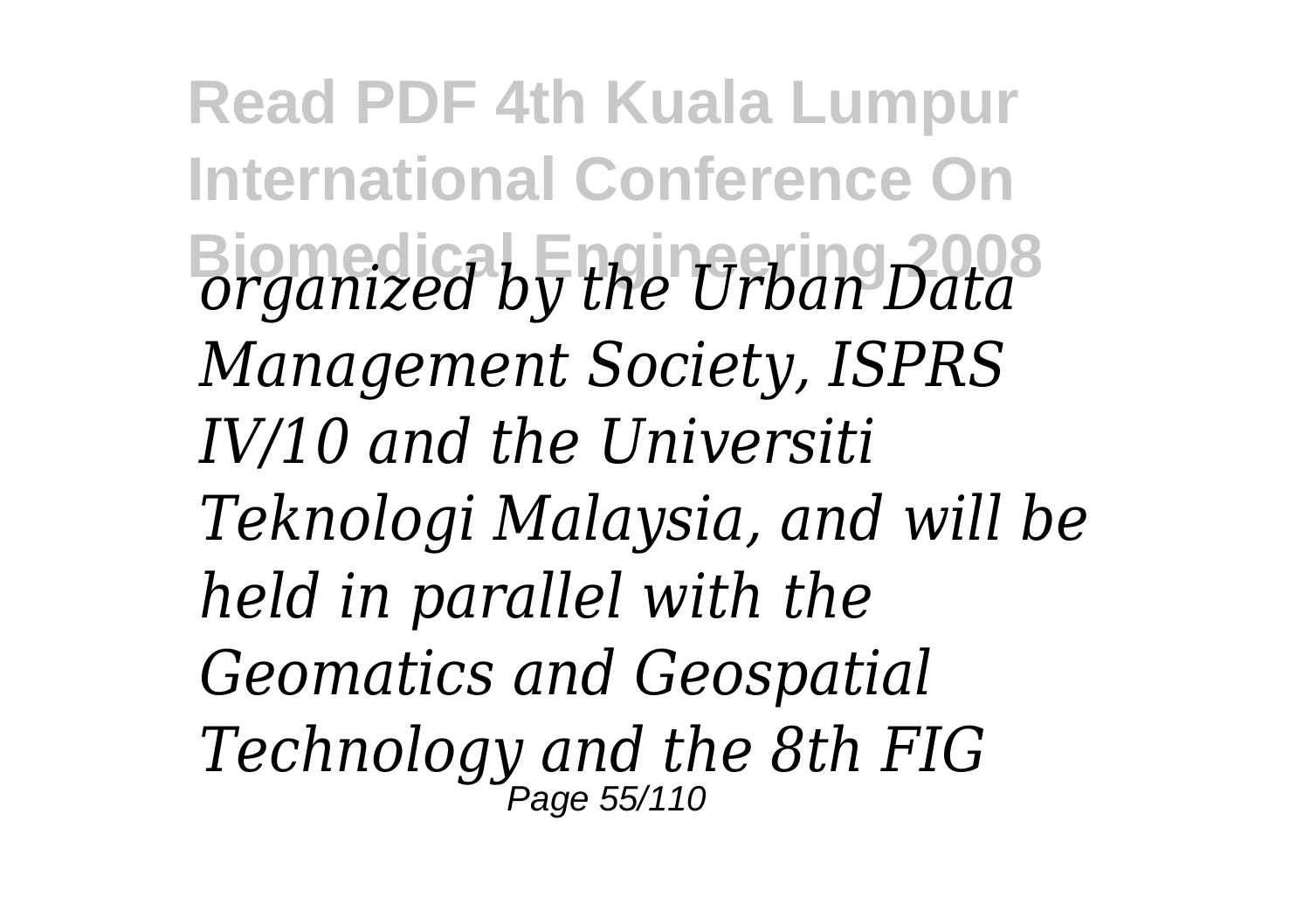*organized by the Urban Data Management Society, ISPRS IV/10 and the Universiti Teknologi Malaysia, and will be held in parallel with the Geomatics and Geospatial Technology and the 8th FIG*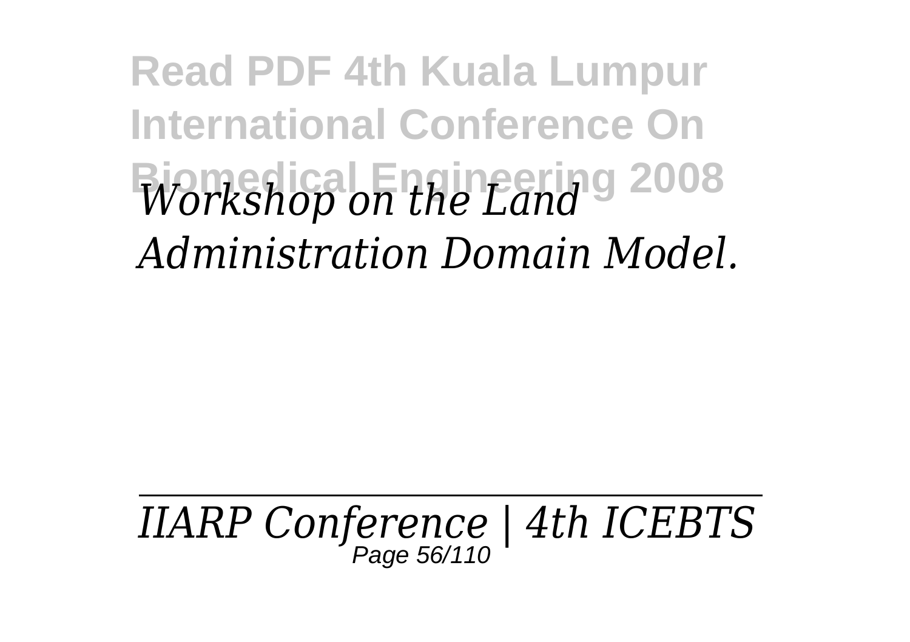*Workshop on the Land Administration Domain Model.*

---

*IIARP Conference | 4th ICEBTS*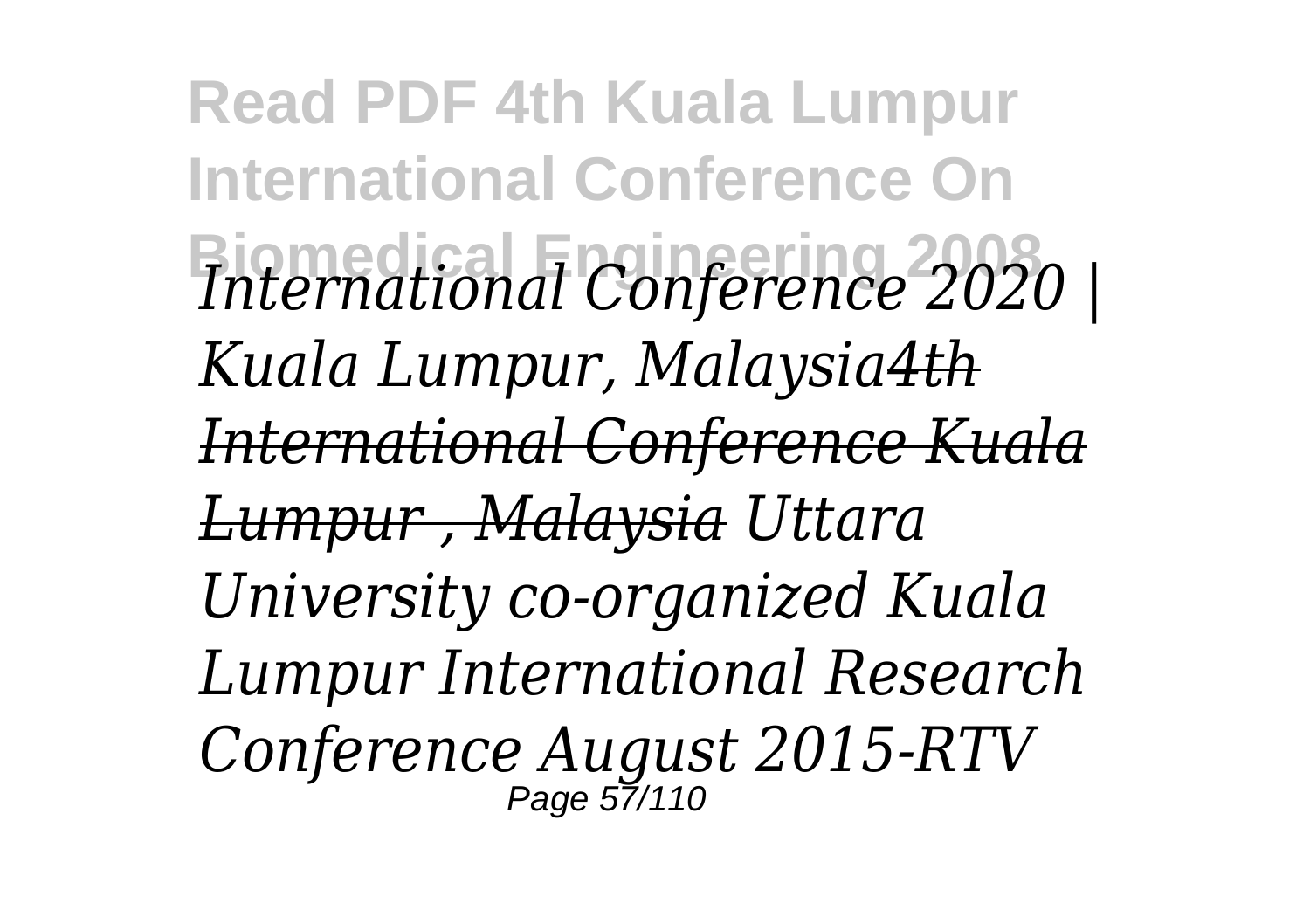*International Conference 2020 | Kuala Lumpur, Malaysia4th International Conference Kuala Lumpur , Malaysia Uttara University co-organized Kuala Lumpur International Research Conference August 2015-RTV*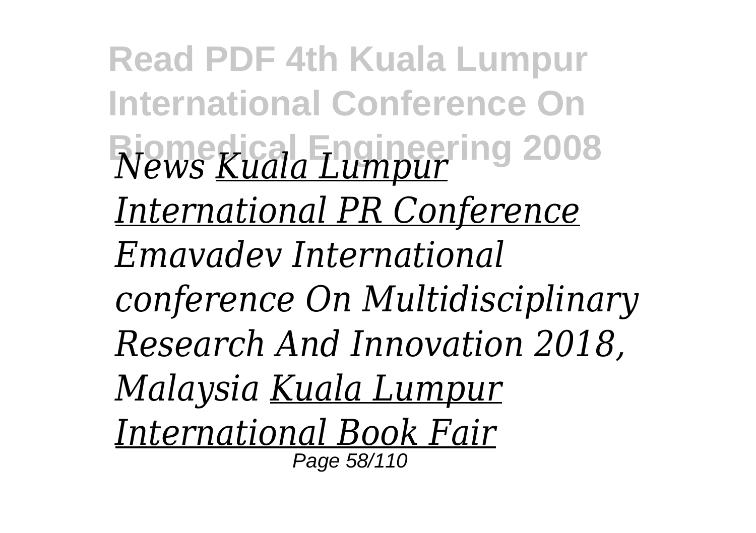*News* *Kuala Lumpur International PR Conference* *Emavadev International conference On Multidisciplinary Research And Innovation 2018, Malaysia* *Kuala Lumpur International Book Fair*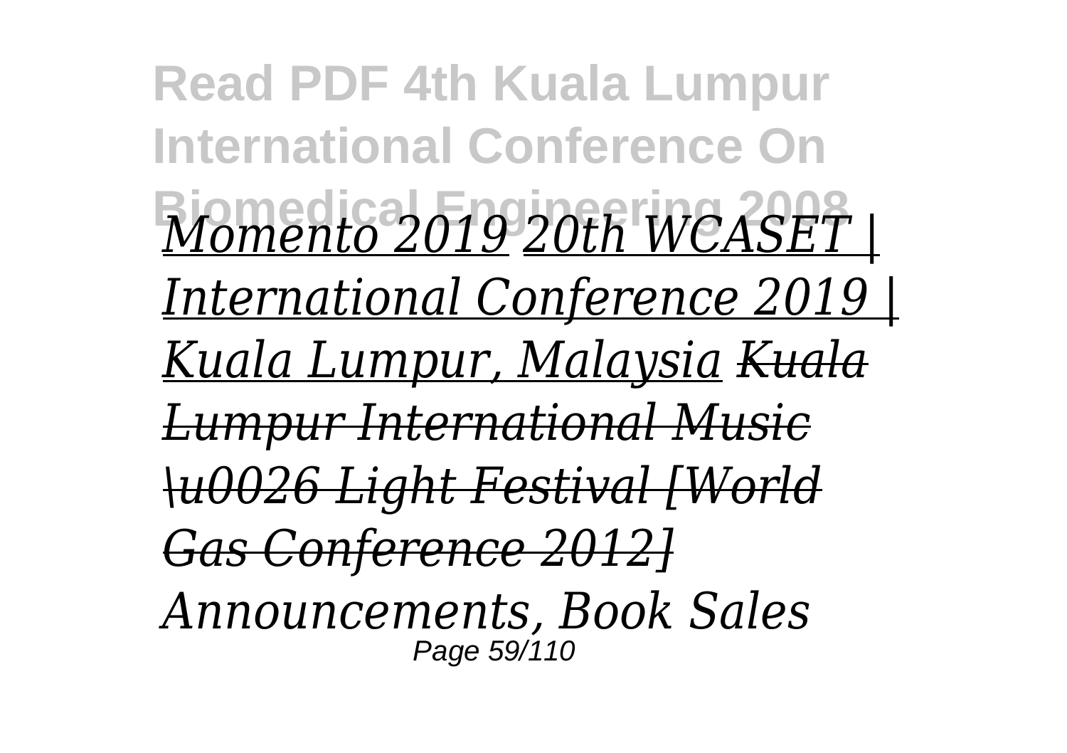*Momento 2019 20th WCASET | International Conference 2019 | Kuala Lumpur, Malaysia ~~Kuala Lumpur International Music \u0026 Light Festival [World Gas Conference 2012]~~ Announcements, Book Sales*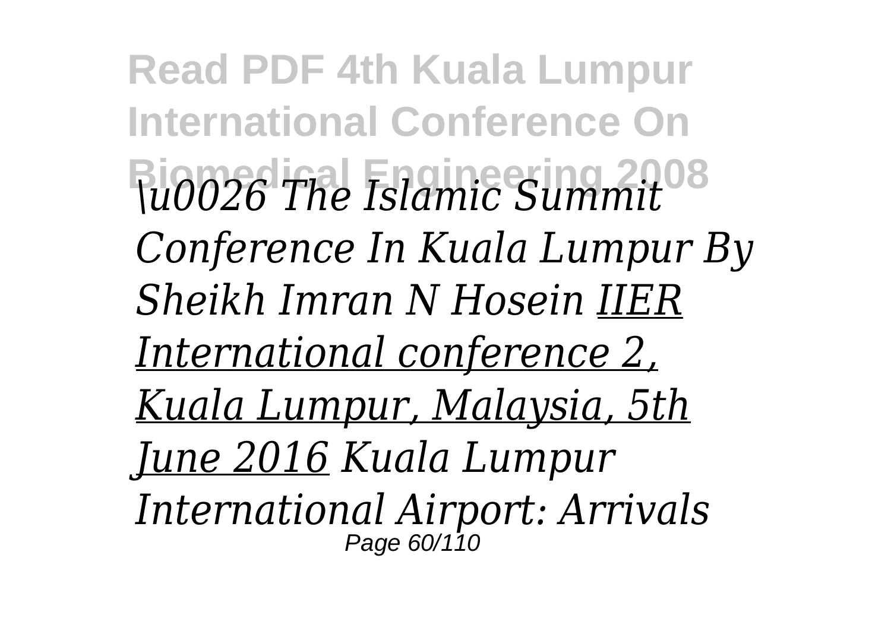*\u0026 The Islamic Summit Conference In Kuala Lumpur By Sheikh Imran N Hosein* *IIER International conference 2, Kuala Lumpur, Malaysia, 5th June 2016* *Kuala Lumpur International Airport: Arrivals*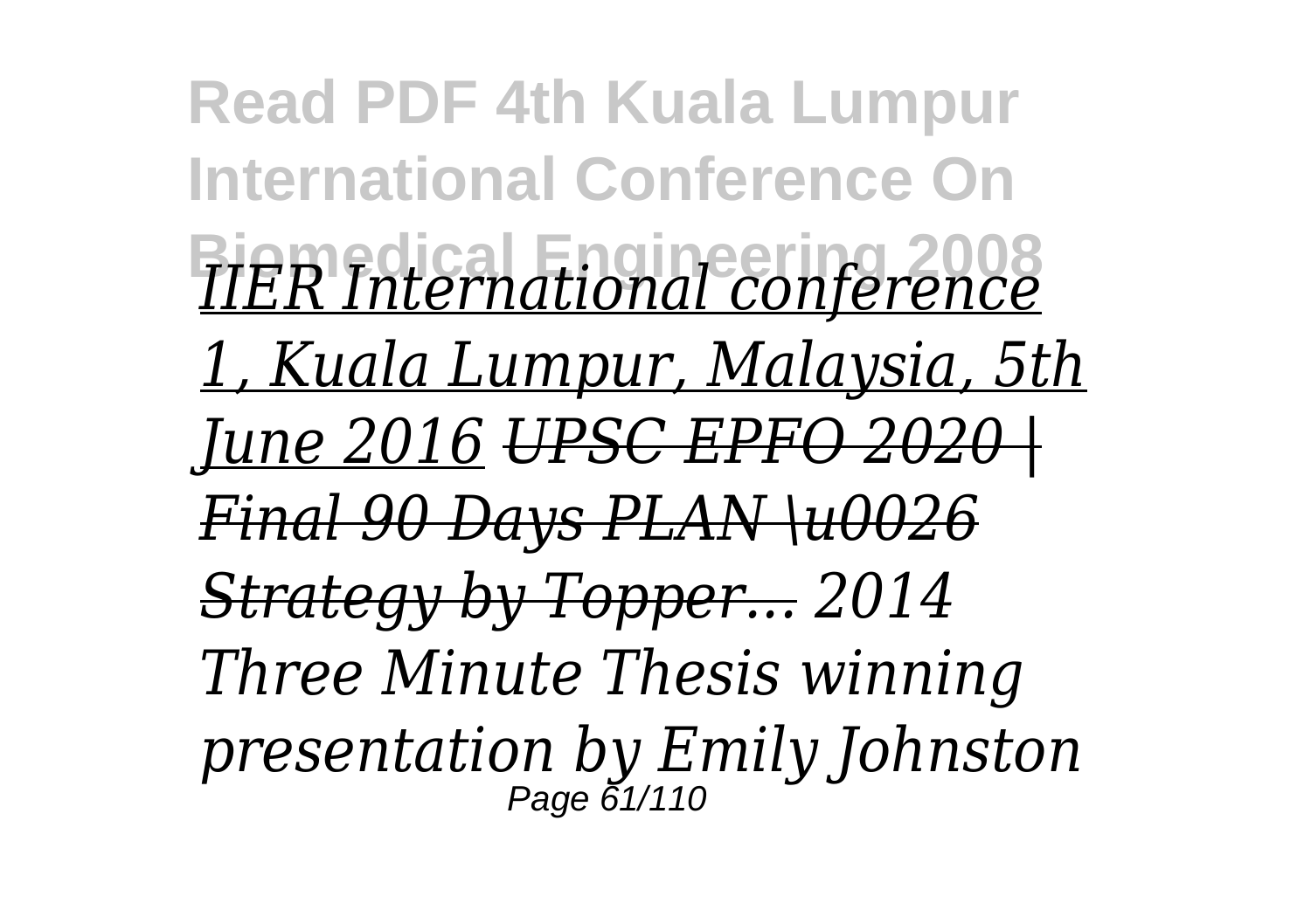*IIER International conference 1, Kuala Lumpur, Malaysia, 5th June 2016* *~~UPSC EPFO 2020 | Final 90 Days PLAN \u0026 Strategy by Topper...~~* *2014 Three Minute Thesis winning presentation by Emily Johnston*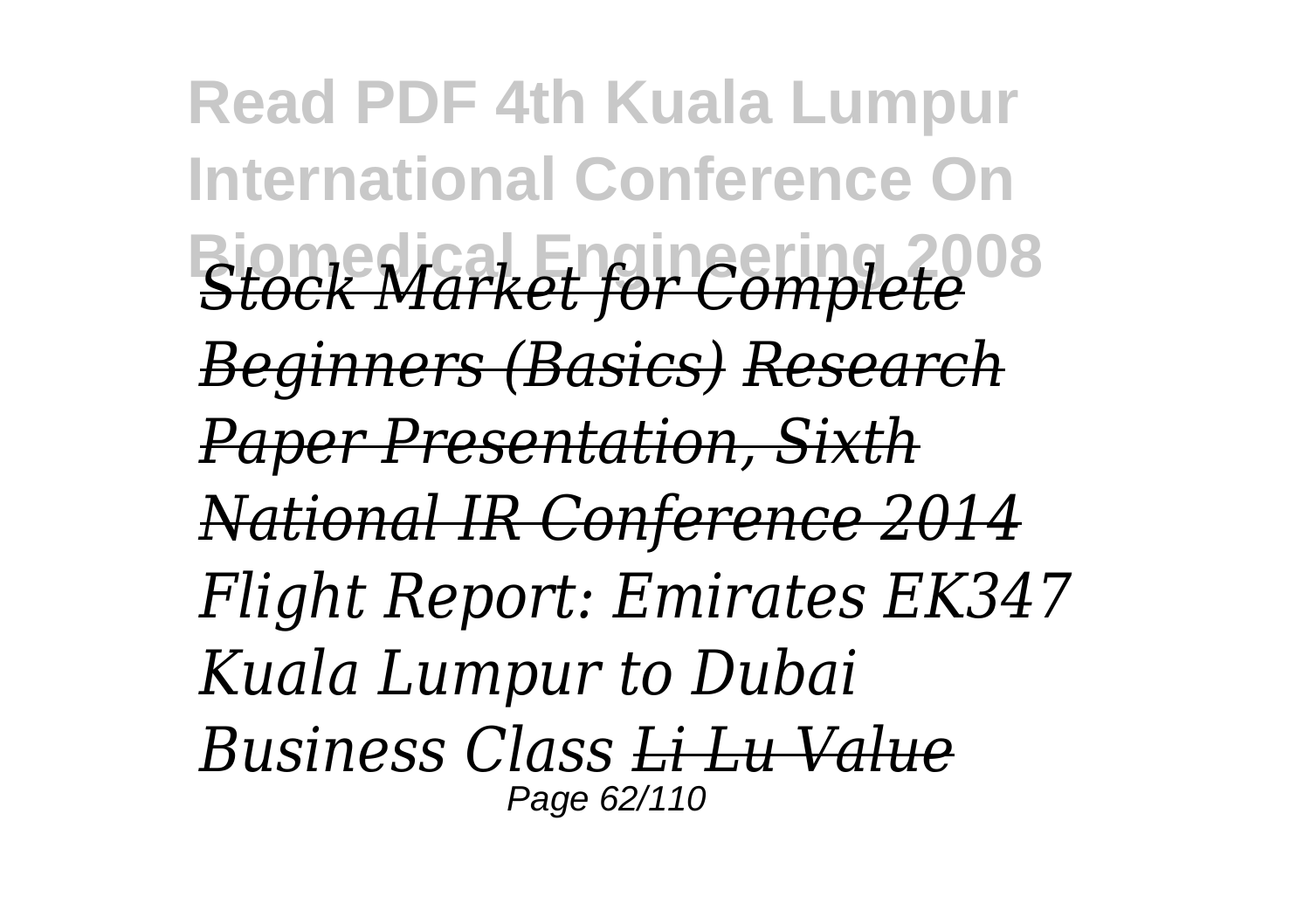*Stock Market for Complete Beginners (Basics) Research Paper Presentation, Sixth National IR Conference 2014 Flight Report: Emirates EK347 Kuala Lumpur to Dubai Business Class Li Lu Value*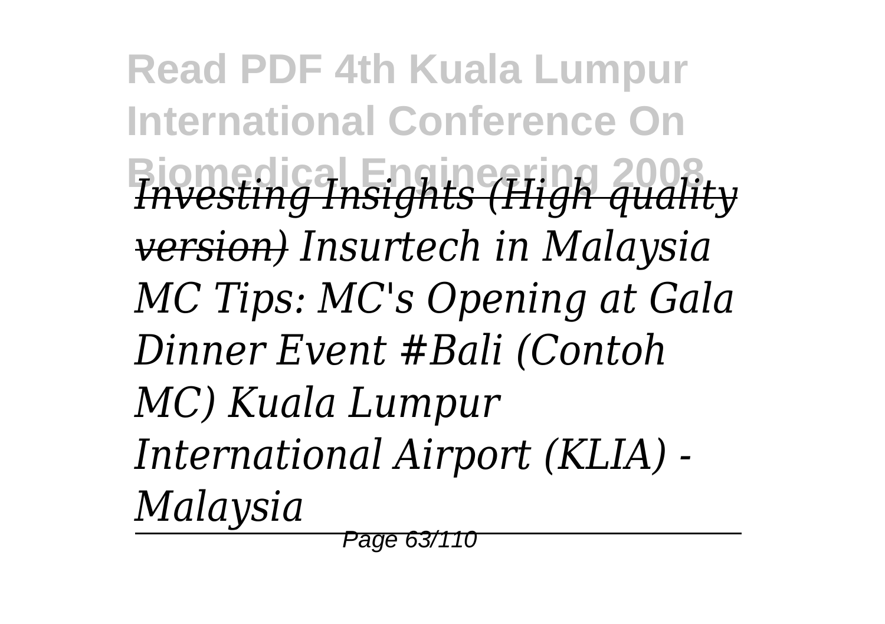*Investing Insights (High quality version) Insurtech in Malaysia MC Tips: MC's Opening at Gala Dinner Event #Bali (Contoh MC) Kuala Lumpur International Airport (KLIA) - Malaysia*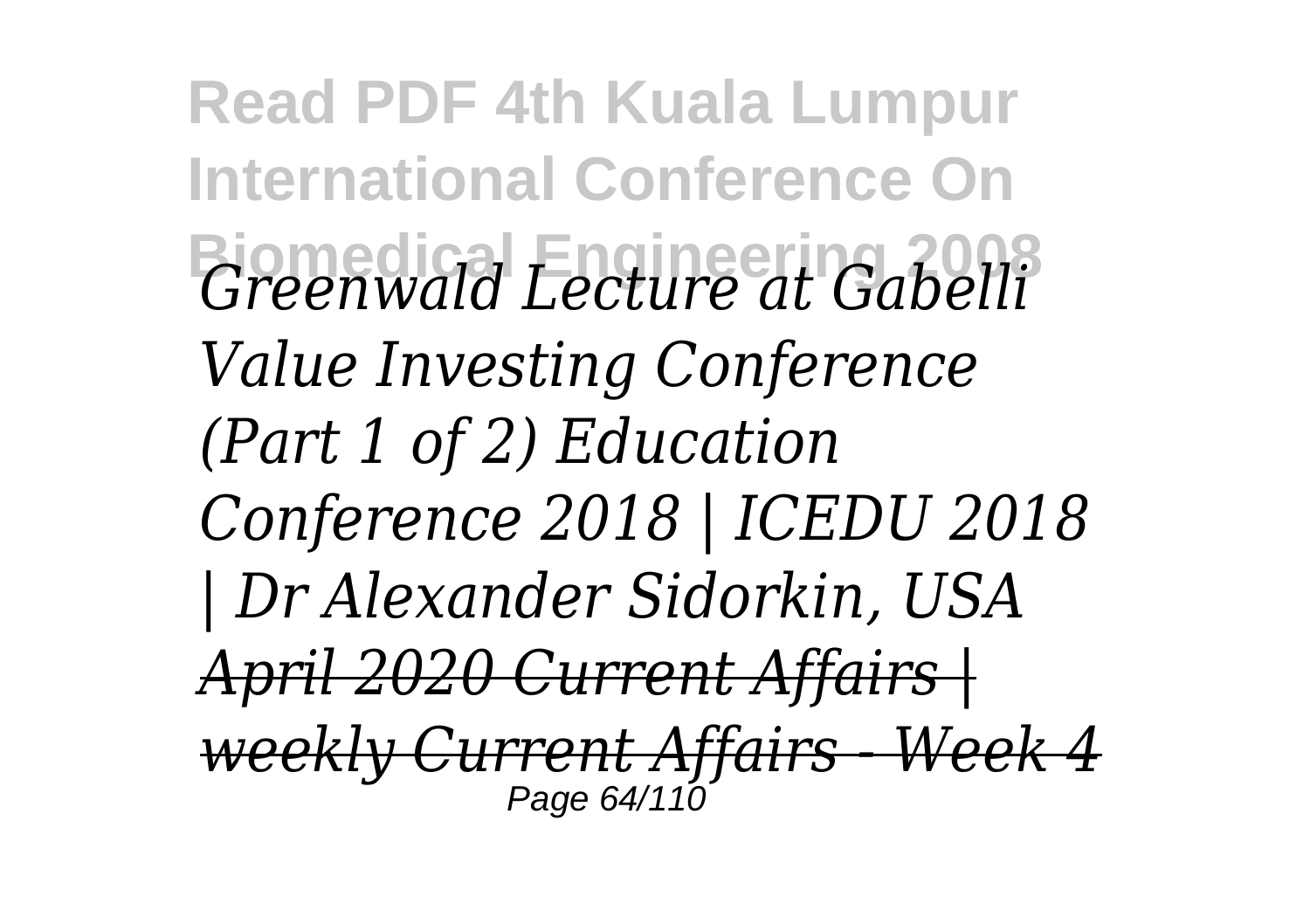*Greenwald Lecture at Gabelli Value Investing Conference (Part 1 of 2) Education Conference 2018 | ICEDU 2018 | Dr Alexander Sidorkin, USA April 2020 Current Affairs | weekly Current Affairs - Week 4*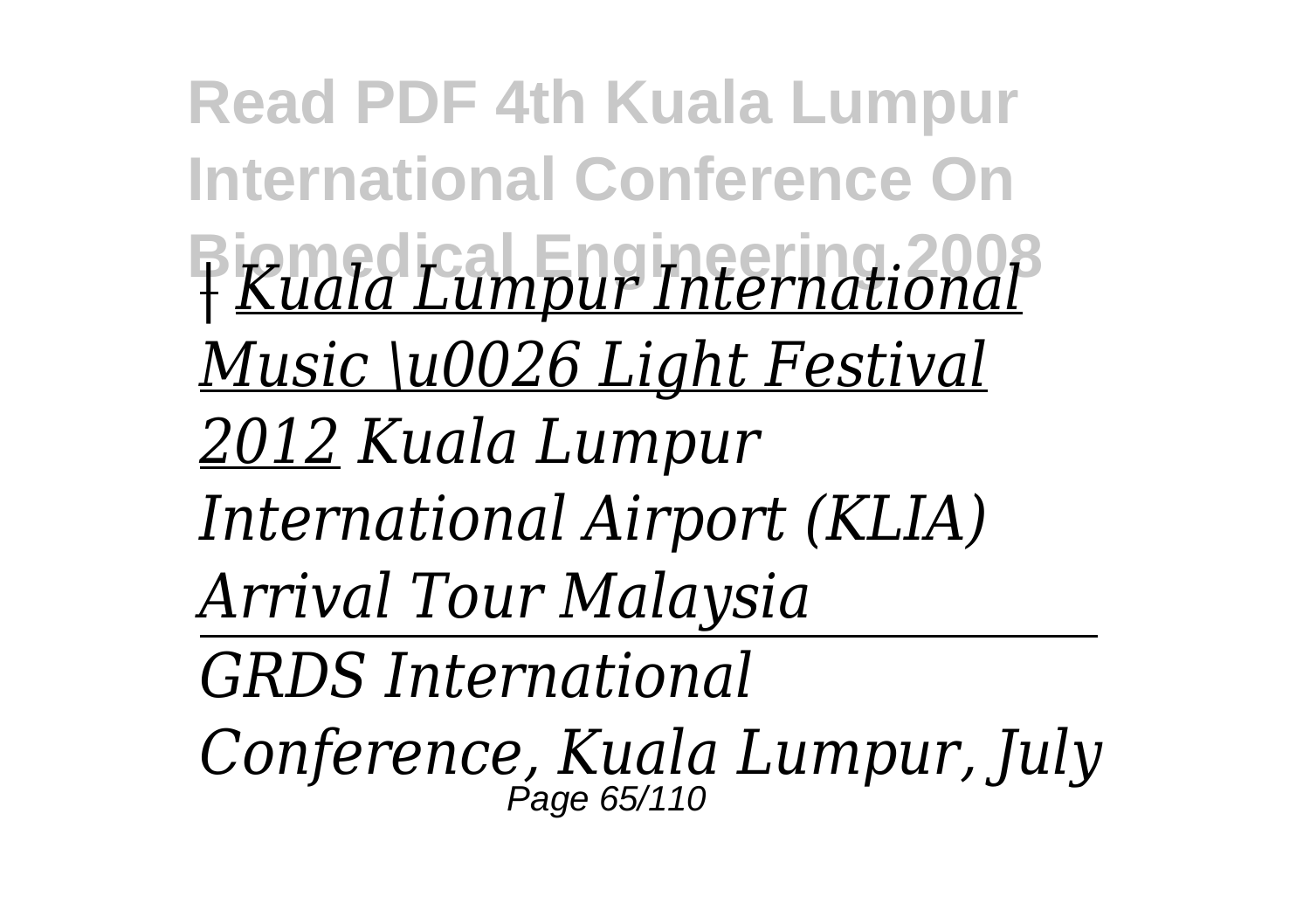*| Kuala Lumpur International Music \u0026 Light Festival 2012 Kuala Lumpur International Airport (KLIA) Arrival Tour Malaysia*

---

*GRDS International Conference, Kuala Lumpur, July*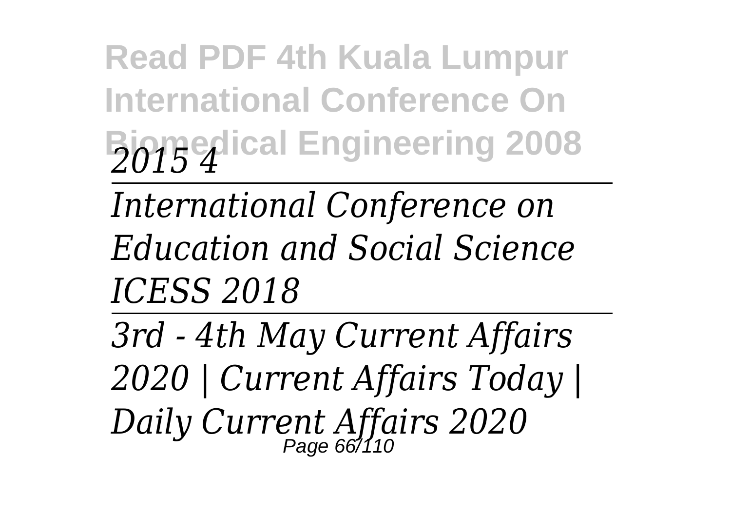*2015 4*

---

*International Conference on Education and Social Science ICESS 2018*

---

*3rd - 4th May Current Affairs 2020 | Current Affairs Today | Daily Current Affairs 2020*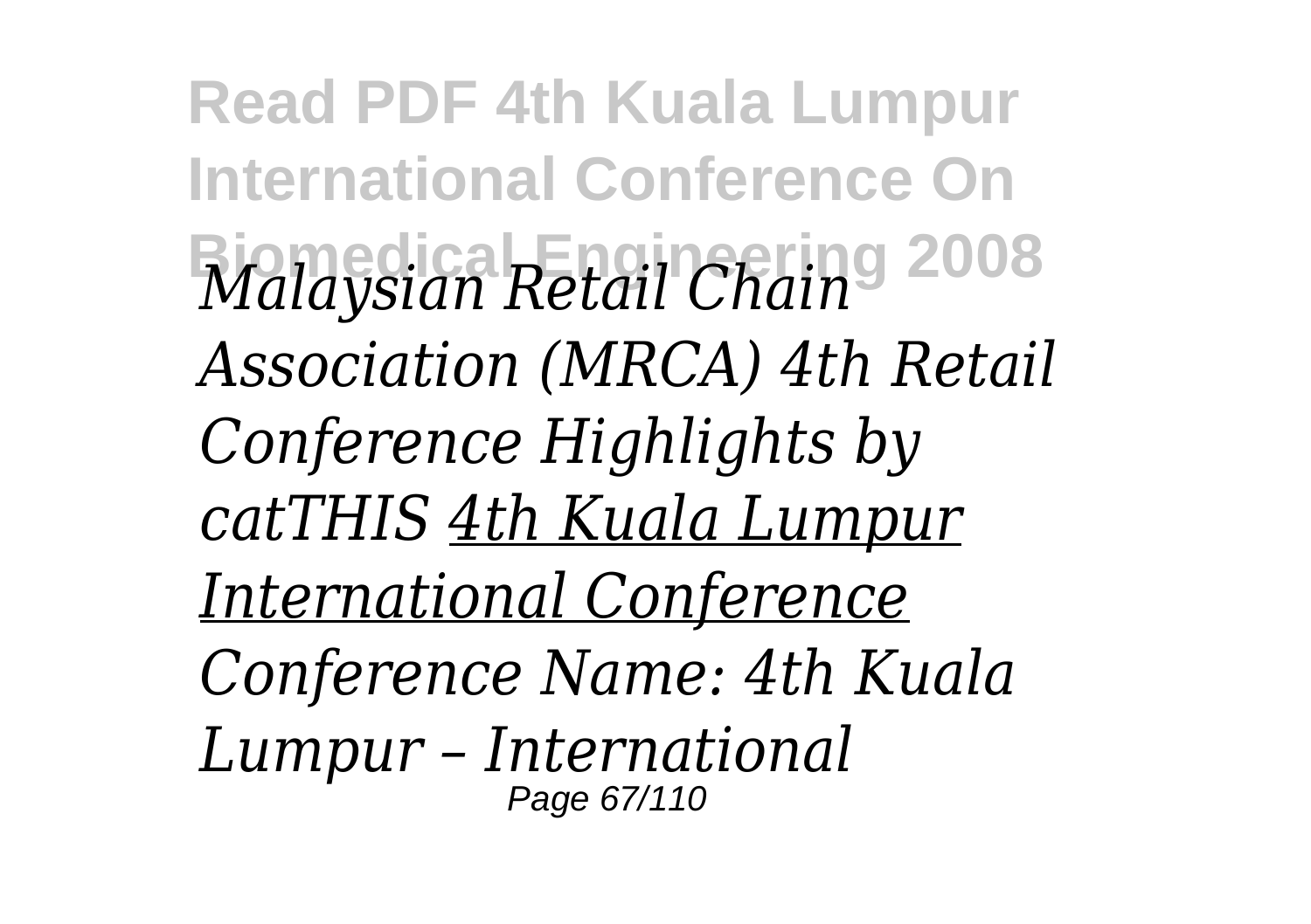*Malaysian Retail Chain Association (MRCA) 4th Retail Conference Highlights by catTHIS* *4th Kuala Lumpur International Conference*

*Conference Name: 4th Kuala Lumpur – International*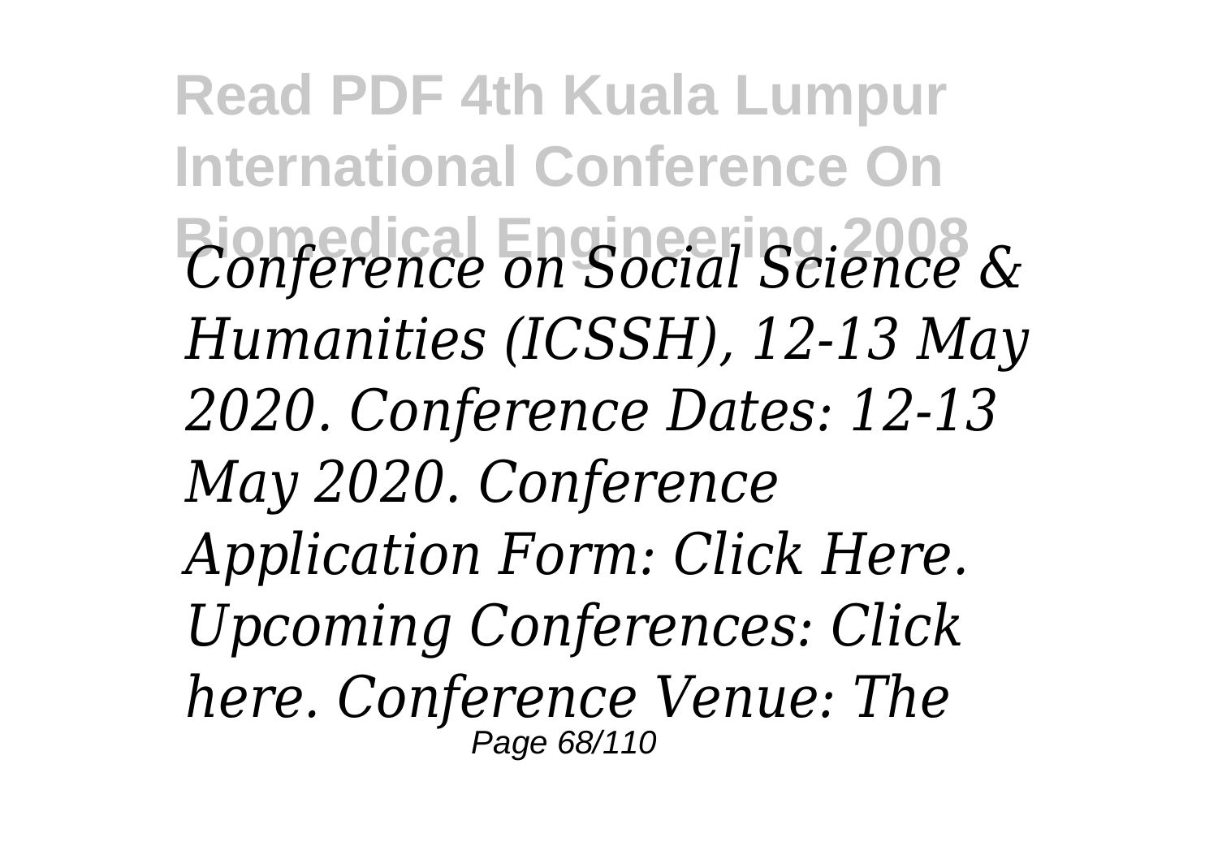*Conference on Social Science & Humanities (ICSSH), 12-13 May 2020. Conference Dates: 12-13 May 2020. Conference Application Form: Click Here. Upcoming Conferences: Click here. Conference Venue: The*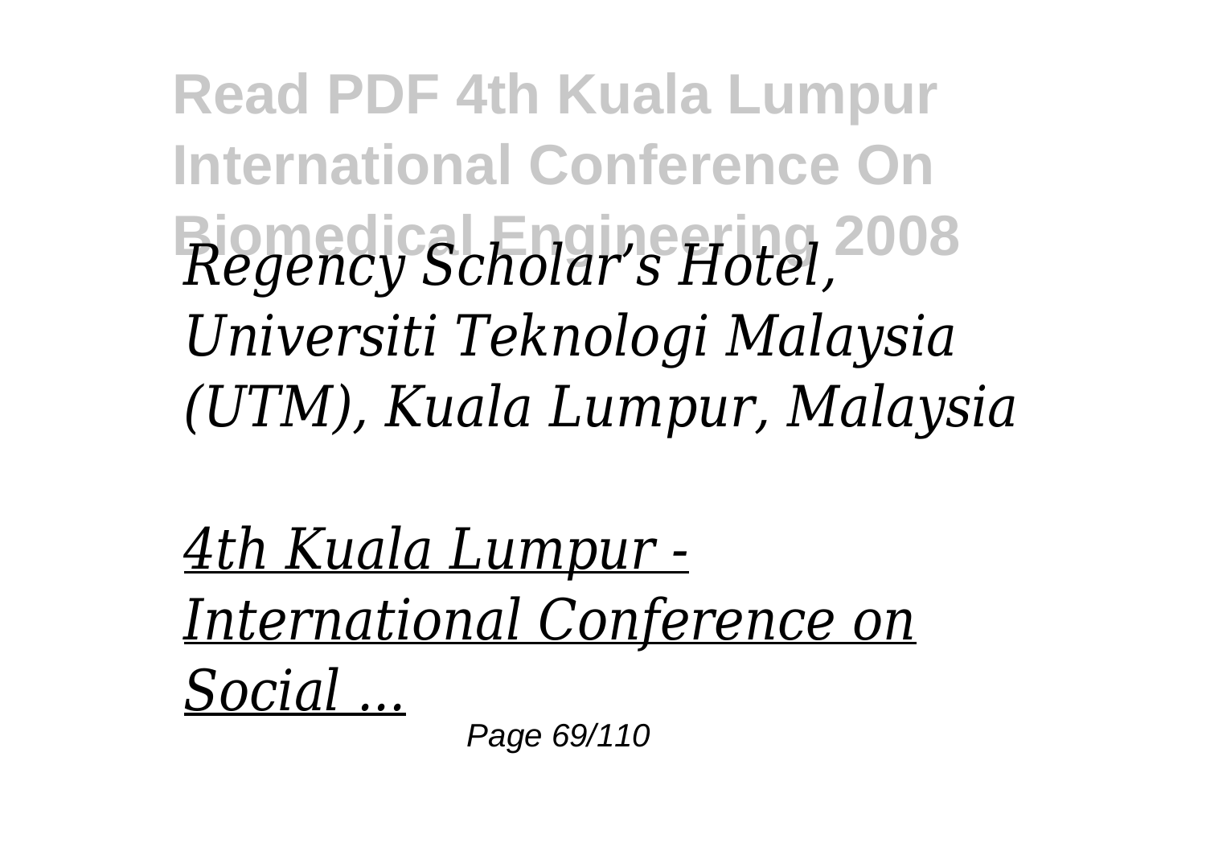*Regency Scholar's Hotel, Universiti Teknologi Malaysia (UTM), Kuala Lumpur, Malaysia*

*4th Kuala Lumpur - International Conference on Social ...*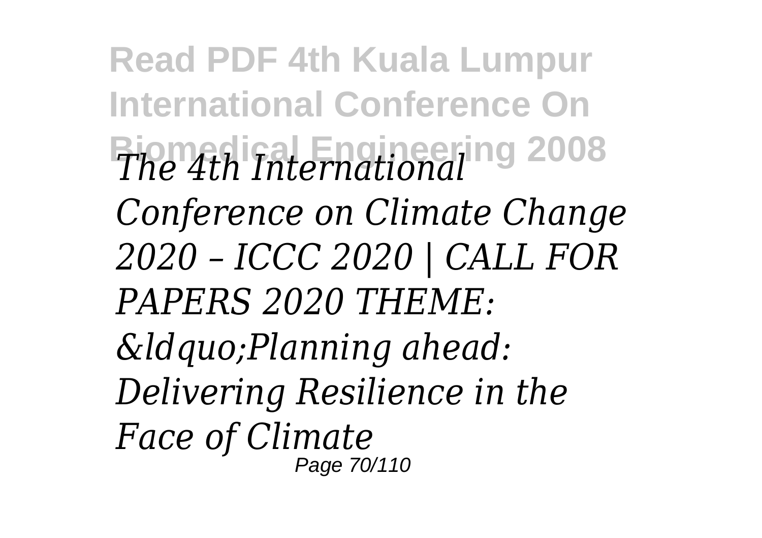*The 4th International Conference on Climate Change 2020 – ICCC 2020 | CALL FOR PAPERS 2020 THEME: &ldquo;Planning ahead: Delivering Resilience in the Face of Climate*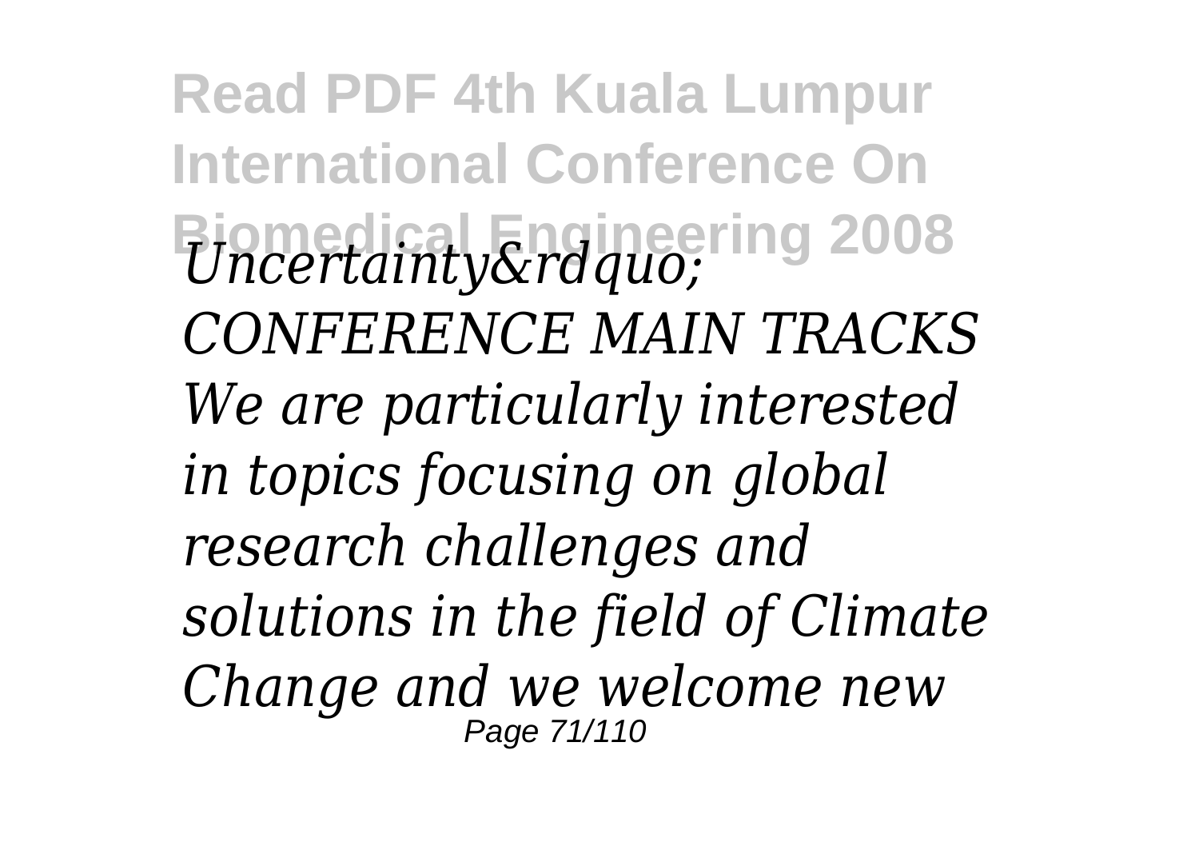*Uncertainty&rdquo; CONFERENCE MAIN TRACKS We are particularly interested in topics focusing on global research challenges and solutions in the field of Climate Change and we welcome new*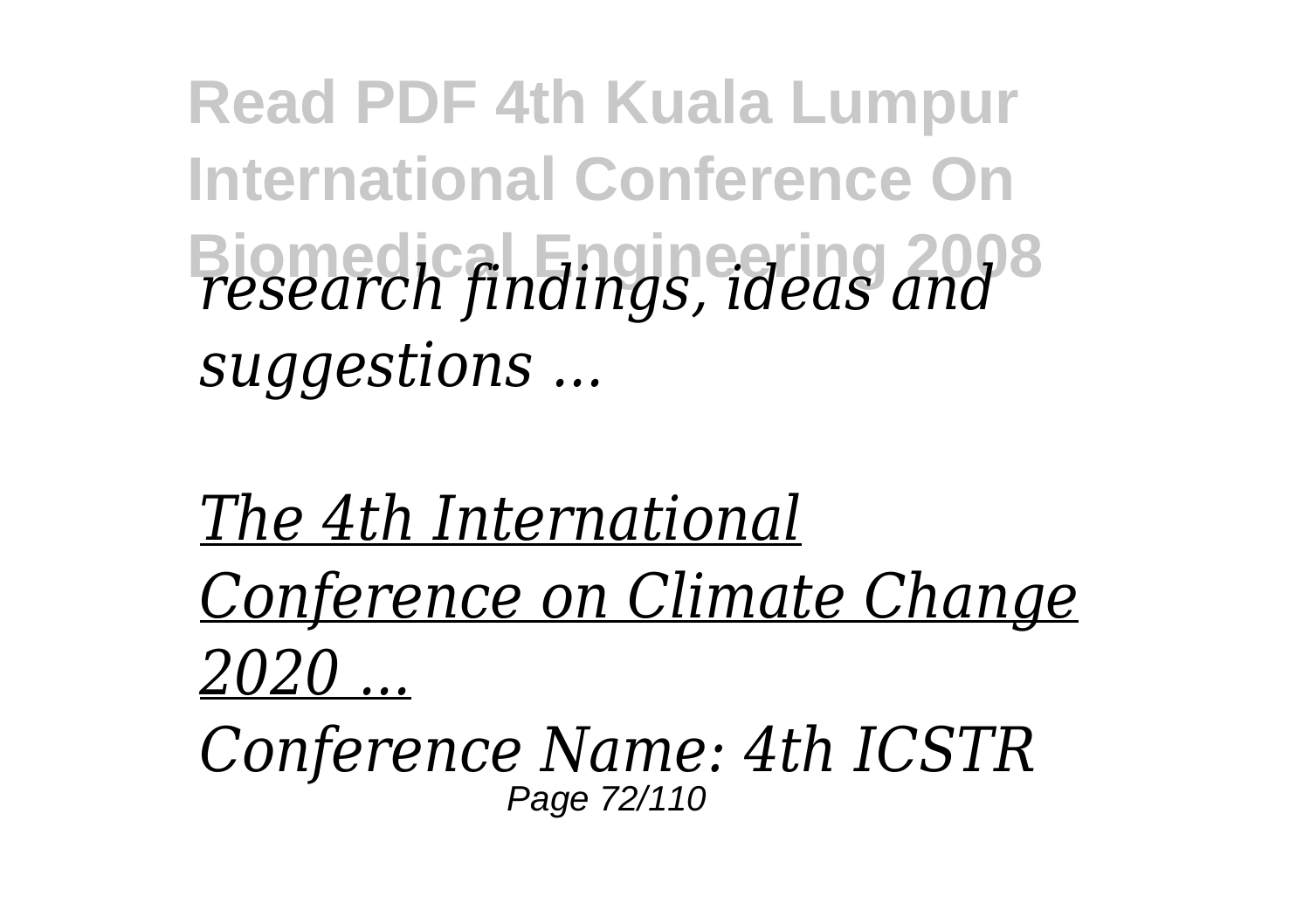*research findings, ideas and suggestions ...*

*The 4th International Conference on Climate Change 2020 ...*

*Conference Name: 4th ICSTR*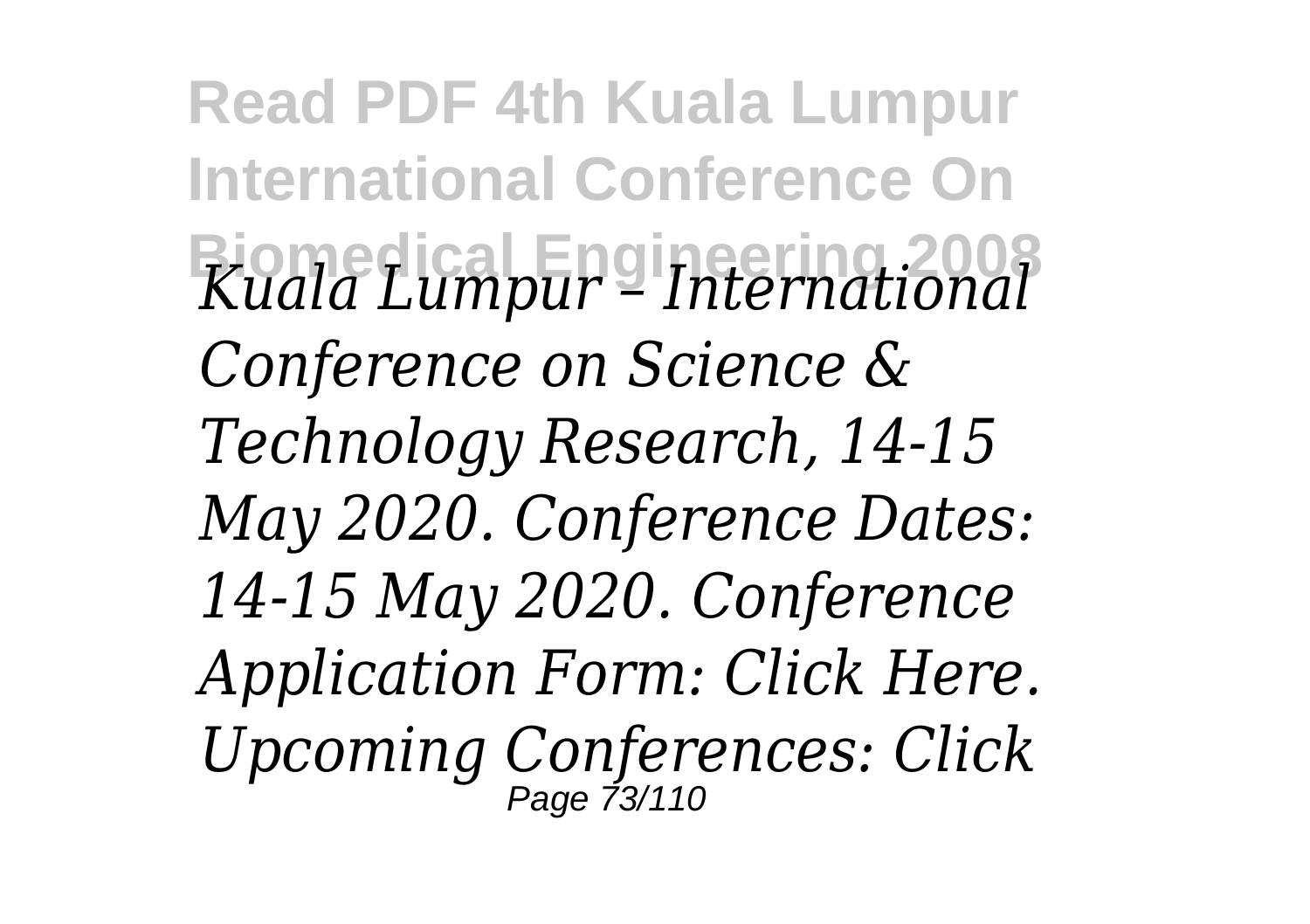*Kuala Lumpur – International Conference on Science & Technology Research, 14-15 May 2020. Conference Dates: 14-15 May 2020. Conference Application Form: Click Here. Upcoming Conferences: Click*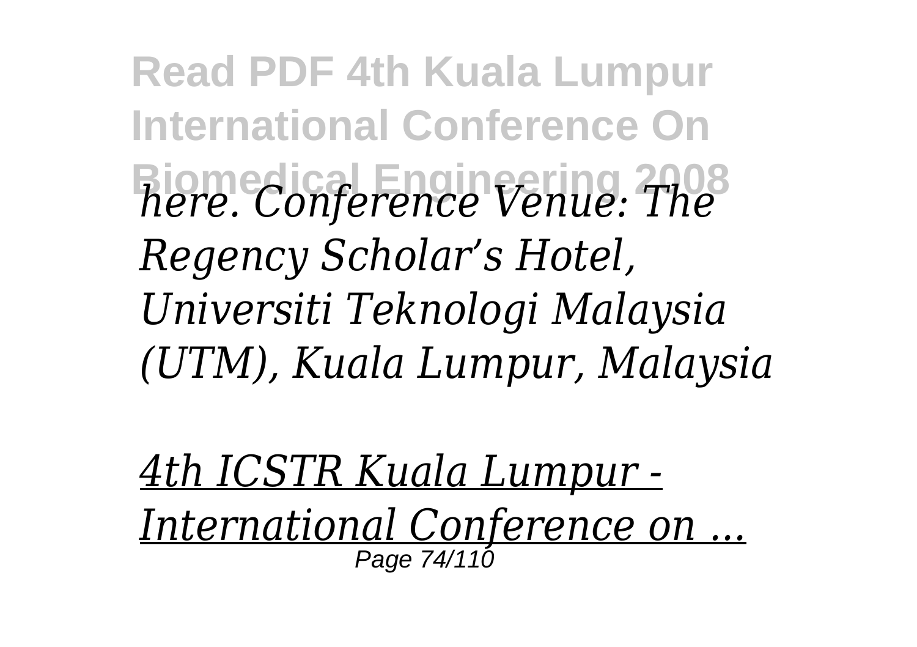*here. Conference Venue: The Regency Scholar's Hotel, Universiti Teknologi Malaysia (UTM), Kuala Lumpur, Malaysia*

*4th ICSTR Kuala Lumpur - International Conference on ...*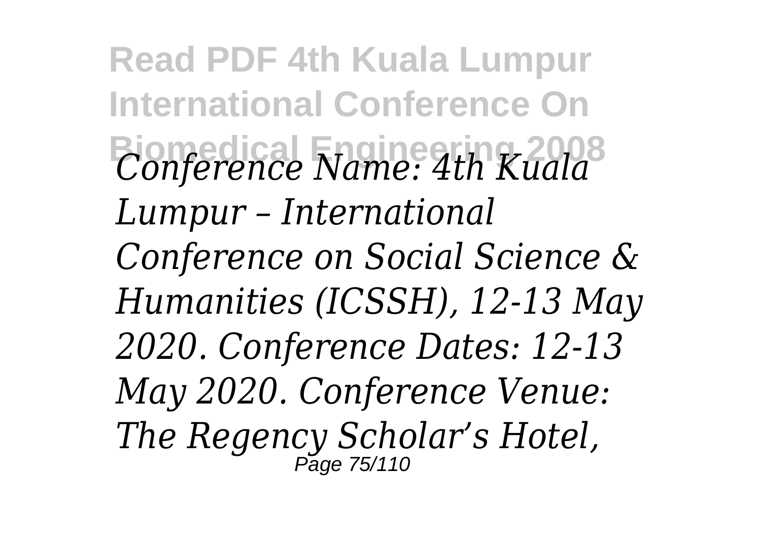*Conference Name: 4th Kuala Lumpur – International Conference on Social Science & Humanities (ICSSH), 12-13 May 2020. Conference Dates: 12-13 May 2020. Conference Venue: The Regency Scholar's Hotel,*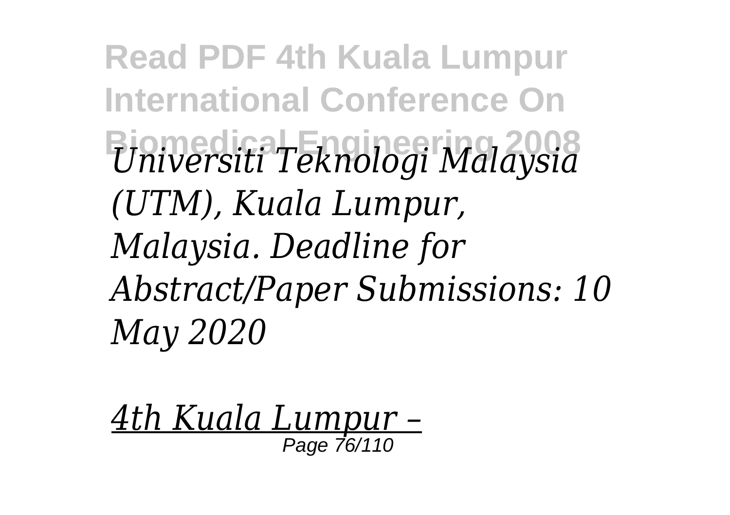*Universiti Teknologi Malaysia (UTM), Kuala Lumpur, Malaysia. Deadline for Abstract/Paper Submissions: 10 May 2020*

*4th Kuala Lumpur –*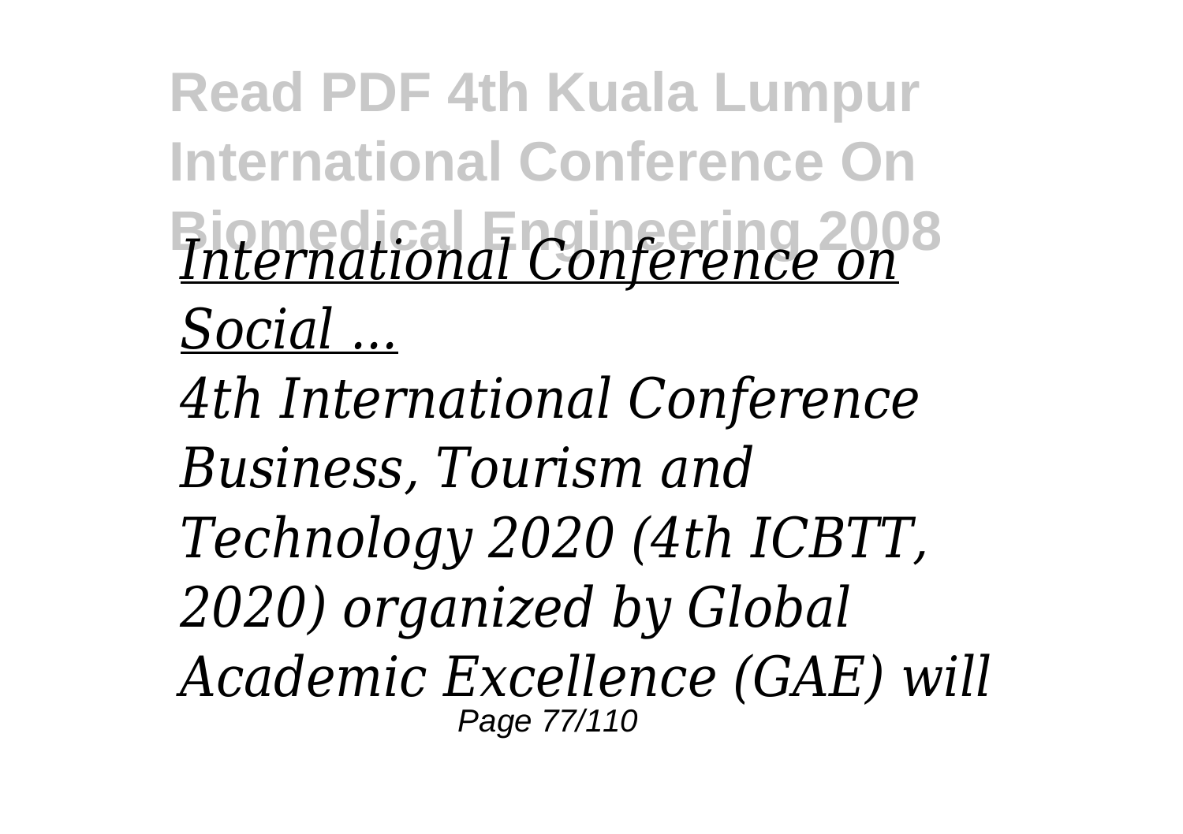*International Conference on Social ...*

*4th International Conference Business, Tourism and Technology 2020 (4th ICBTT, 2020) organized by Global Academic Excellence (GAE) will*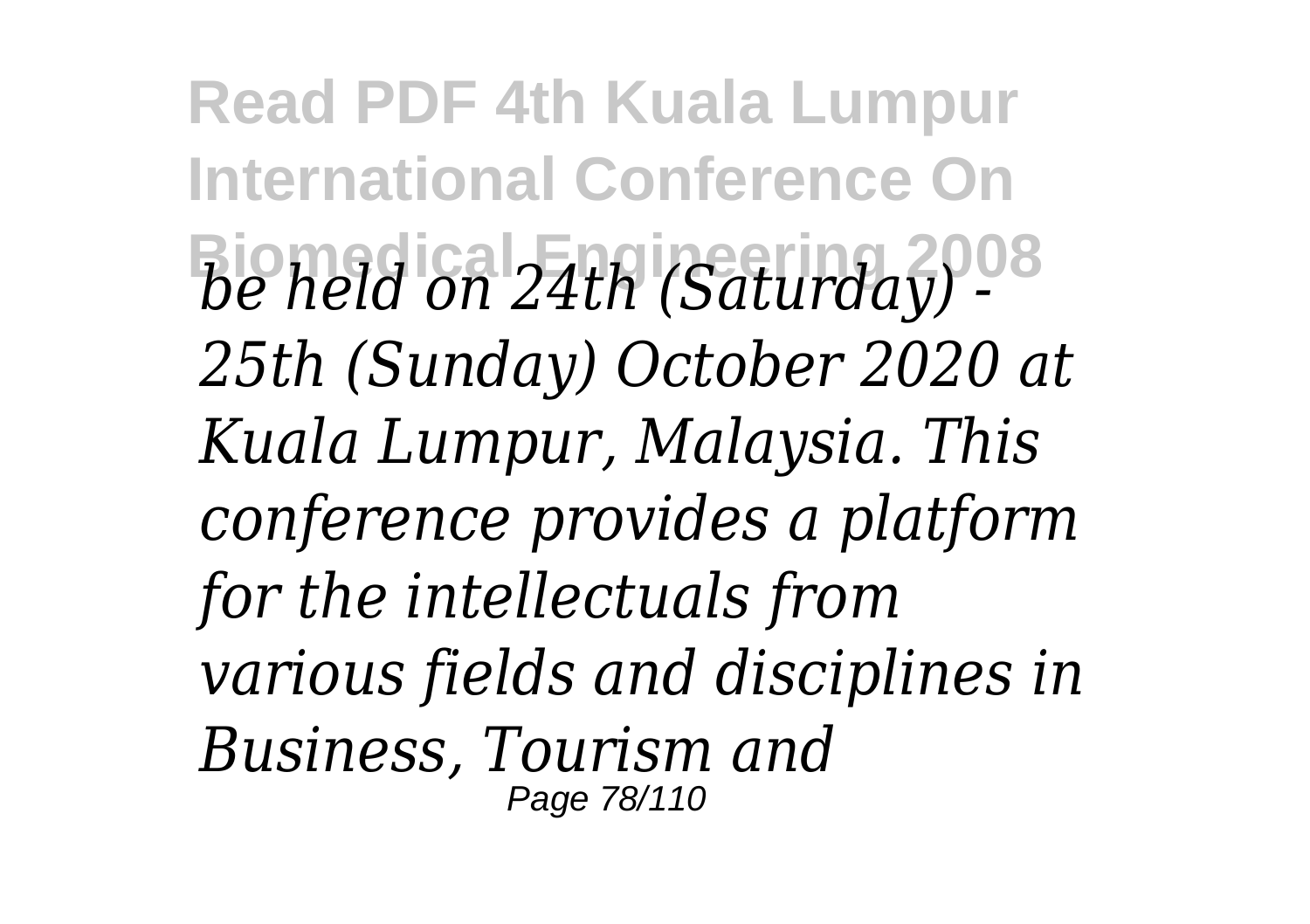*be held on 24th (Saturday) - 25th (Sunday) October 2020 at Kuala Lumpur, Malaysia. This conference provides a platform for the intellectuals from various fields and disciplines in Business, Tourism and*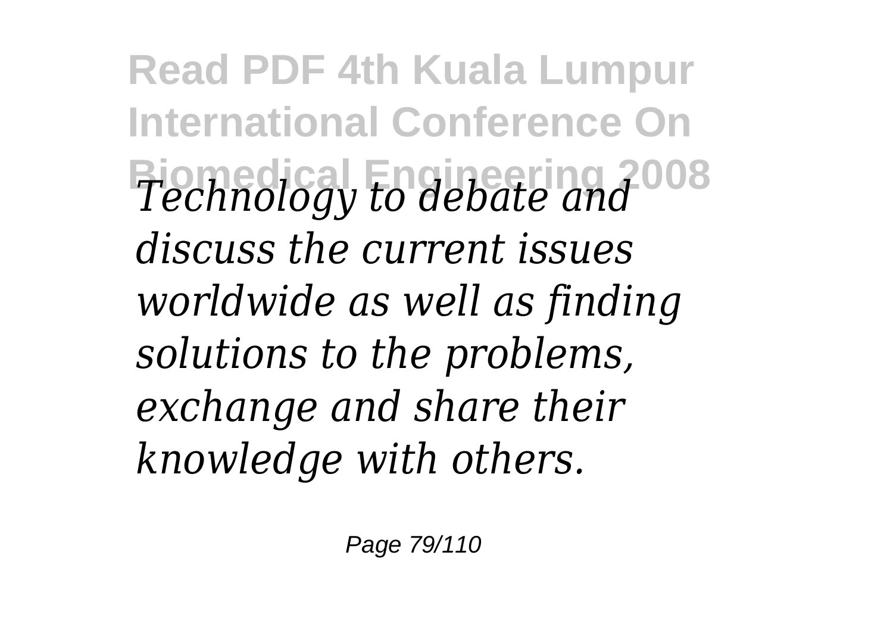*Technology to debate and discuss the current issues worldwide as well as finding solutions to the problems, exchange and share their knowledge with others.*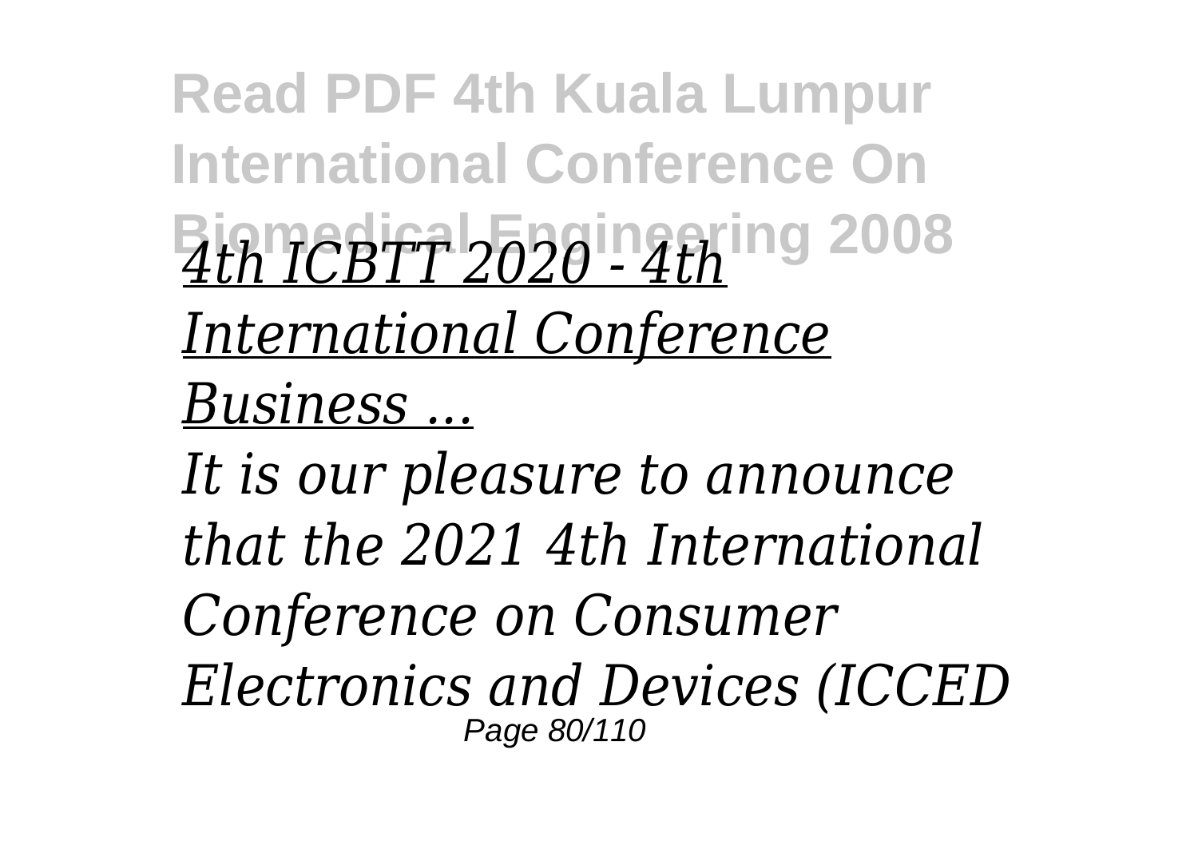*4th ICBTT 2020 - 4th International Conference Business ...*

*It is our pleasure to announce that the 2021 4th International Conference on Consumer Electronics and Devices (ICCED*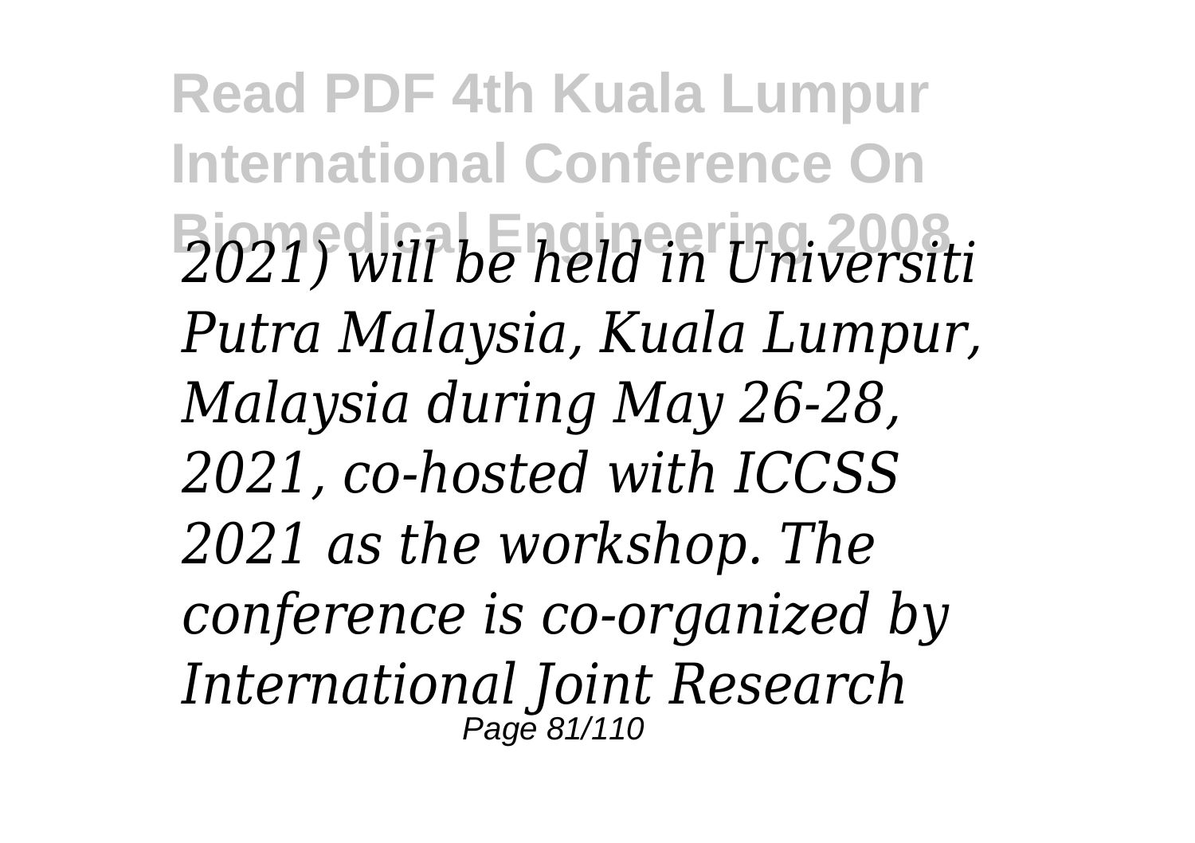*2021) will be held in Universiti Putra Malaysia, Kuala Lumpur, Malaysia during May 26-28, 2021, co-hosted with ICCSS 2021 as the workshop. The conference is co-organized by International Joint Research*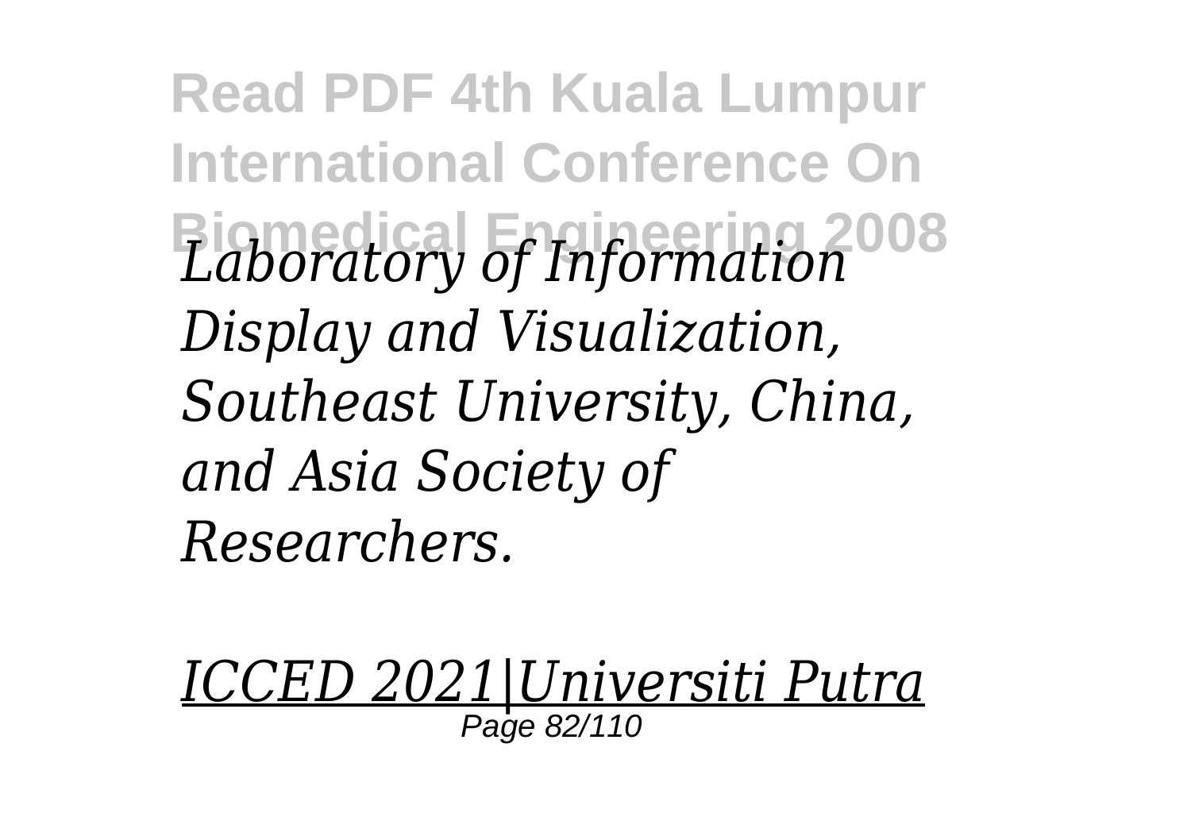*Laboratory of Information Display and Visualization, Southeast University, China, and Asia Society of Researchers.*

*ICCED 2021|Universiti Putra*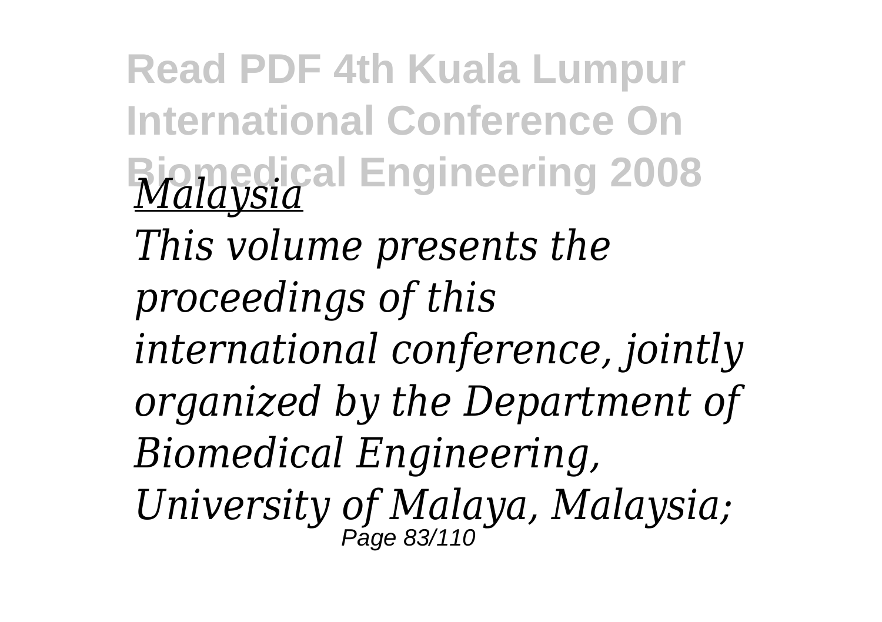*Malaysia*

*This volume presents the proceedings of this international conference, jointly organized by the Department of Biomedical Engineering, University of Malaya, Malaysia;*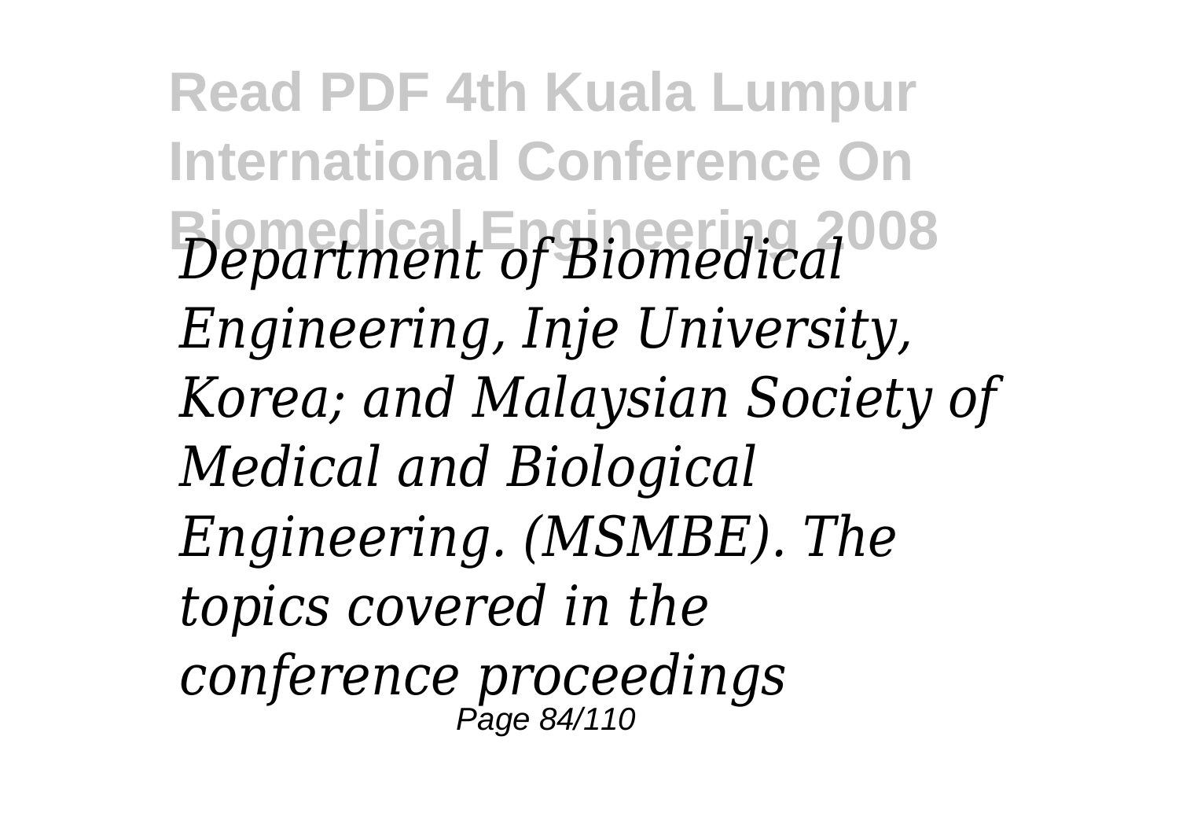*Department of Biomedical Engineering, Inje University, Korea; and Malaysian Society of Medical and Biological Engineering. (MSMBE). The topics covered in the conference proceedings*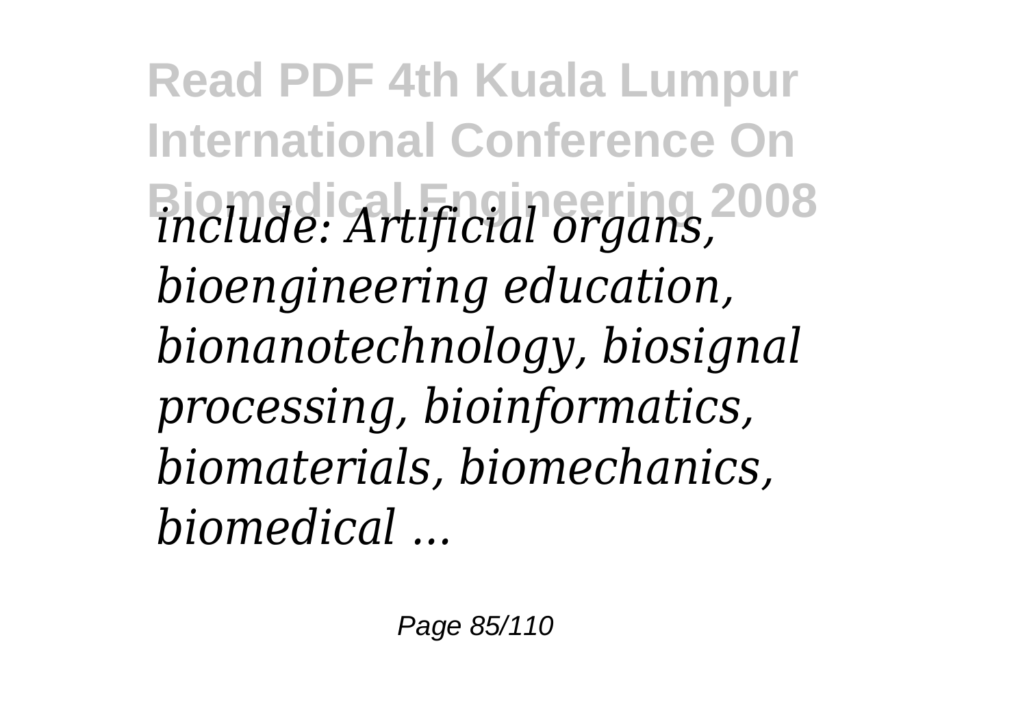*include: Artificial organs, bioengineering education, bionanotechnology, biosignal processing, bioinformatics, biomaterials, biomechanics, biomedical ...*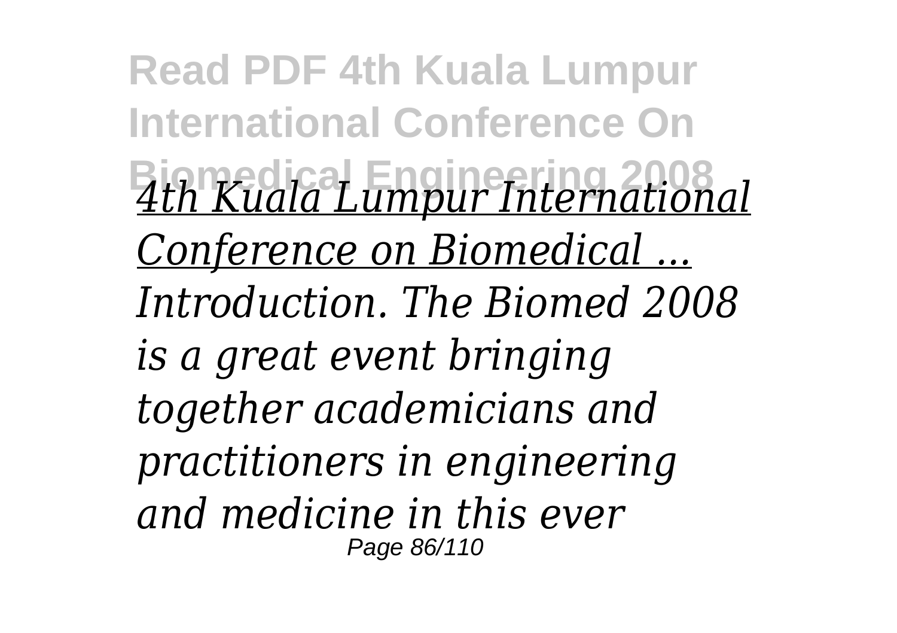*4th Kuala Lumpur International Conference on Biomedical ...*

*Introduction. The Biomed 2008 is a great event bringing together academicians and practitioners in engineering and medicine in this ever*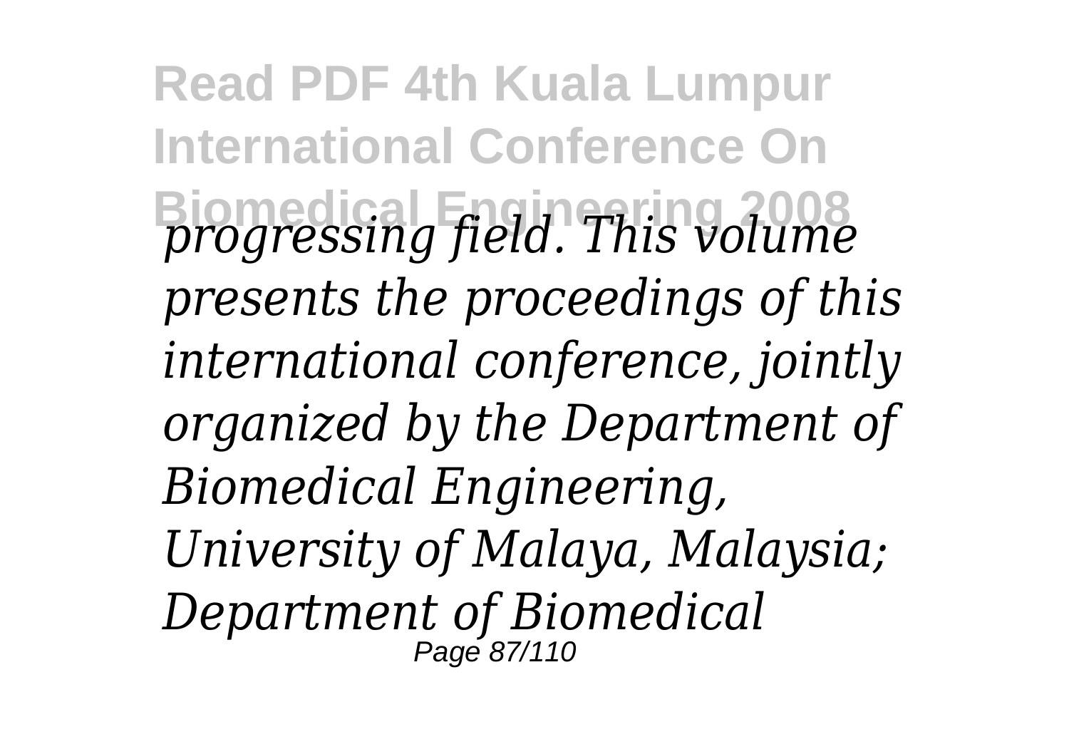*progressing field. This volume presents the proceedings of this international conference, jointly organized by the Department of Biomedical Engineering, University of Malaya, Malaysia; Department of Biomedical*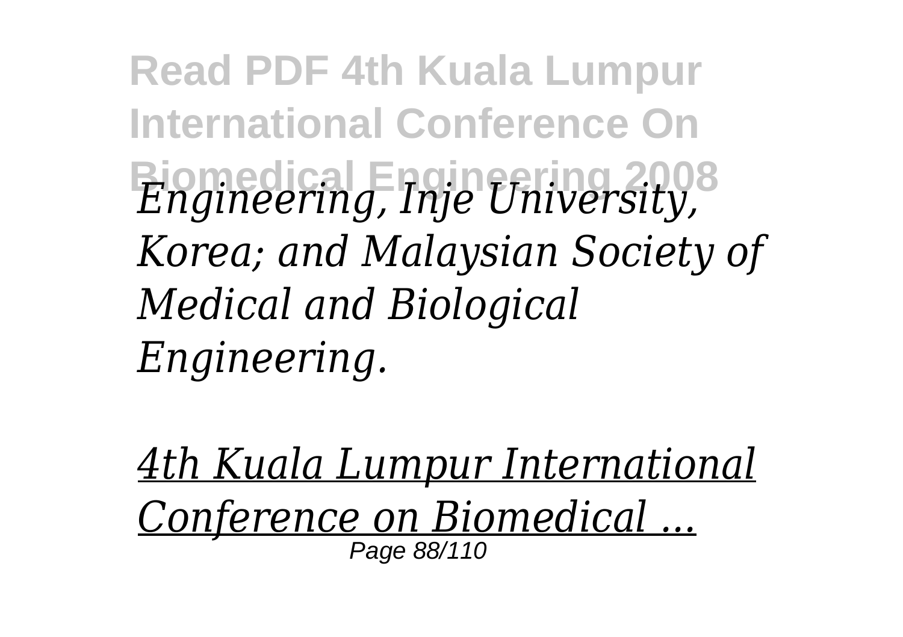*Engineering, Inje University, Korea; and Malaysian Society of Medical and Biological Engineering.*

*4th Kuala Lumpur International Conference on Biomedical ...*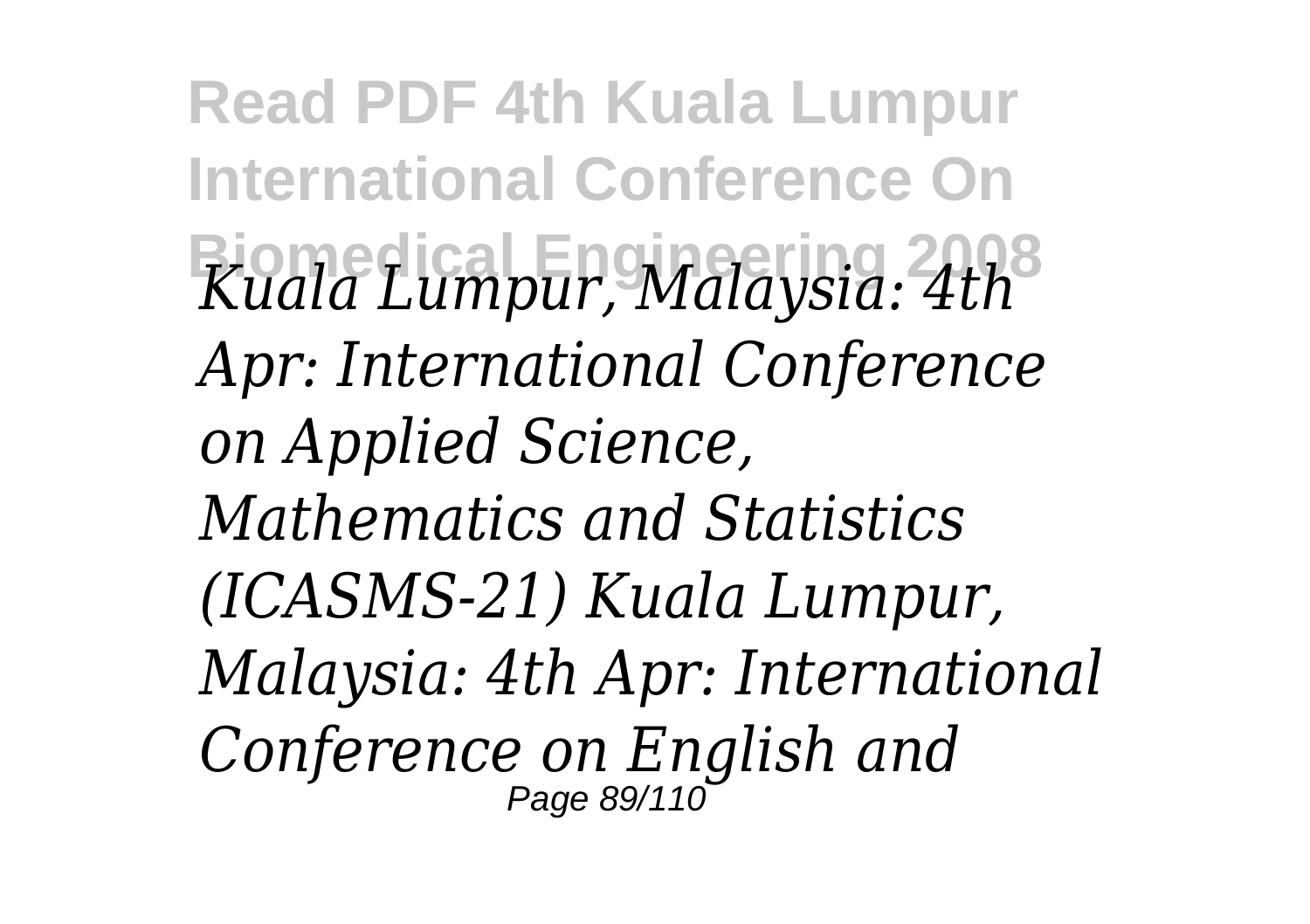*Kuala Lumpur, Malaysia: 4th Apr: International Conference on Applied Science, Mathematics and Statistics (ICASMS-21) Kuala Lumpur, Malaysia: 4th Apr: International Conference on English and*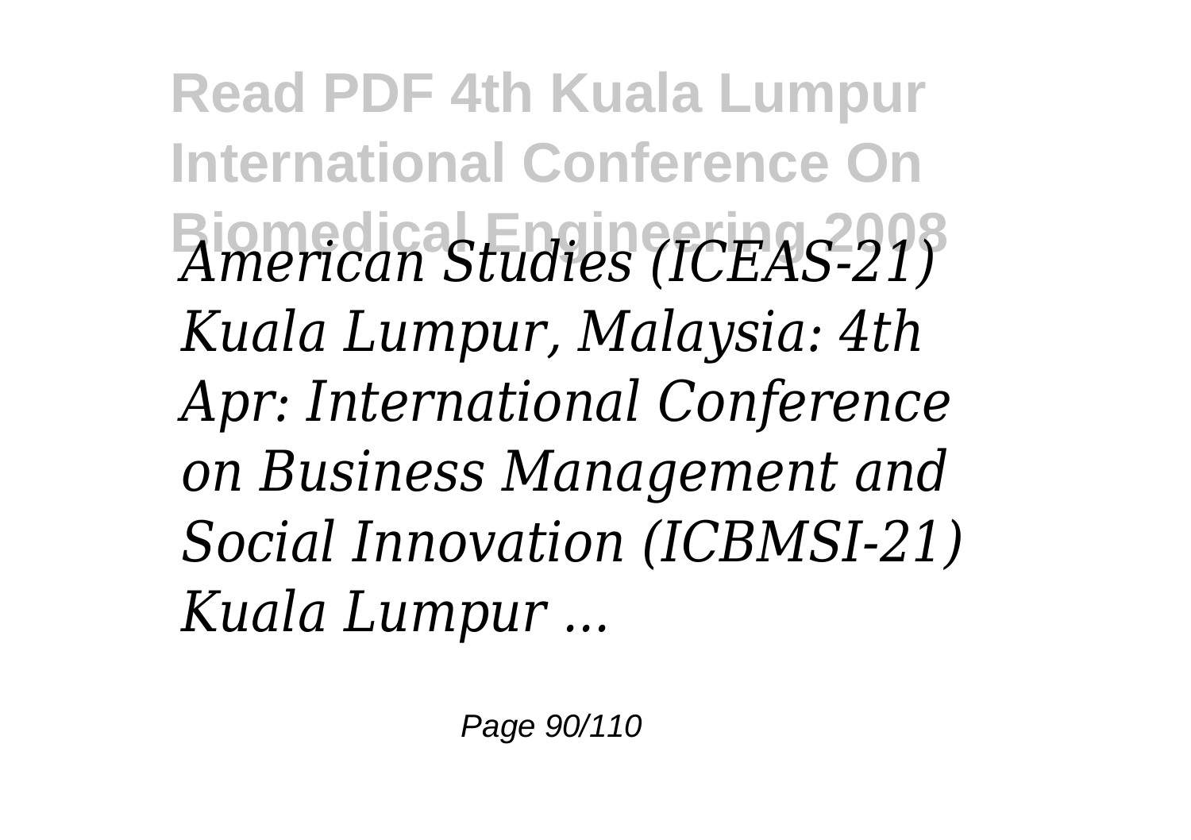*American Studies (ICEAS-21) Kuala Lumpur, Malaysia: 4th Apr: International Conference on Business Management and Social Innovation (ICBMSI-21) Kuala Lumpur ...*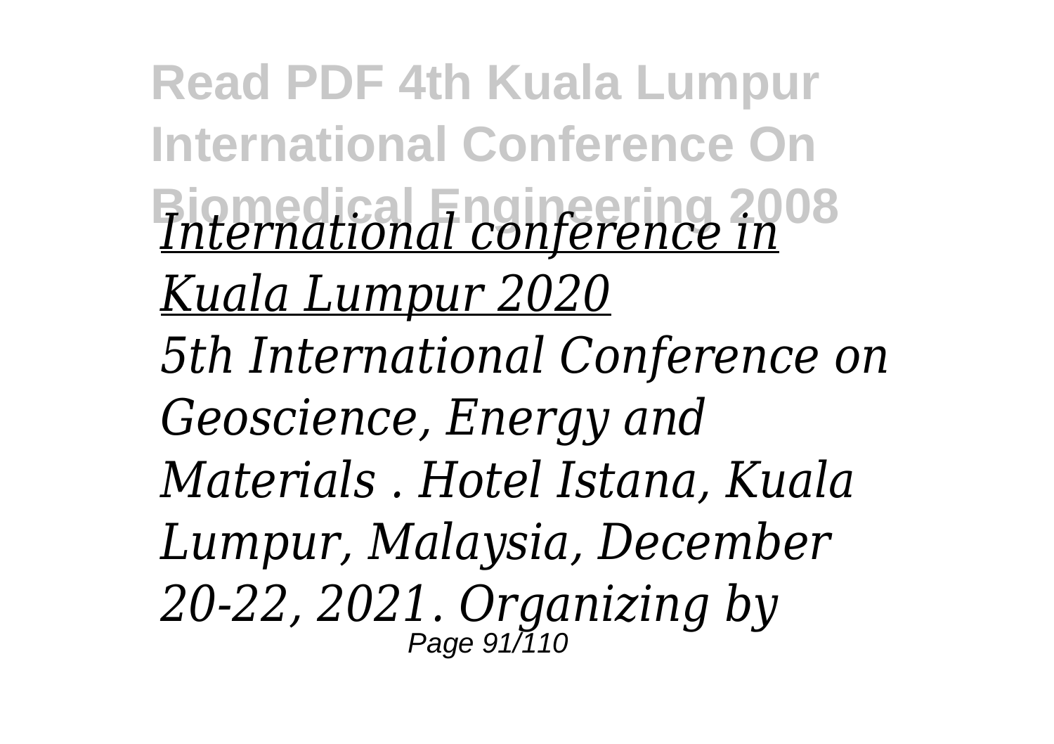*International conference in Kuala Lumpur 2020*

*5th International Conference on Geoscience, Energy and Materials . Hotel Istana, Kuala Lumpur, Malaysia, December 20-22, 2021. Organizing by*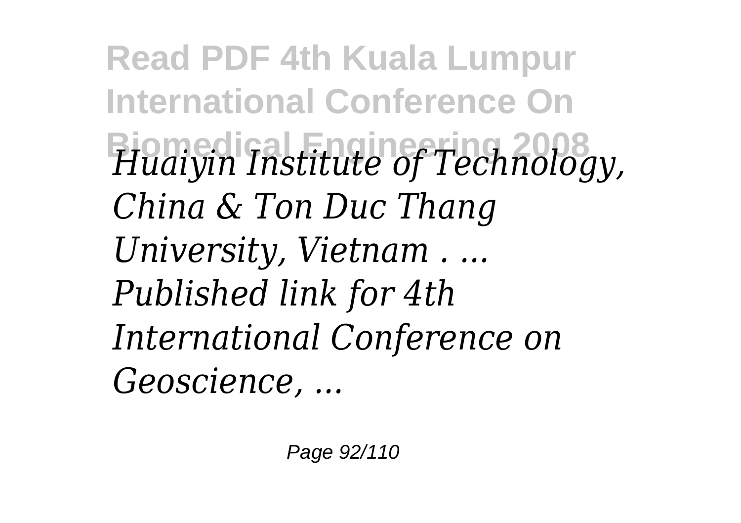*Huaiyin Institute of Technology, China & Ton Duc Thang University, Vietnam . ... Published link for 4th International Conference on Geoscience, ...*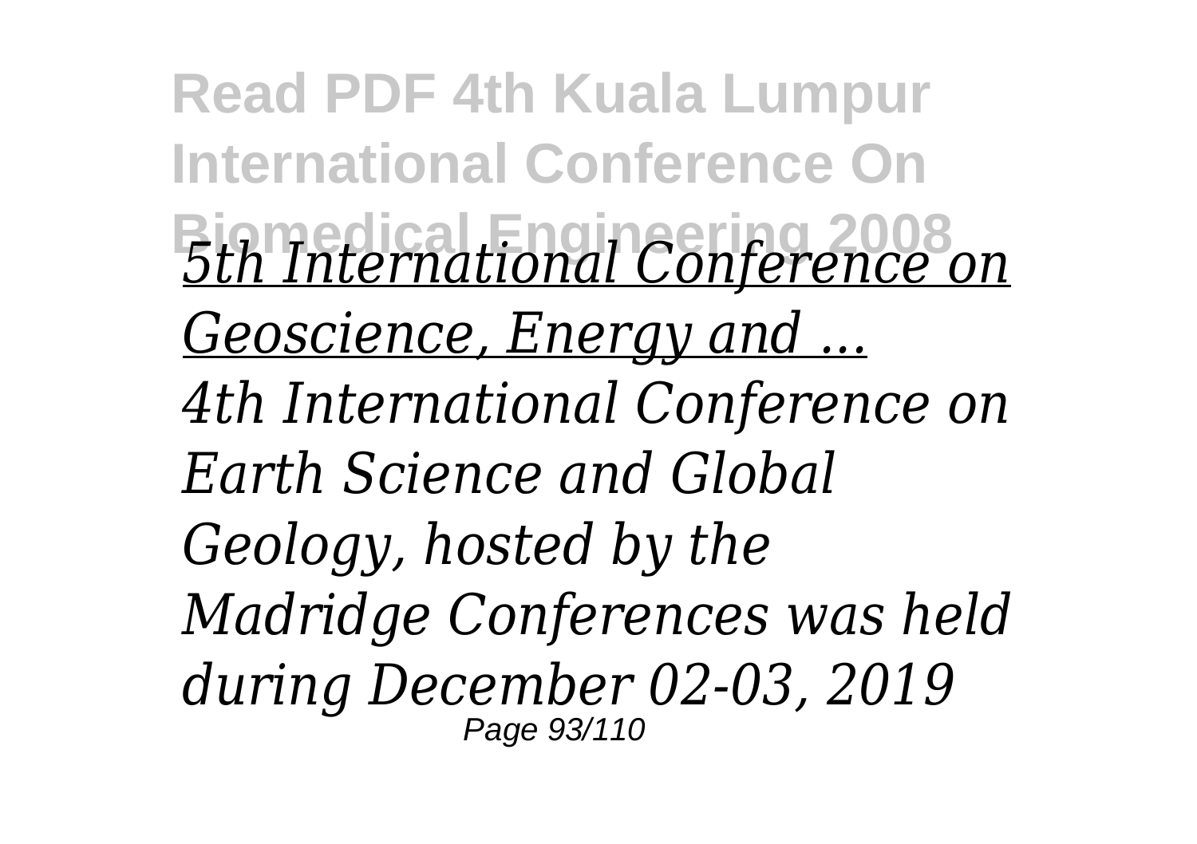*5th International Conference on Geoscience, Energy and ...*

*4th International Conference on Earth Science and Global Geology, hosted by the Madridge Conferences was held during December 02-03, 2019*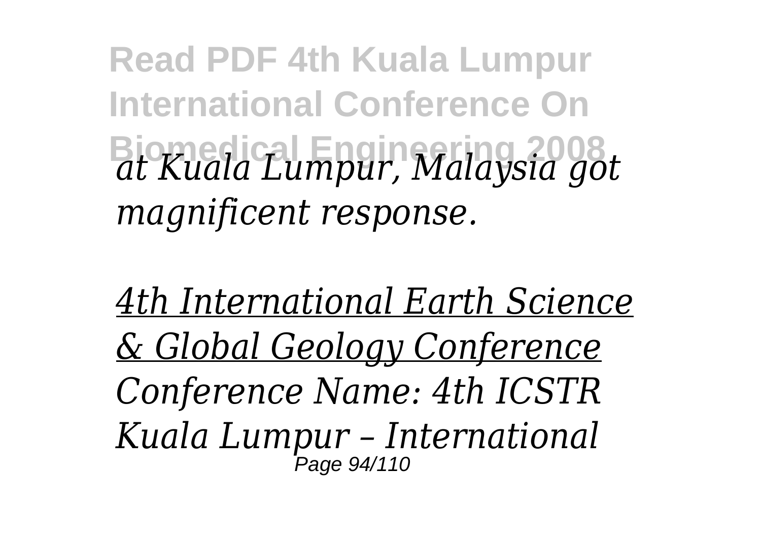*at Kuala Lumpur, Malaysia got magnificent response.*

*4th International Earth Science & Global Geology Conference*

*Conference Name: 4th ICSTR Kuala Lumpur – International*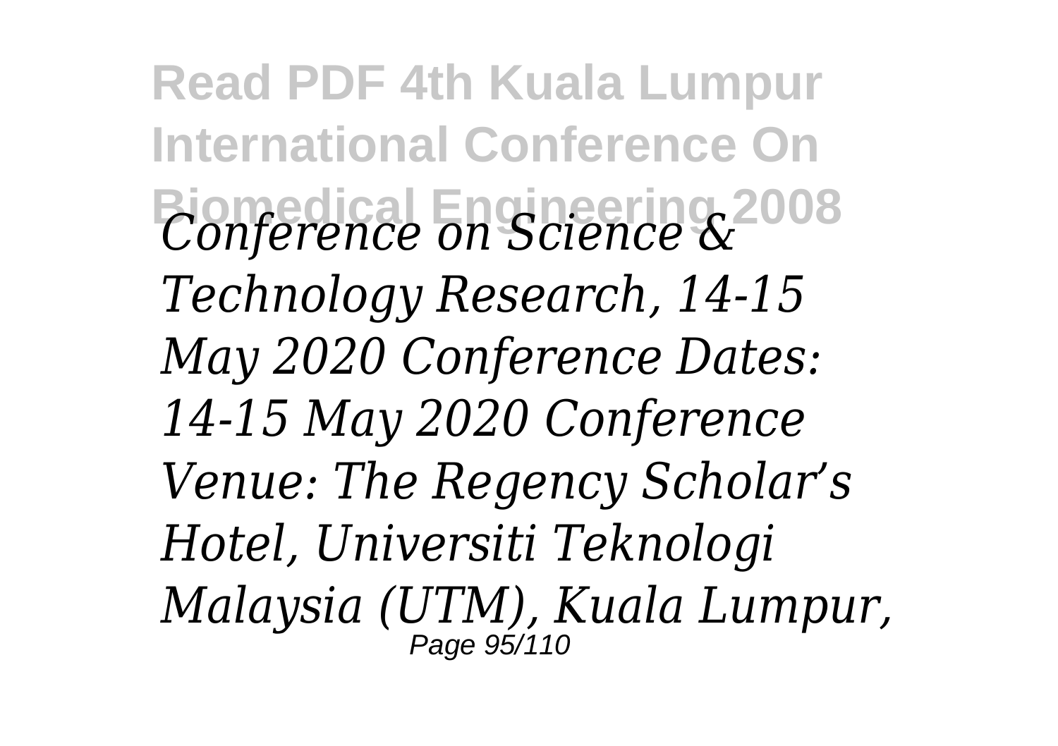*Conference on Science & Technology Research, 14-15 May 2020 Conference Dates: 14-15 May 2020 Conference Venue: The Regency Scholar's Hotel, Universiti Teknologi Malaysia (UTM), Kuala Lumpur,*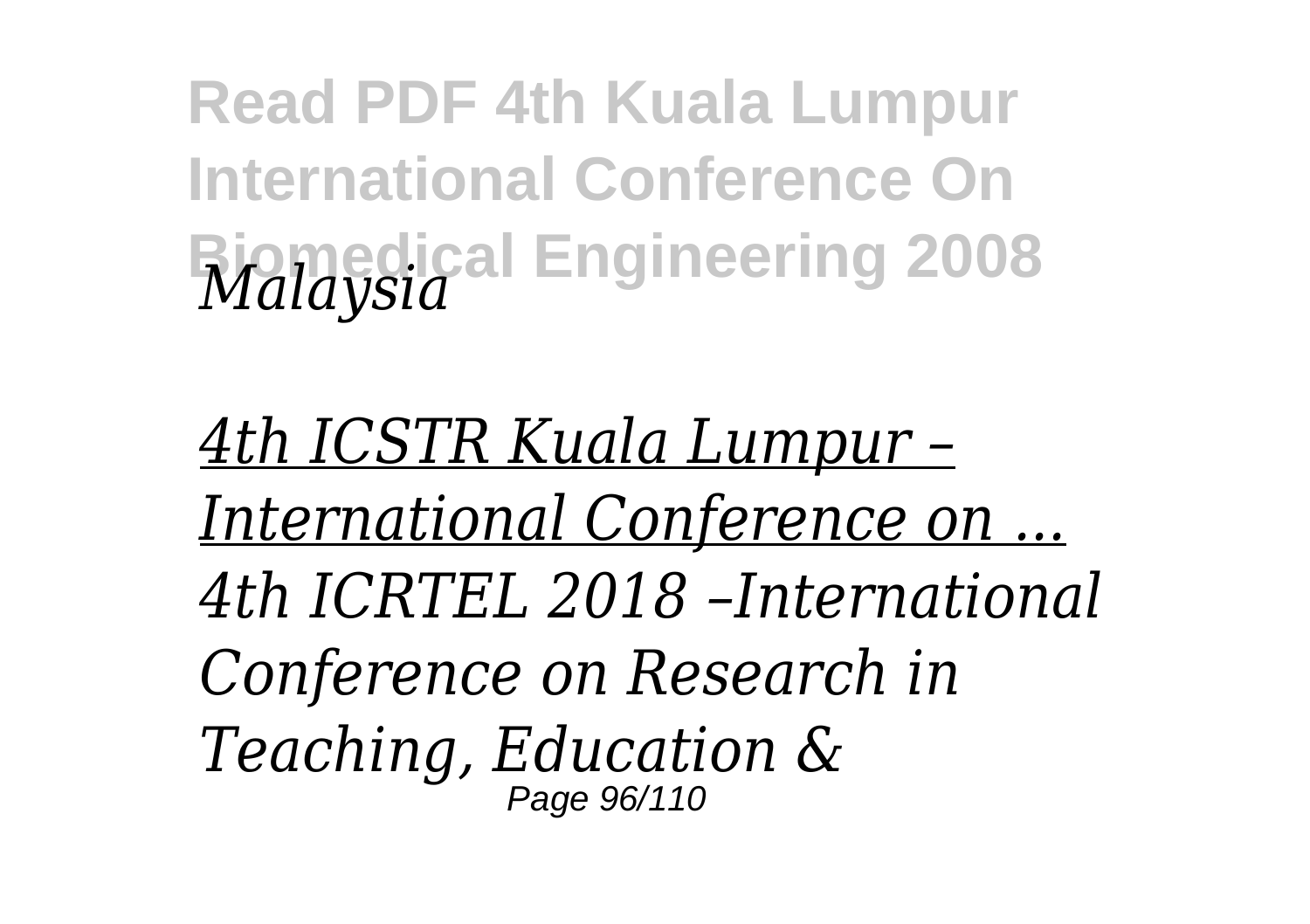*Malaysia*

*4th ICSTR Kuala Lumpur – International Conference on ...*

*4th ICRTEL 2018 –International Conference on Research in Teaching, Education &*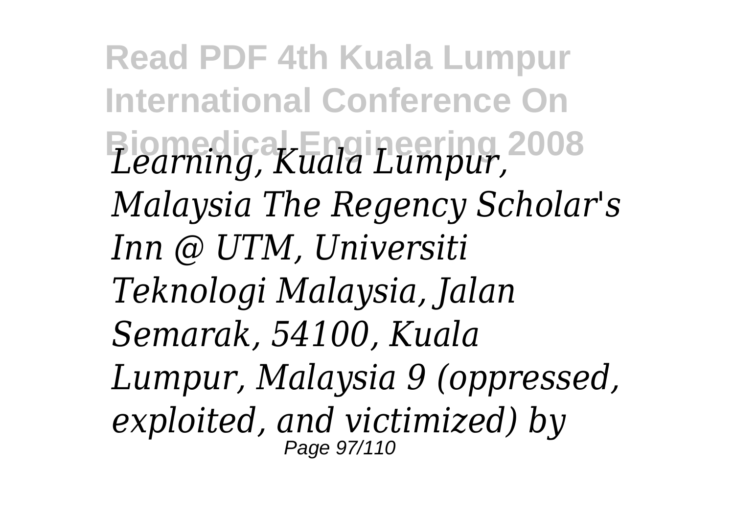*Learning, Kuala Lumpur, Malaysia The Regency Scholar's Inn @ UTM, Universiti Teknologi Malaysia, Jalan Semarak, 54100, Kuala Lumpur, Malaysia 9 (oppressed, exploited, and victimized) by*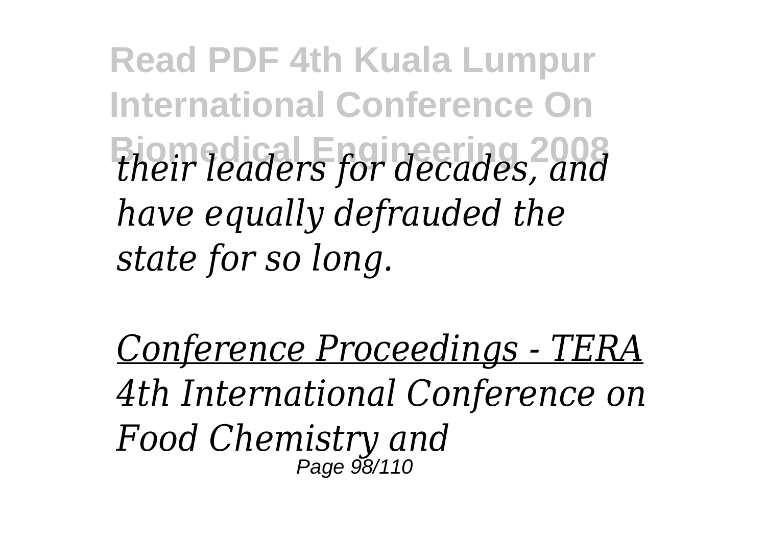*their leaders for decades, and have equally defrauded the state for so long.*

*Conference Proceedings - TERA*

*4th International Conference on Food Chemistry and*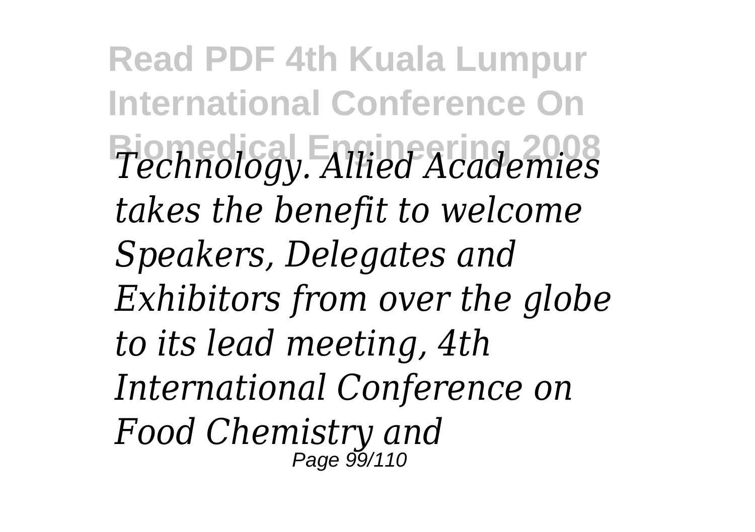*Technology. Allied Academies takes the benefit to welcome Speakers, Delegates and Exhibitors from over the globe to its lead meeting, 4th International Conference on Food Chemistry and*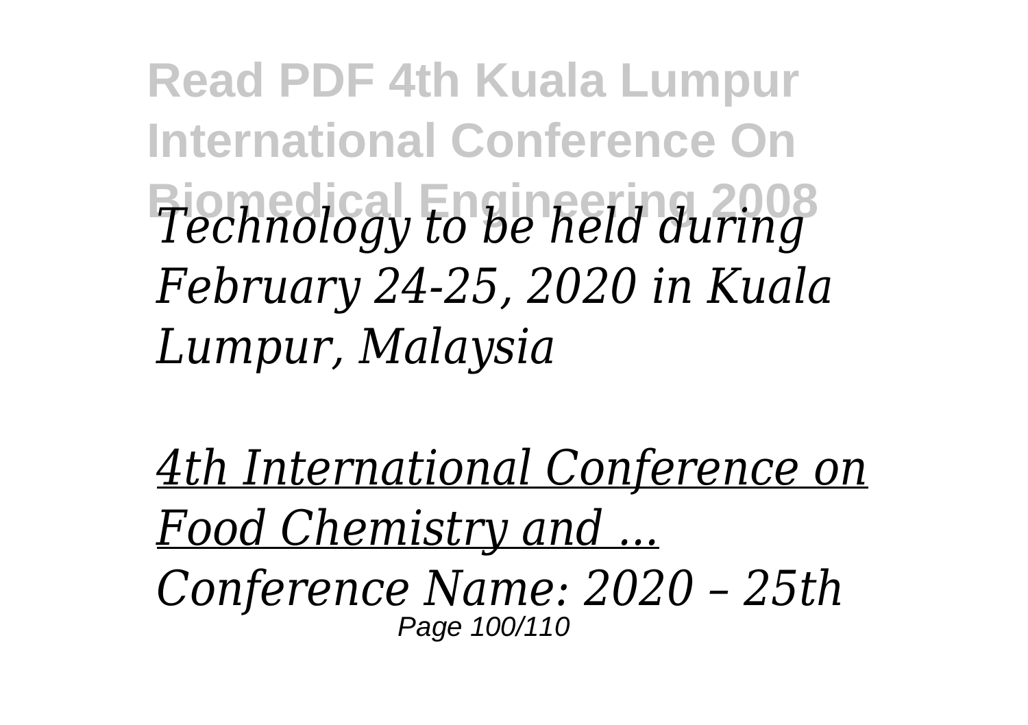*Technology to be held during February 24-25, 2020 in Kuala Lumpur, Malaysia*

*4th International Conference on Food Chemistry and ...*

*Conference Name: 2020 – 25th*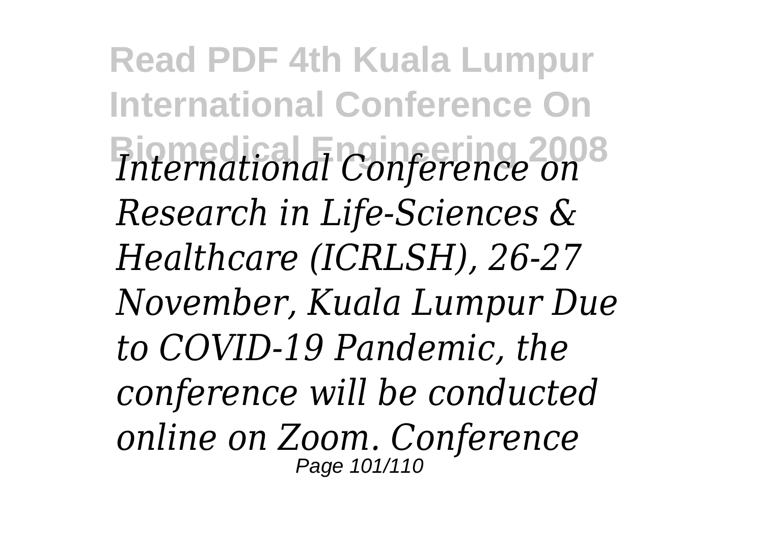*International Conference on Research in Life-Sciences & Healthcare (ICRLSH), 26-27 November, Kuala Lumpur Due to COVID-19 Pandemic, the conference will be conducted online on Zoom. Conference*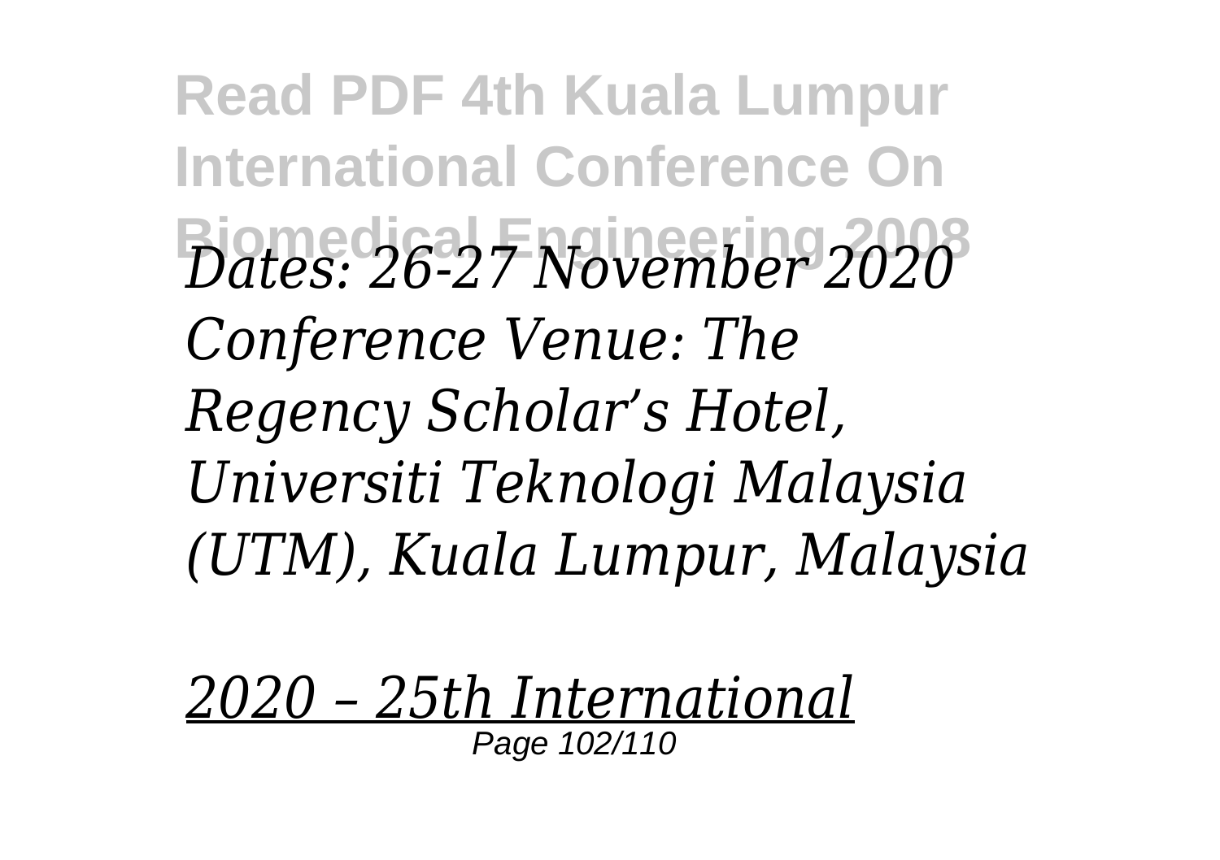*Dates: 26-27 November 2020 Conference Venue: The Regency Scholar's Hotel, Universiti Teknologi Malaysia (UTM), Kuala Lumpur, Malaysia*

*2020 – 25th International*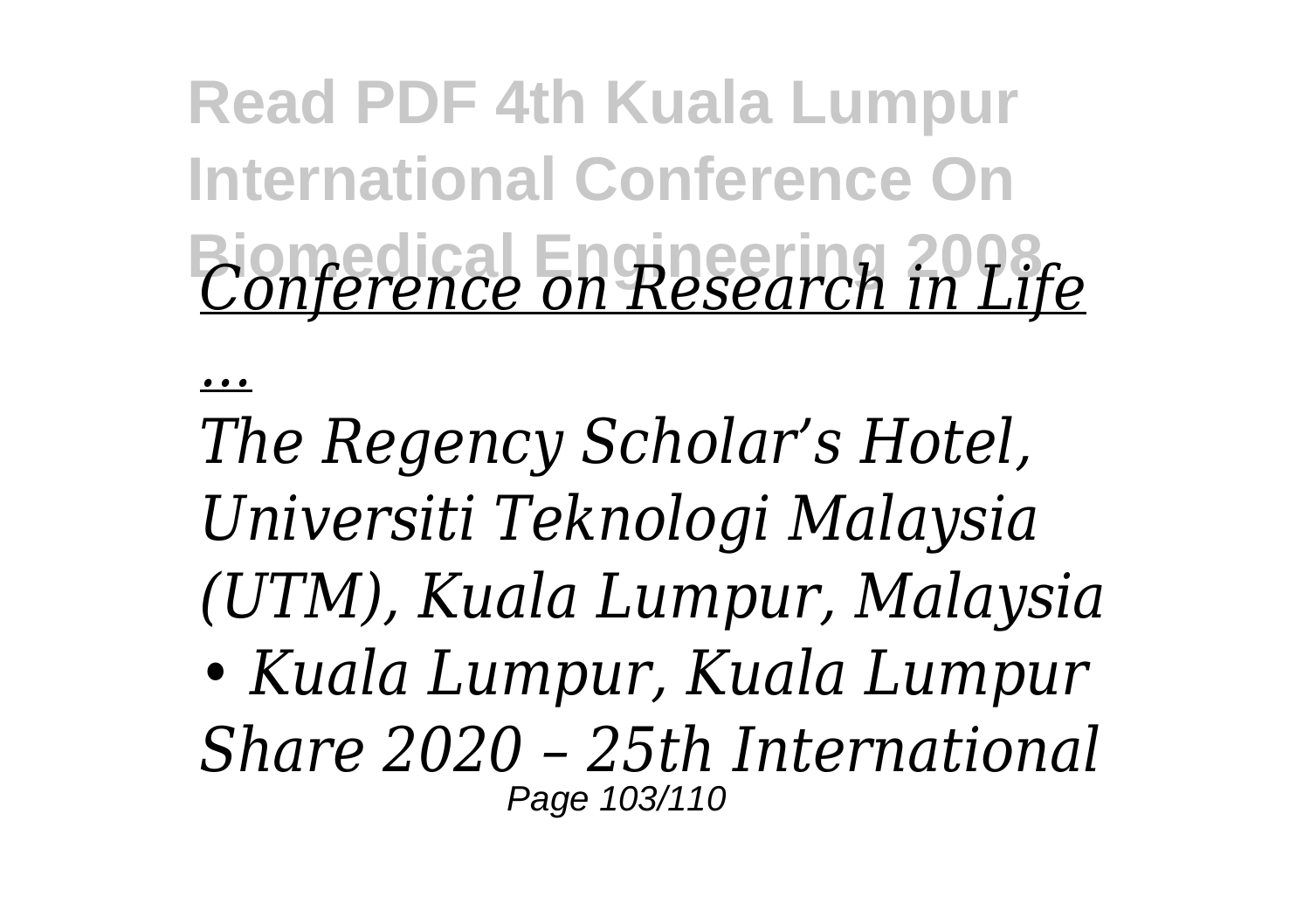*Conference on Research in Life*

*...*

*The Regency Scholar's Hotel, Universiti Teknologi Malaysia (UTM), Kuala Lumpur, Malaysia • Kuala Lumpur, Kuala Lumpur Share 2020 – 25th International*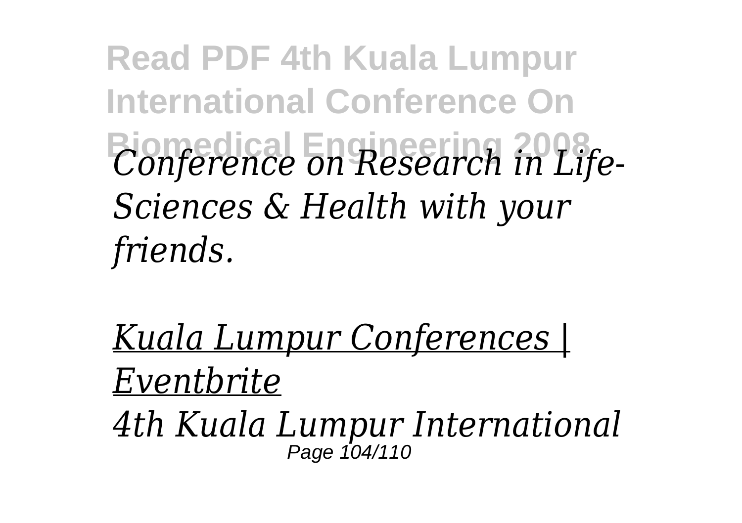*Conference on Research in Life-Sciences & Health with your friends.*

*Kuala Lumpur Conferences | Eventbrite*

*4th Kuala Lumpur International*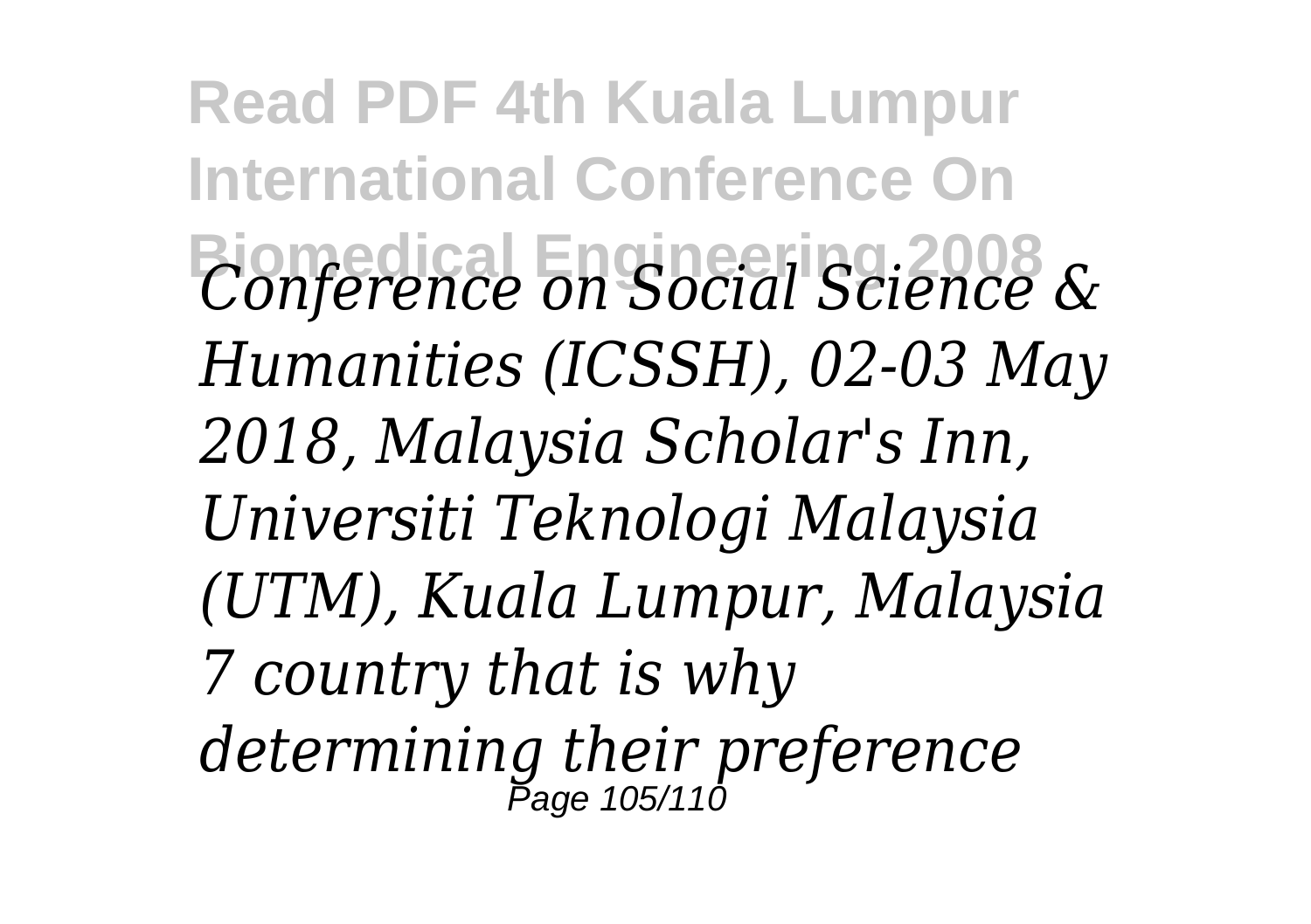*Conference on Social Science & Humanities (ICSSH), 02-03 May 2018, Malaysia Scholar's Inn, Universiti Teknologi Malaysia (UTM), Kuala Lumpur, Malaysia 7 country that is why determining their preference*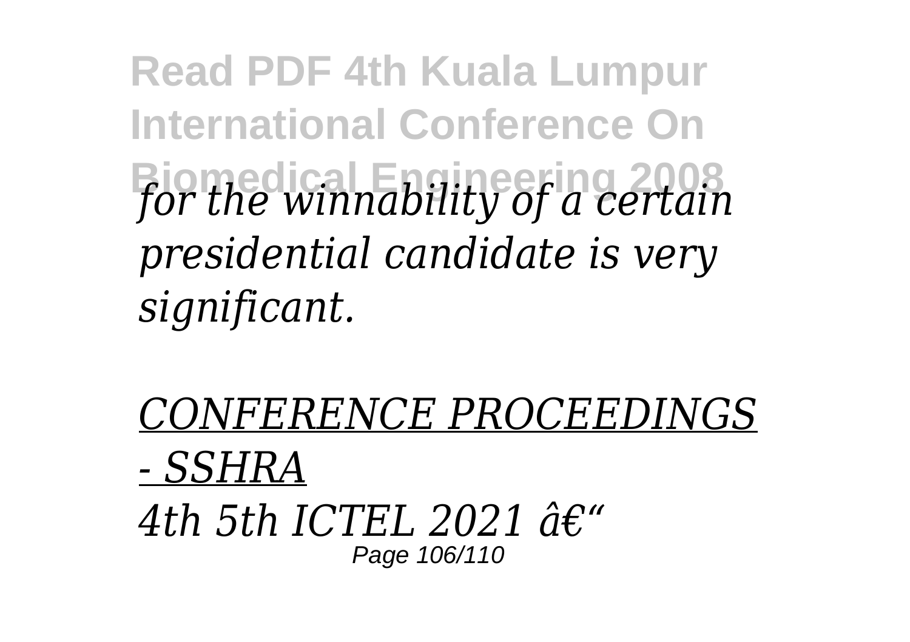*for the winnability of a certain presidential candidate is very significant.*

*CONFERENCE PROCEEDINGS - SSHRA*

*4th 5th ICTEL 2021 â€“*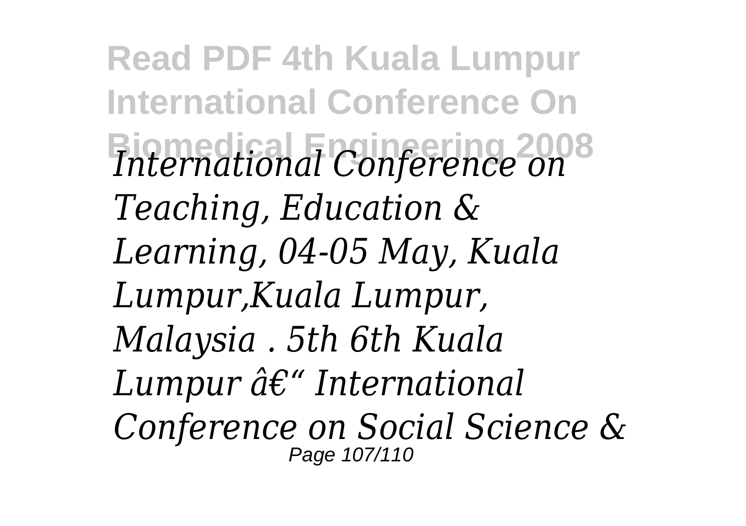*International Conference on Teaching, Education & Learning, 04-05 May, Kuala Lumpur,Kuala Lumpur, Malaysia . 5th 6th Kuala Lumpur â€" International Conference on Social Science &*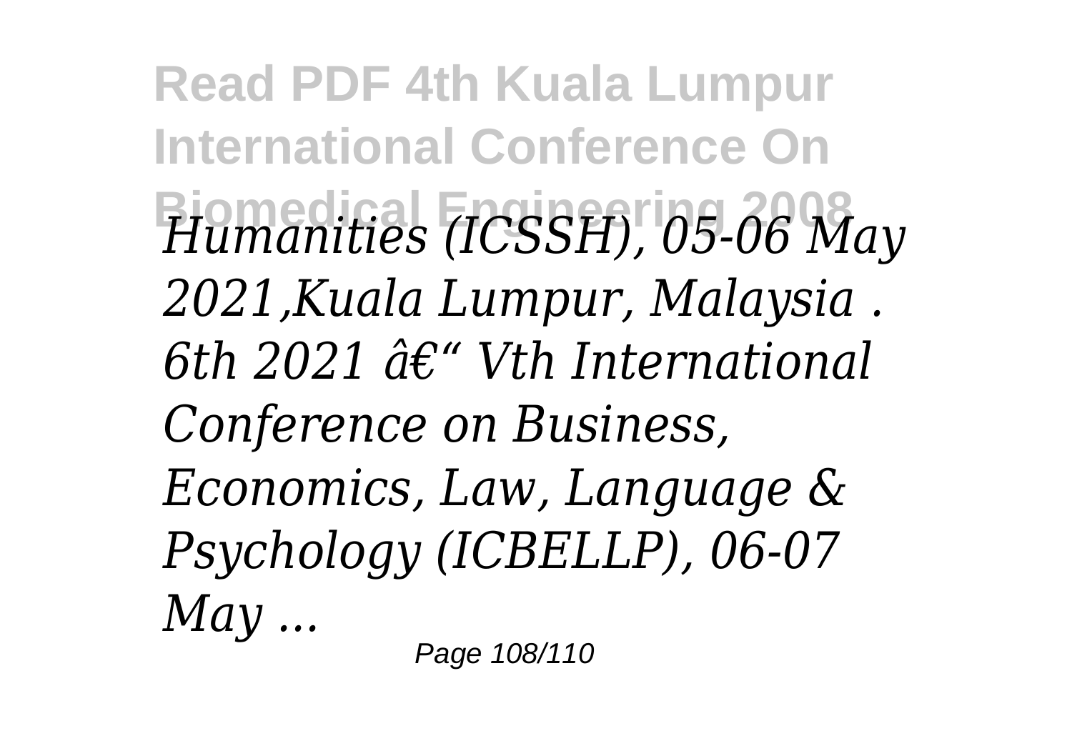*Humanities (ICSSH), 05-06 May 2021,Kuala Lumpur, Malaysia . 6th 2021 â€" Vth International Conference on Business, Economics, Law, Language & Psychology (ICBELLP), 06-07 May ...*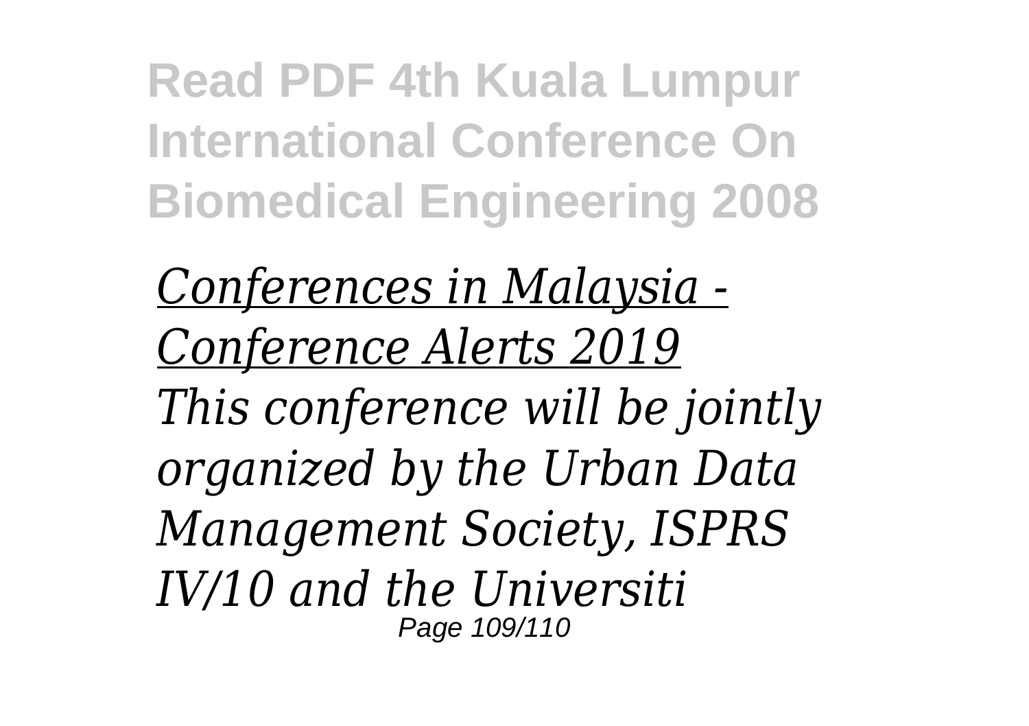*Conferences in Malaysia - Conference Alerts 2019*

*This conference will be jointly organized by the Urban Data Management Society, ISPRS IV/10 and the Universiti*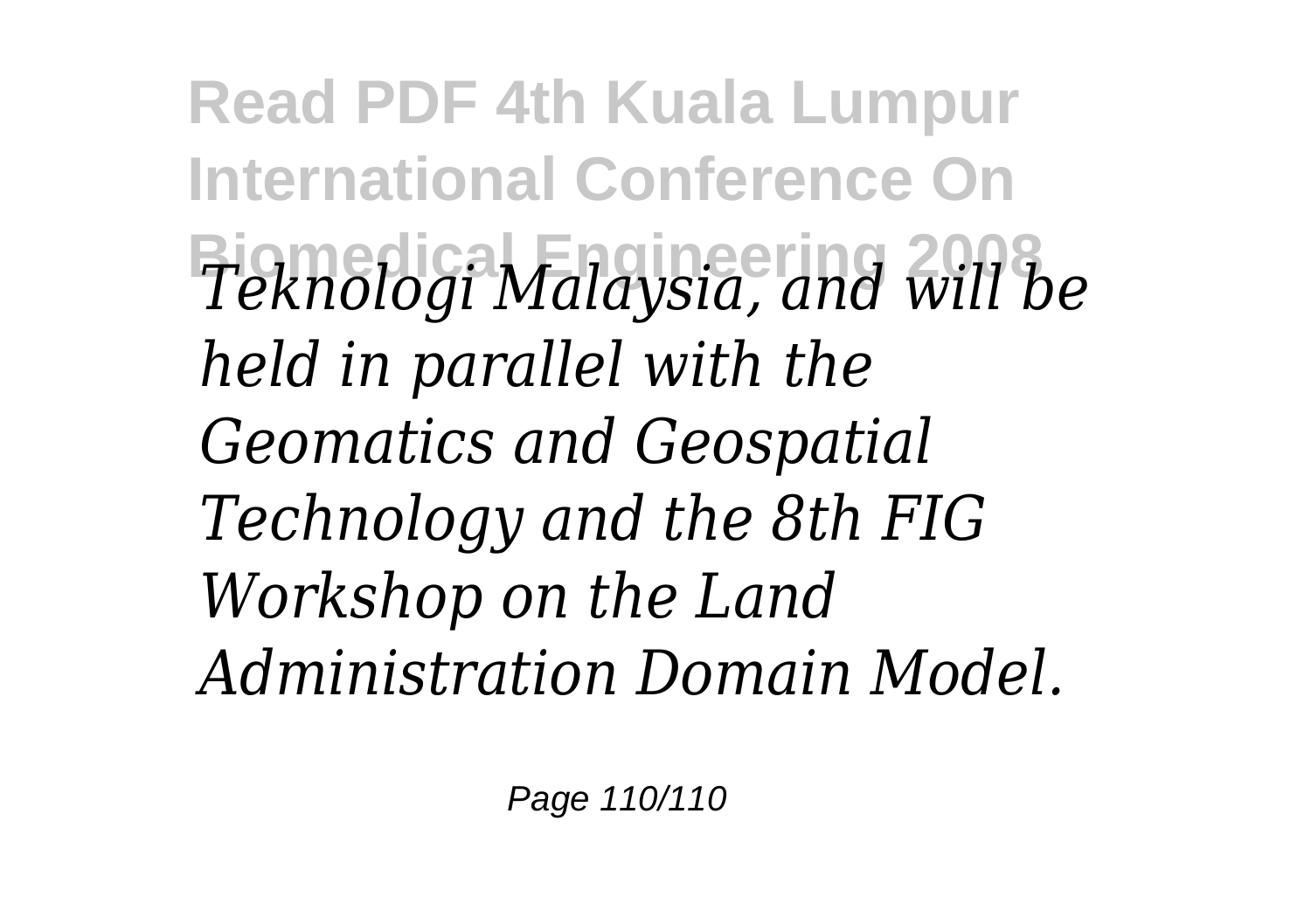*Teknologi Malaysia, and will be held in parallel with the Geomatics and Geospatial Technology and the 8th FIG Workshop on the Land Administration Domain Model.*